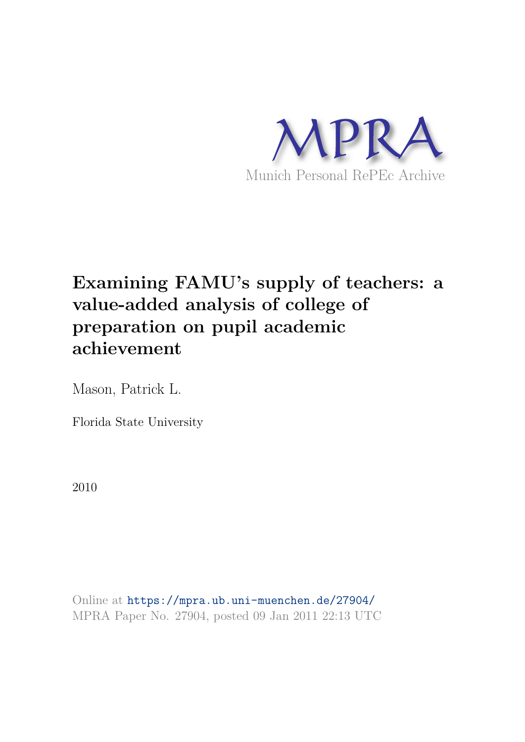MPRA

Munich Personal RePEc Archive

# Examining FAMU's supply of teachers: a value-added analysis of college of preparation on pupil academic achievement

Mason, Patrick L.

Florida State University

2010

Online at https://mpra.ub.uni-muenchen.de/27904/
MPRA Paper No. 27904, posted 09 Jan 2011 22:13 UTC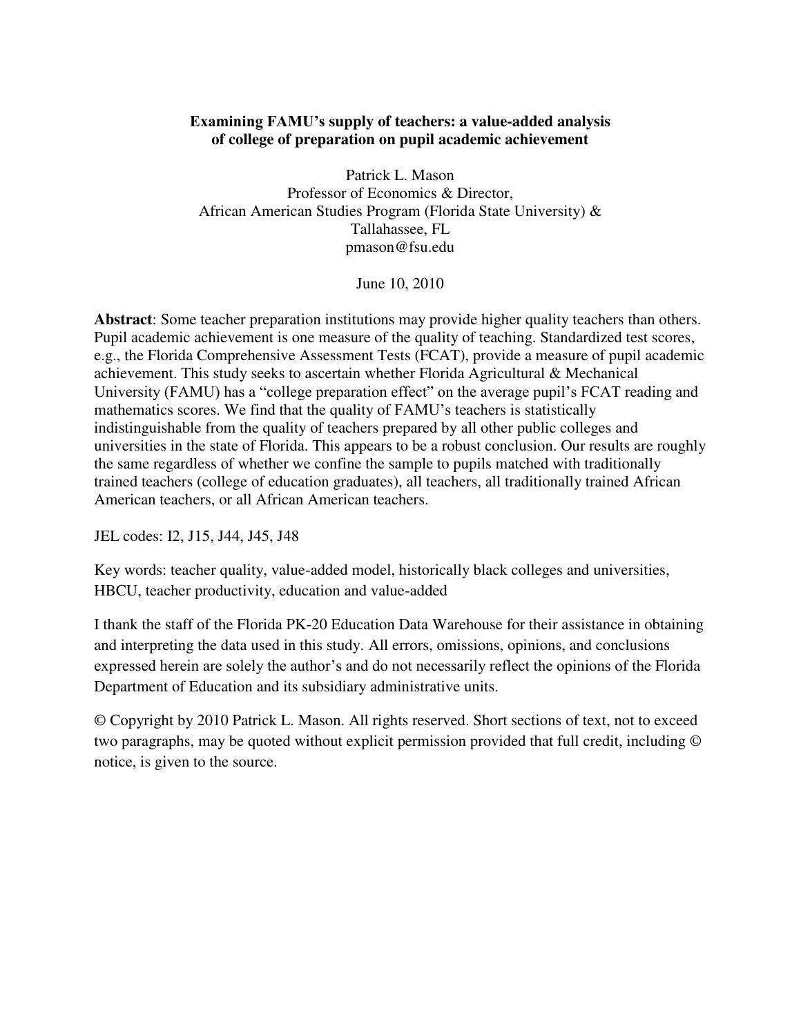**Examining FAMU's supply of teachers: a value-added analysis of college of preparation on pupil academic achievement**

Patrick L. Mason
Professor of Economics & Director,
African American Studies Program (Florida State University) &
Tallahassee, FL
pmason@fsu.edu

June 10, 2010

**Abstract**: Some teacher preparation institutions may provide higher quality teachers than others. Pupil academic achievement is one measure of the quality of teaching. Standardized test scores, e.g., the Florida Comprehensive Assessment Tests (FCAT), provide a measure of pupil academic achievement. This study seeks to ascertain whether Florida Agricultural & Mechanical University (FAMU) has a "college preparation effect" on the average pupil's FCAT reading and mathematics scores. We find that the quality of FAMU's teachers is statistically indistinguishable from the quality of teachers prepared by all other public colleges and universities in the state of Florida. This appears to be a robust conclusion. Our results are roughly the same regardless of whether we confine the sample to pupils matched with traditionally trained teachers (college of education graduates), all teachers, all traditionally trained African American teachers, or all African American teachers.

JEL codes: I2, J15, J44, J45, J48

Key words: teacher quality, value-added model, historically black colleges and universities, HBCU, teacher productivity, education and value-added

I thank the staff of the Florida PK-20 Education Data Warehouse for their assistance in obtaining and interpreting the data used in this study. All errors, omissions, opinions, and conclusions expressed herein are solely the author's and do not necessarily reflect the opinions of the Florida Department of Education and its subsidiary administrative units.

© Copyright by 2010 Patrick L. Mason. All rights reserved. Short sections of text, not to exceed two paragraphs, may be quoted without explicit permission provided that full credit, including © notice, is given to the source.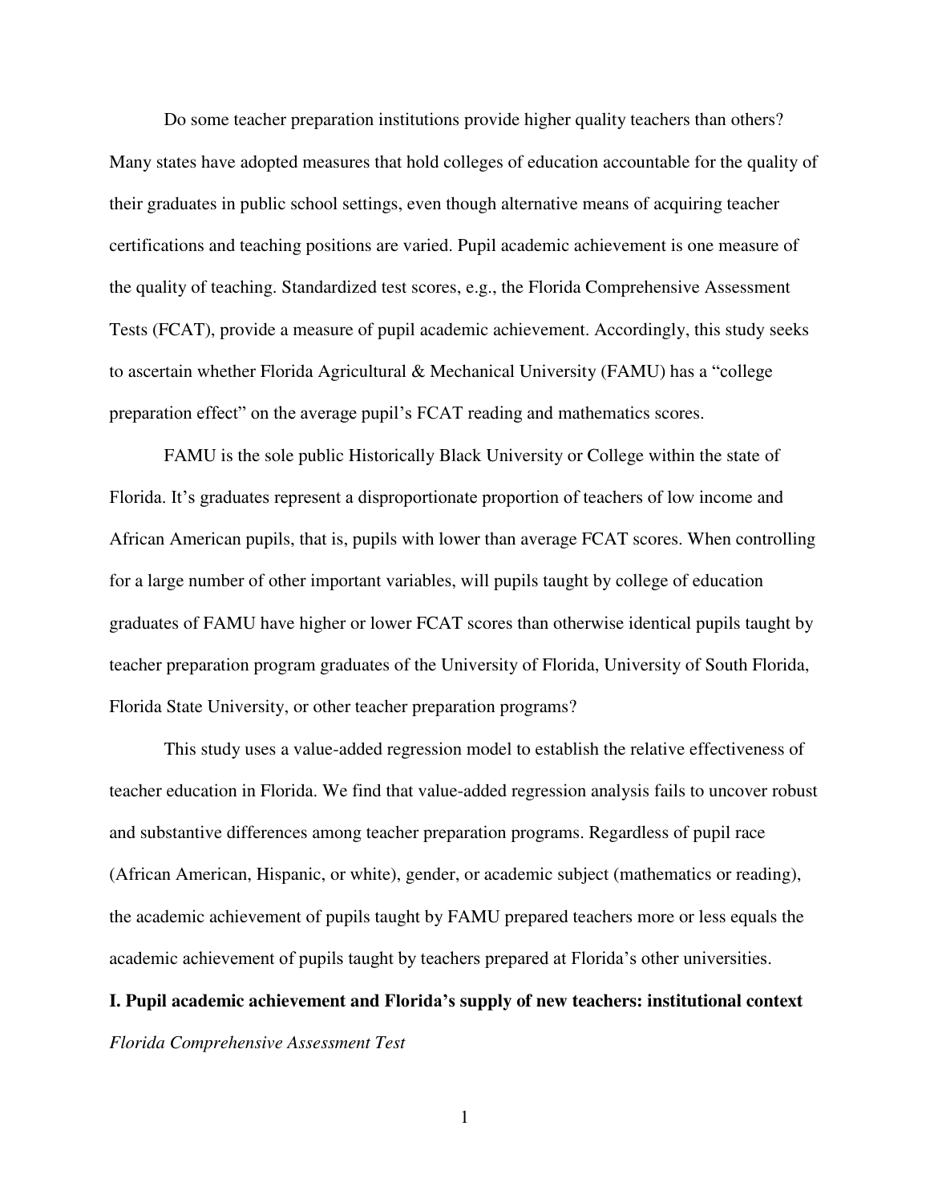Do some teacher preparation institutions provide higher quality teachers than others? Many states have adopted measures that hold colleges of education accountable for the quality of their graduates in public school settings, even though alternative means of acquiring teacher certifications and teaching positions are varied. Pupil academic achievement is one measure of the quality of teaching. Standardized test scores, e.g., the Florida Comprehensive Assessment Tests (FCAT), provide a measure of pupil academic achievement. Accordingly, this study seeks to ascertain whether Florida Agricultural & Mechanical University (FAMU) has a "college preparation effect" on the average pupil's FCAT reading and mathematics scores.

FAMU is the sole public Historically Black University or College within the state of Florida. It's graduates represent a disproportionate proportion of teachers of low income and African American pupils, that is, pupils with lower than average FCAT scores. When controlling for a large number of other important variables, will pupils taught by college of education graduates of FAMU have higher or lower FCAT scores than otherwise identical pupils taught by teacher preparation program graduates of the University of Florida, University of South Florida, Florida State University, or other teacher preparation programs?

This study uses a value-added regression model to establish the relative effectiveness of teacher education in Florida. We find that value-added regression analysis fails to uncover robust and substantive differences among teacher preparation programs. Regardless of pupil race (African American, Hispanic, or white), gender, or academic subject (mathematics or reading), the academic achievement of pupils taught by FAMU prepared teachers more or less equals the academic achievement of pupils taught by teachers prepared at Florida's other universities.

## I. Pupil academic achievement and Florida's supply of new teachers: institutional context

*Florida Comprehensive Assessment Test*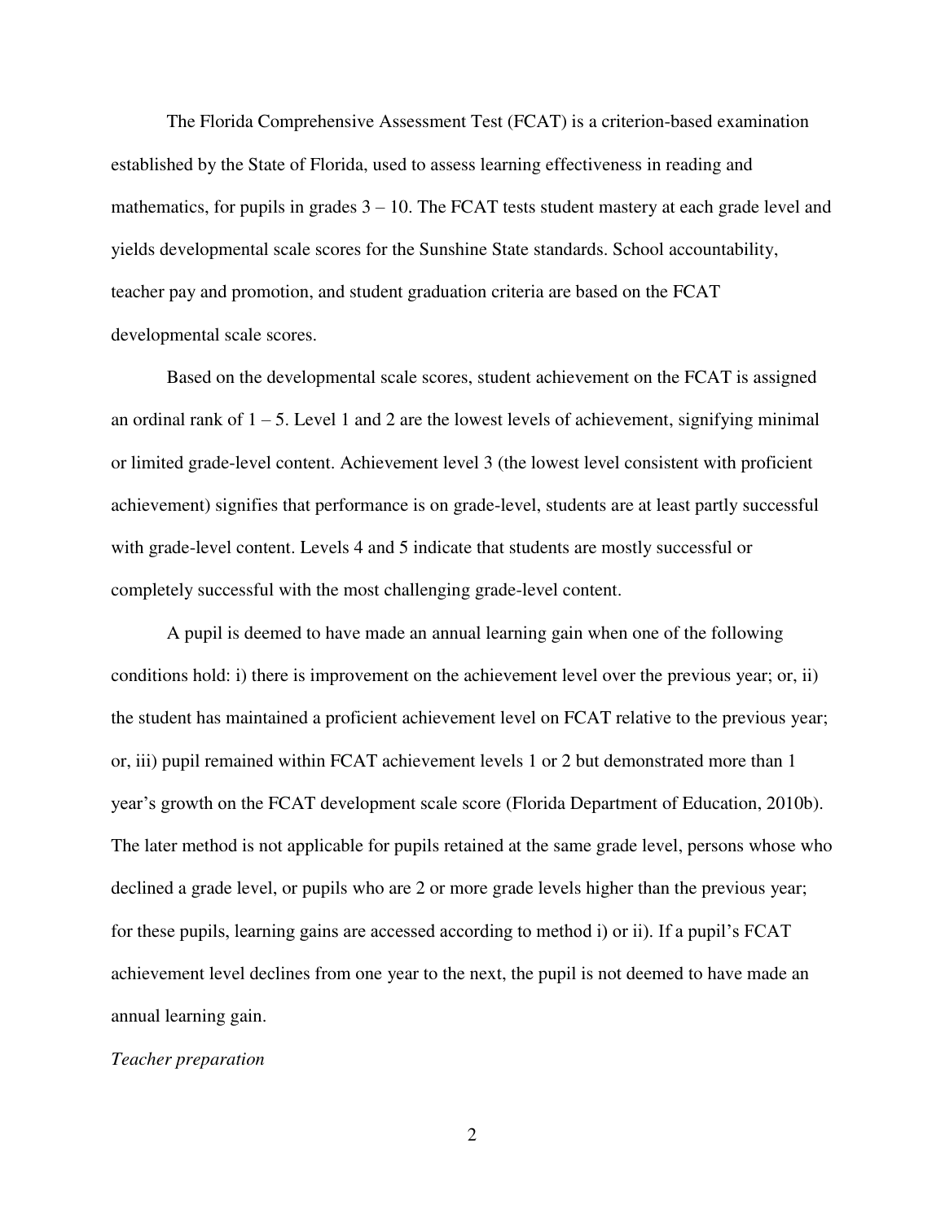The Florida Comprehensive Assessment Test (FCAT) is a criterion-based examination established by the State of Florida, used to assess learning effectiveness in reading and mathematics, for pupils in grades 3 – 10. The FCAT tests student mastery at each grade level and yields developmental scale scores for the Sunshine State standards. School accountability, teacher pay and promotion, and student graduation criteria are based on the FCAT developmental scale scores.

Based on the developmental scale scores, student achievement on the FCAT is assigned an ordinal rank of 1 – 5. Level 1 and 2 are the lowest levels of achievement, signifying minimal or limited grade-level content. Achievement level 3 (the lowest level consistent with proficient achievement) signifies that performance is on grade-level, students are at least partly successful with grade-level content. Levels 4 and 5 indicate that students are mostly successful or completely successful with the most challenging grade-level content.

A pupil is deemed to have made an annual learning gain when one of the following conditions hold: i) there is improvement on the achievement level over the previous year; or, ii) the student has maintained a proficient achievement level on FCAT relative to the previous year; or, iii) pupil remained within FCAT achievement levels 1 or 2 but demonstrated more than 1 year's growth on the FCAT development scale score (Florida Department of Education, 2010b). The later method is not applicable for pupils retained at the same grade level, persons whose who declined a grade level, or pupils who are 2 or more grade levels higher than the previous year; for these pupils, learning gains are accessed according to method i) or ii). If a pupil's FCAT achievement level declines from one year to the next, the pupil is not deemed to have made an annual learning gain.

*Teacher preparation*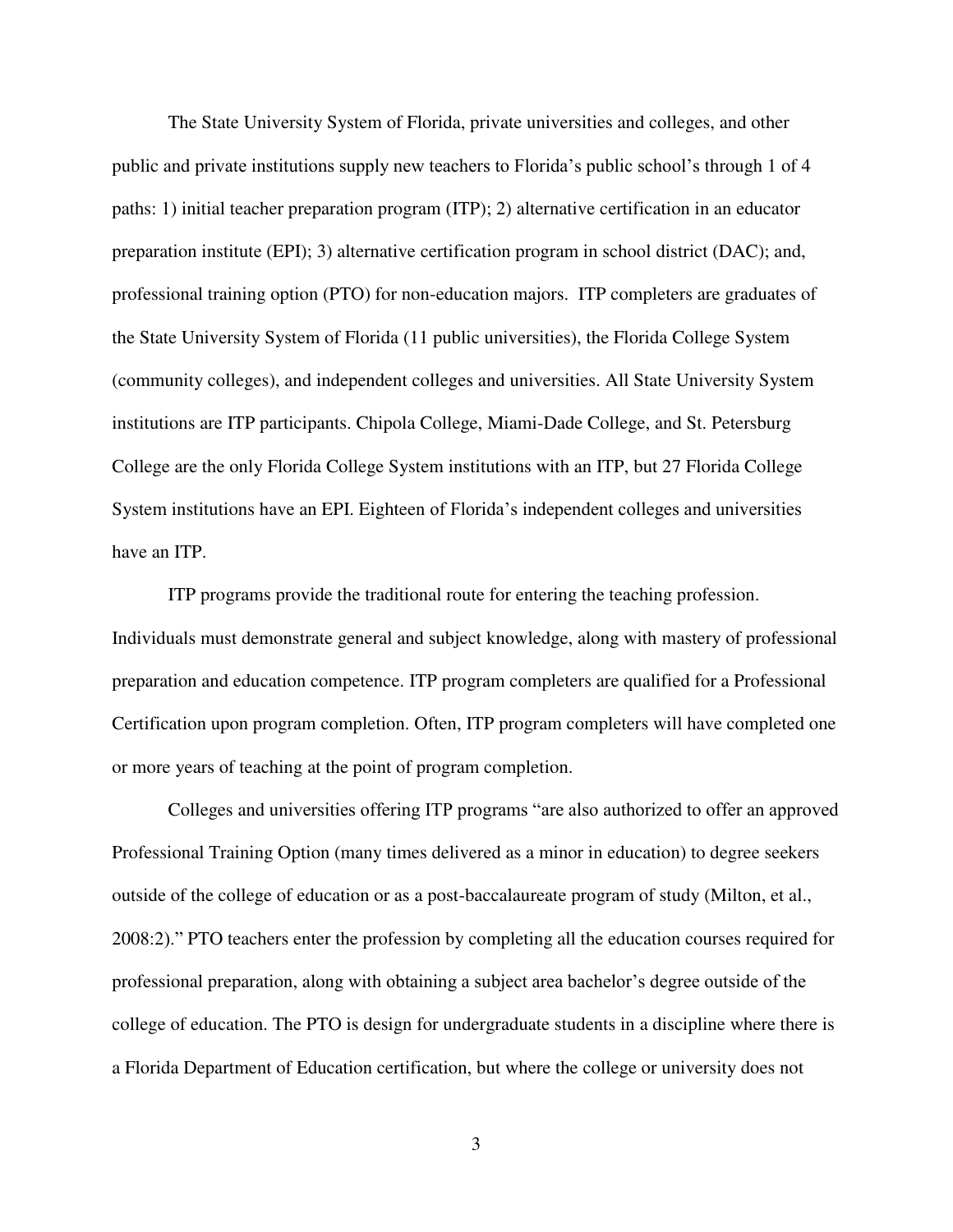The State University System of Florida, private universities and colleges, and other public and private institutions supply new teachers to Florida's public school's through 1 of 4 paths: 1) initial teacher preparation program (ITP); 2) alternative certification in an educator preparation institute (EPI); 3) alternative certification program in school district (DAC); and, professional training option (PTO) for non-education majors. ITP completers are graduates of the State University System of Florida (11 public universities), the Florida College System (community colleges), and independent colleges and universities. All State University System institutions are ITP participants. Chipola College, Miami-Dade College, and St. Petersburg College are the only Florida College System institutions with an ITP, but 27 Florida College System institutions have an EPI. Eighteen of Florida's independent colleges and universities have an ITP.

ITP programs provide the traditional route for entering the teaching profession. Individuals must demonstrate general and subject knowledge, along with mastery of professional preparation and education competence. ITP program completers are qualified for a Professional Certification upon program completion. Often, ITP program completers will have completed one or more years of teaching at the point of program completion.

Colleges and universities offering ITP programs "are also authorized to offer an approved Professional Training Option (many times delivered as a minor in education) to degree seekers outside of the college of education or as a post-baccalaureate program of study (Milton, et al., 2008:2)." PTO teachers enter the profession by completing all the education courses required for professional preparation, along with obtaining a subject area bachelor's degree outside of the college of education. The PTO is design for undergraduate students in a discipline where there is a Florida Department of Education certification, but where the college or university does not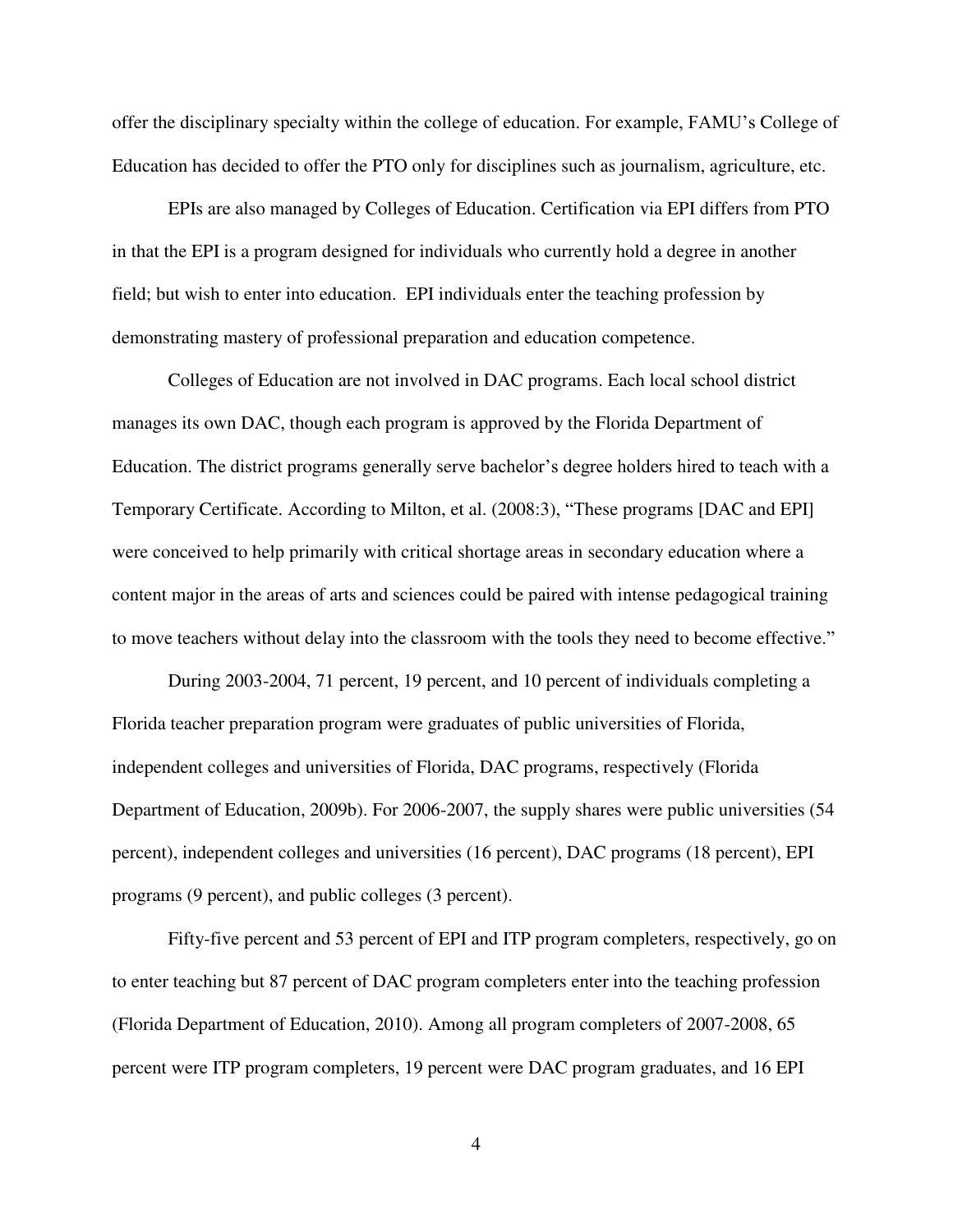offer the disciplinary specialty within the college of education. For example, FAMU's College of Education has decided to offer the PTO only for disciplines such as journalism, agriculture, etc.

EPIs are also managed by Colleges of Education. Certification via EPI differs from PTO in that the EPI is a program designed for individuals who currently hold a degree in another field; but wish to enter into education. EPI individuals enter the teaching profession by demonstrating mastery of professional preparation and education competence.

Colleges of Education are not involved in DAC programs. Each local school district manages its own DAC, though each program is approved by the Florida Department of Education. The district programs generally serve bachelor's degree holders hired to teach with a Temporary Certificate. According to Milton, et al. (2008:3), "These programs [DAC and EPI] were conceived to help primarily with critical shortage areas in secondary education where a content major in the areas of arts and sciences could be paired with intense pedagogical training to move teachers without delay into the classroom with the tools they need to become effective."

During 2003-2004, 71 percent, 19 percent, and 10 percent of individuals completing a Florida teacher preparation program were graduates of public universities of Florida, independent colleges and universities of Florida, DAC programs, respectively (Florida Department of Education, 2009b). For 2006-2007, the supply shares were public universities (54 percent), independent colleges and universities (16 percent), DAC programs (18 percent), EPI programs (9 percent), and public colleges (3 percent).

Fifty-five percent and 53 percent of EPI and ITP program completers, respectively, go on to enter teaching but 87 percent of DAC program completers enter into the teaching profession (Florida Department of Education, 2010). Among all program completers of 2007-2008, 65 percent were ITP program completers, 19 percent were DAC program graduates, and 16 EPI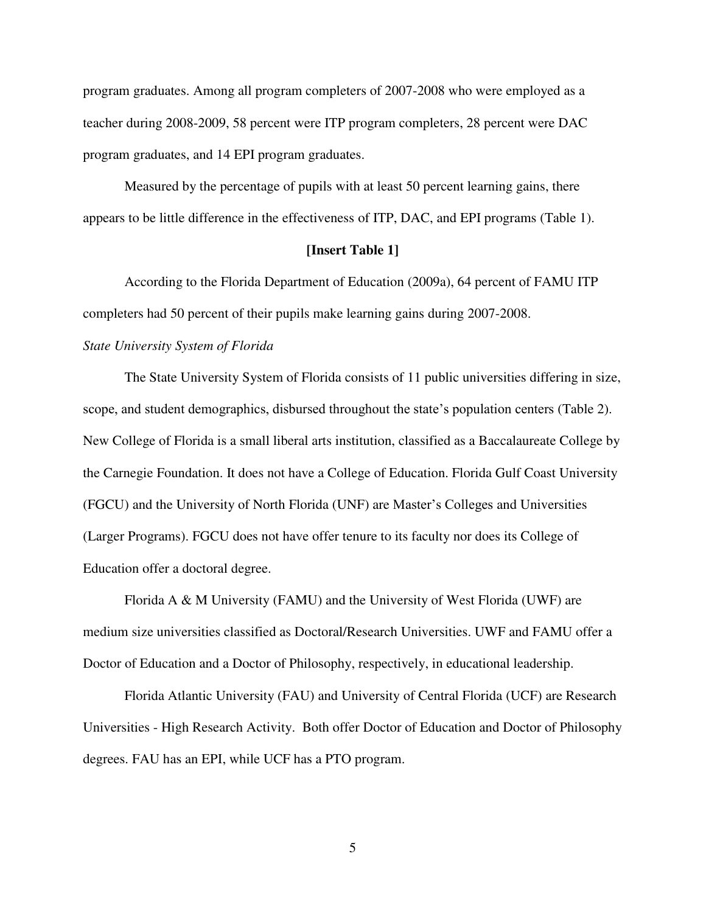program graduates. Among all program completers of 2007-2008 who were employed as a teacher during 2008-2009, 58 percent were ITP program completers, 28 percent were DAC program graduates, and 14 EPI program graduates.

Measured by the percentage of pupils with at least 50 percent learning gains, there appears to be little difference in the effectiveness of ITP, DAC, and EPI programs (Table 1).

**[Insert Table 1]**

According to the Florida Department of Education (2009a), 64 percent of FAMU ITP completers had 50 percent of their pupils make learning gains during 2007-2008.

*State University System of Florida*

The State University System of Florida consists of 11 public universities differing in size, scope, and student demographics, disbursed throughout the state's population centers (Table 2). New College of Florida is a small liberal arts institution, classified as a Baccalaureate College by the Carnegie Foundation. It does not have a College of Education. Florida Gulf Coast University (FGCU) and the University of North Florida (UNF) are Master's Colleges and Universities (Larger Programs). FGCU does not have offer tenure to its faculty nor does its College of Education offer a doctoral degree.

Florida A & M University (FAMU) and the University of West Florida (UWF) are medium size universities classified as Doctoral/Research Universities. UWF and FAMU offer a Doctor of Education and a Doctor of Philosophy, respectively, in educational leadership.

Florida Atlantic University (FAU) and University of Central Florida (UCF) are Research Universities - High Research Activity. Both offer Doctor of Education and Doctor of Philosophy degrees. FAU has an EPI, while UCF has a PTO program.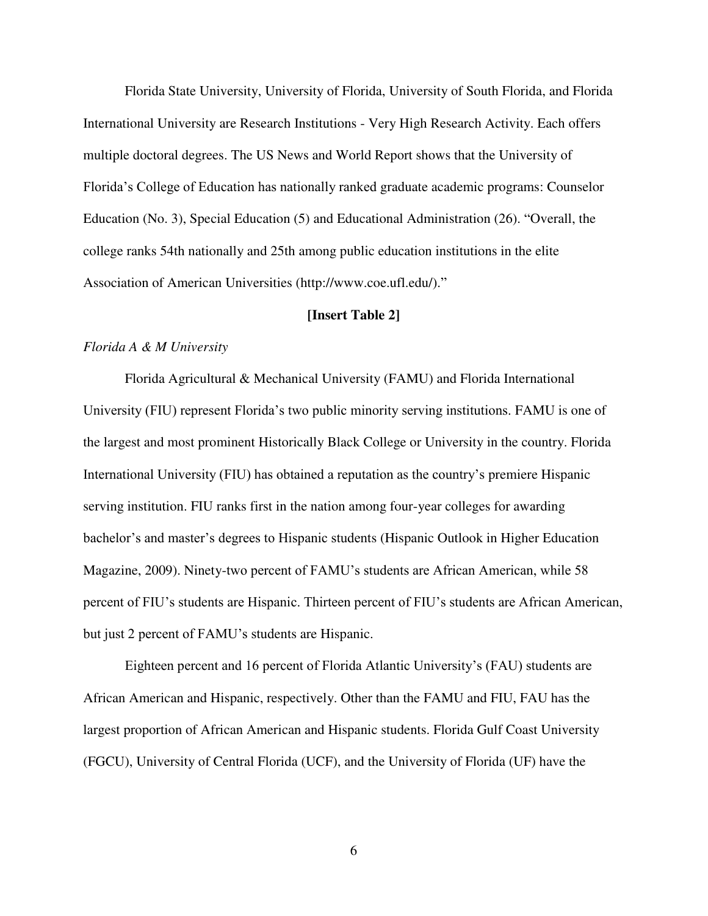Florida State University, University of Florida, University of South Florida, and Florida International University are Research Institutions - Very High Research Activity. Each offers multiple doctoral degrees. The US News and World Report shows that the University of Florida's College of Education has nationally ranked graduate academic programs: Counselor Education (No. 3), Special Education (5) and Educational Administration (26). "Overall, the college ranks 54th nationally and 25th among public education institutions in the elite Association of American Universities (http://www.coe.ufl.edu/)."

**[Insert Table 2]**

*Florida A & M University*

Florida Agricultural & Mechanical University (FAMU) and Florida International University (FIU) represent Florida's two public minority serving institutions. FAMU is one of the largest and most prominent Historically Black College or University in the country. Florida International University (FIU) has obtained a reputation as the country's premiere Hispanic serving institution. FIU ranks first in the nation among four-year colleges for awarding bachelor's and master's degrees to Hispanic students (Hispanic Outlook in Higher Education Magazine, 2009). Ninety-two percent of FAMU's students are African American, while 58 percent of FIU's students are Hispanic. Thirteen percent of FIU's students are African American, but just 2 percent of FAMU's students are Hispanic.

Eighteen percent and 16 percent of Florida Atlantic University's (FAU) students are African American and Hispanic, respectively. Other than the FAMU and FIU, FAU has the largest proportion of African American and Hispanic students. Florida Gulf Coast University (FGCU), University of Central Florida (UCF), and the University of Florida (UF) have the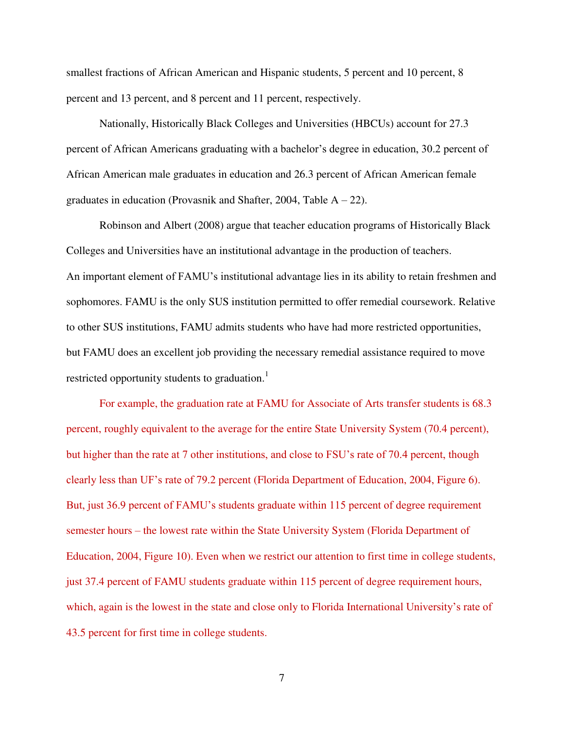smallest fractions of African American and Hispanic students, 5 percent and 10 percent, 8 percent and 13 percent, and 8 percent and 11 percent, respectively.

Nationally, Historically Black Colleges and Universities (HBCUs) account for 27.3 percent of African Americans graduating with a bachelor's degree in education, 30.2 percent of African American male graduates in education and 26.3 percent of African American female graduates in education (Provasnik and Shafter, 2004, Table A – 22).

Robinson and Albert (2008) argue that teacher education programs of Historically Black Colleges and Universities have an institutional advantage in the production of teachers. An important element of FAMU's institutional advantage lies in its ability to retain freshmen and sophomores. FAMU is the only SUS institution permitted to offer remedial coursework. Relative to other SUS institutions, FAMU admits students who have had more restricted opportunities, but FAMU does an excellent job providing the necessary remedial assistance required to move restricted opportunity students to graduation.[1]

For example, the graduation rate at FAMU for Associate of Arts transfer students is 68.3 percent, roughly equivalent to the average for the entire State University System (70.4 percent), but higher than the rate at 7 other institutions, and close to FSU's rate of 70.4 percent, though clearly less than UF's rate of 79.2 percent (Florida Department of Education, 2004, Figure 6). But, just 36.9 percent of FAMU's students graduate within 115 percent of degree requirement semester hours – the lowest rate within the State University System (Florida Department of Education, 2004, Figure 10). Even when we restrict our attention to first time in college students, just 37.4 percent of FAMU students graduate within 115 percent of degree requirement hours, which, again is the lowest in the state and close only to Florida International University's rate of 43.5 percent for first time in college students.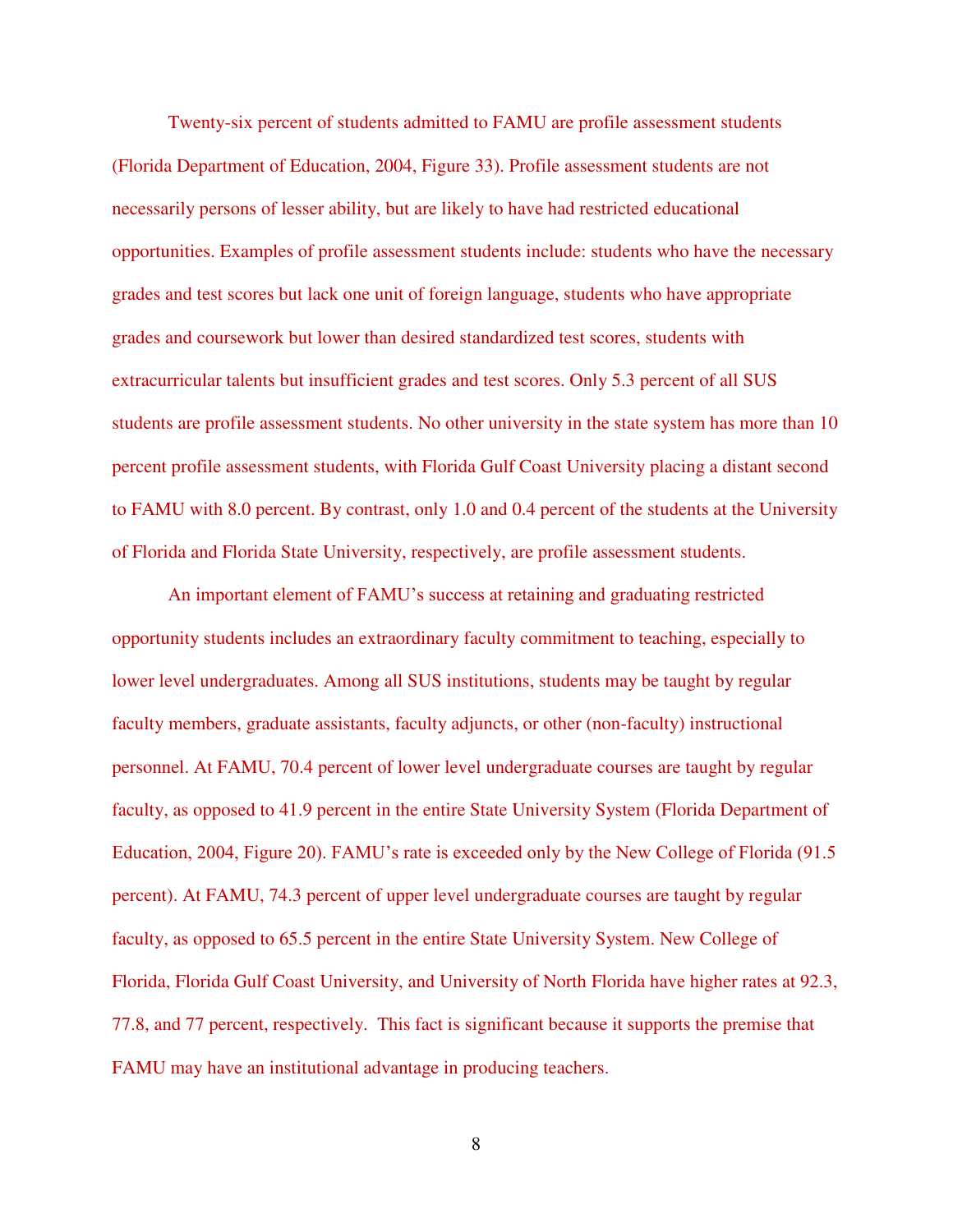Twenty-six percent of students admitted to FAMU are profile assessment students (Florida Department of Education, 2004, Figure 33). Profile assessment students are not necessarily persons of lesser ability, but are likely to have had restricted educational opportunities. Examples of profile assessment students include: students who have the necessary grades and test scores but lack one unit of foreign language, students who have appropriate grades and coursework but lower than desired standardized test scores, students with extracurricular talents but insufficient grades and test scores. Only 5.3 percent of all SUS students are profile assessment students. No other university in the state system has more than 10 percent profile assessment students, with Florida Gulf Coast University placing a distant second to FAMU with 8.0 percent. By contrast, only 1.0 and 0.4 percent of the students at the University of Florida and Florida State University, respectively, are profile assessment students.

An important element of FAMU's success at retaining and graduating restricted opportunity students includes an extraordinary faculty commitment to teaching, especially to lower level undergraduates. Among all SUS institutions, students may be taught by regular faculty members, graduate assistants, faculty adjuncts, or other (non-faculty) instructional personnel. At FAMU, 70.4 percent of lower level undergraduate courses are taught by regular faculty, as opposed to 41.9 percent in the entire State University System (Florida Department of Education, 2004, Figure 20). FAMU's rate is exceeded only by the New College of Florida (91.5 percent). At FAMU, 74.3 percent of upper level undergraduate courses are taught by regular faculty, as opposed to 65.5 percent in the entire State University System. New College of Florida, Florida Gulf Coast University, and University of North Florida have higher rates at 92.3, 77.8, and 77 percent, respectively. This fact is significant because it supports the premise that FAMU may have an institutional advantage in producing teachers.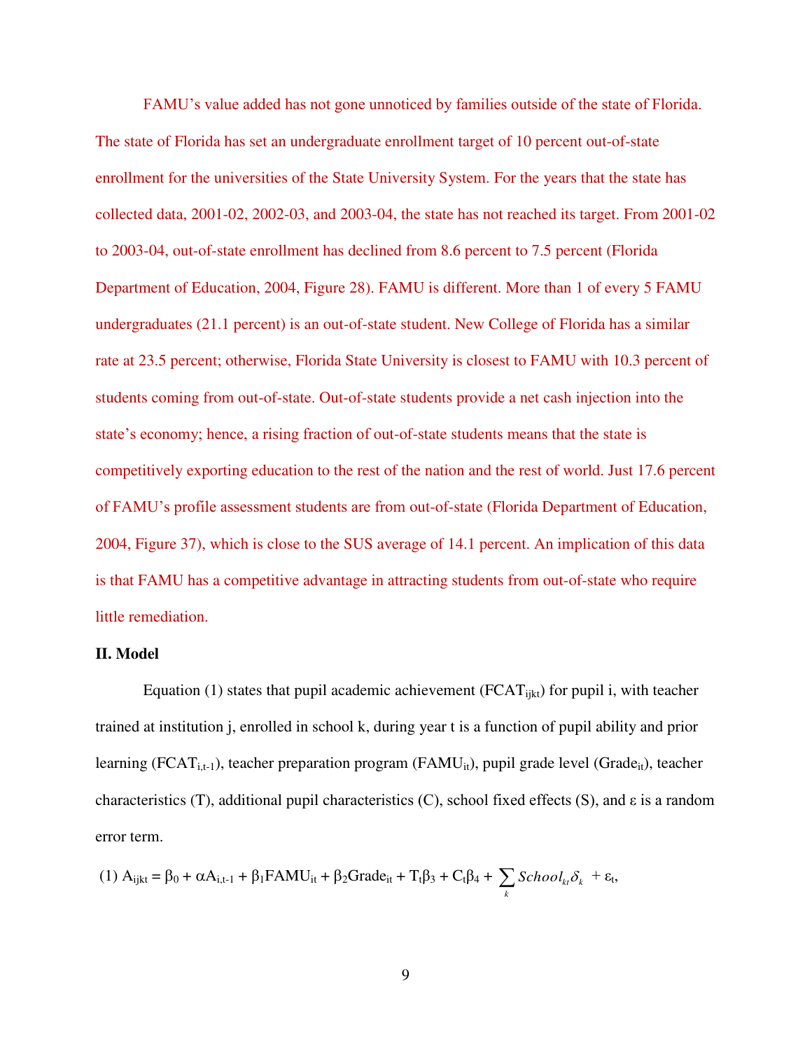FAMU's value added has not gone unnoticed by families outside of the state of Florida. The state of Florida has set an undergraduate enrollment target of 10 percent out-of-state enrollment for the universities of the State University System. For the years that the state has collected data, 2001-02, 2002-03, and 2003-04, the state has not reached its target. From 2001-02 to 2003-04, out-of-state enrollment has declined from 8.6 percent to 7.5 percent (Florida Department of Education, 2004, Figure 28). FAMU is different. More than 1 of every 5 FAMU undergraduates (21.1 percent) is an out-of-state student. New College of Florida has a similar rate at 23.5 percent; otherwise, Florida State University is closest to FAMU with 10.3 percent of students coming from out-of-state. Out-of-state students provide a net cash injection into the state's economy; hence, a rising fraction of out-of-state students means that the state is competitively exporting education to the rest of the nation and the rest of world. Just 17.6 percent of FAMU's profile assessment students are from out-of-state (Florida Department of Education, 2004, Figure 37), which is close to the SUS average of 14.1 percent. An implication of this data is that FAMU has a competitive advantage in attracting students from out-of-state who require little remediation.

## II. Model

Equation (1) states that pupil academic achievement ($FCAT_{ijkt}$) for pupil i, with teacher trained at institution j, enrolled in school k, during year t is a function of pupil ability and prior learning ($FCAT_{i,t-1}$), teacher preparation program ($FAMU_{it}$), pupil grade level ($Grade_{it}$), teacher characteristics (T), additional pupil characteristics (C), school fixed effects (S), and ε is a random error term.

$$(1)\ A_{ijkt} = \beta_0 + \alpha A_{i,t-1} + \beta_1 FAMU_{it} + \beta_2 Grade_{it} + T_t\beta_3 + C_t\beta_4 + \sum_k School_{kt}\delta_k + \varepsilon_t,$$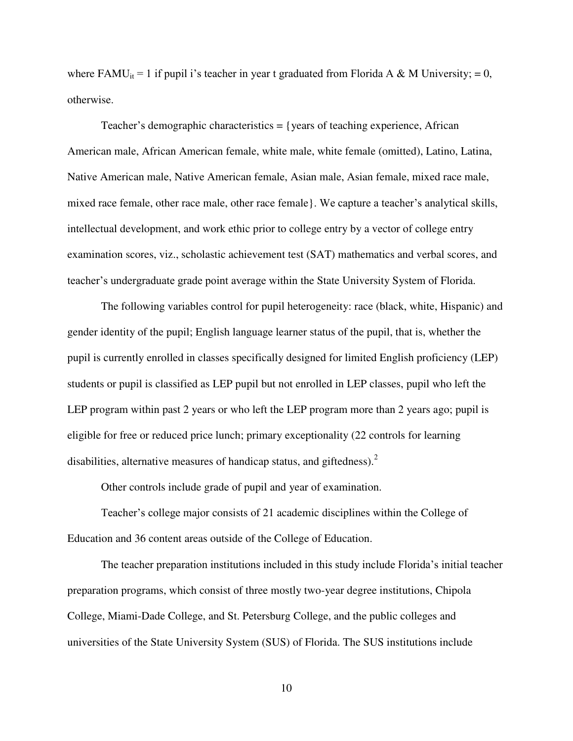where $FAMU_{it} = 1$ if pupil i's teacher in year t graduated from Florida A & M University; = 0, otherwise.

Teacher's demographic characteristics = {years of teaching experience, African American male, African American female, white male, white female (omitted), Latino, Latina, Native American male, Native American female, Asian male, Asian female, mixed race male, mixed race female, other race male, other race female}. We capture a teacher's analytical skills, intellectual development, and work ethic prior to college entry by a vector of college entry examination scores, viz., scholastic achievement test (SAT) mathematics and verbal scores, and teacher's undergraduate grade point average within the State University System of Florida.

The following variables control for pupil heterogeneity: race (black, white, Hispanic) and gender identity of the pupil; English language learner status of the pupil, that is, whether the pupil is currently enrolled in classes specifically designed for limited English proficiency (LEP) students or pupil is classified as LEP pupil but not enrolled in LEP classes, pupil who left the LEP program within past 2 years or who left the LEP program more than 2 years ago; pupil is eligible for free or reduced price lunch; primary exceptionality (22 controls for learning disabilities, alternative measures of handicap status, and giftedness).[2]

Other controls include grade of pupil and year of examination.

Teacher's college major consists of 21 academic disciplines within the College of Education and 36 content areas outside of the College of Education.

The teacher preparation institutions included in this study include Florida's initial teacher preparation programs, which consist of three mostly two-year degree institutions, Chipola College, Miami-Dade College, and St. Petersburg College, and the public colleges and universities of the State University System (SUS) of Florida. The SUS institutions include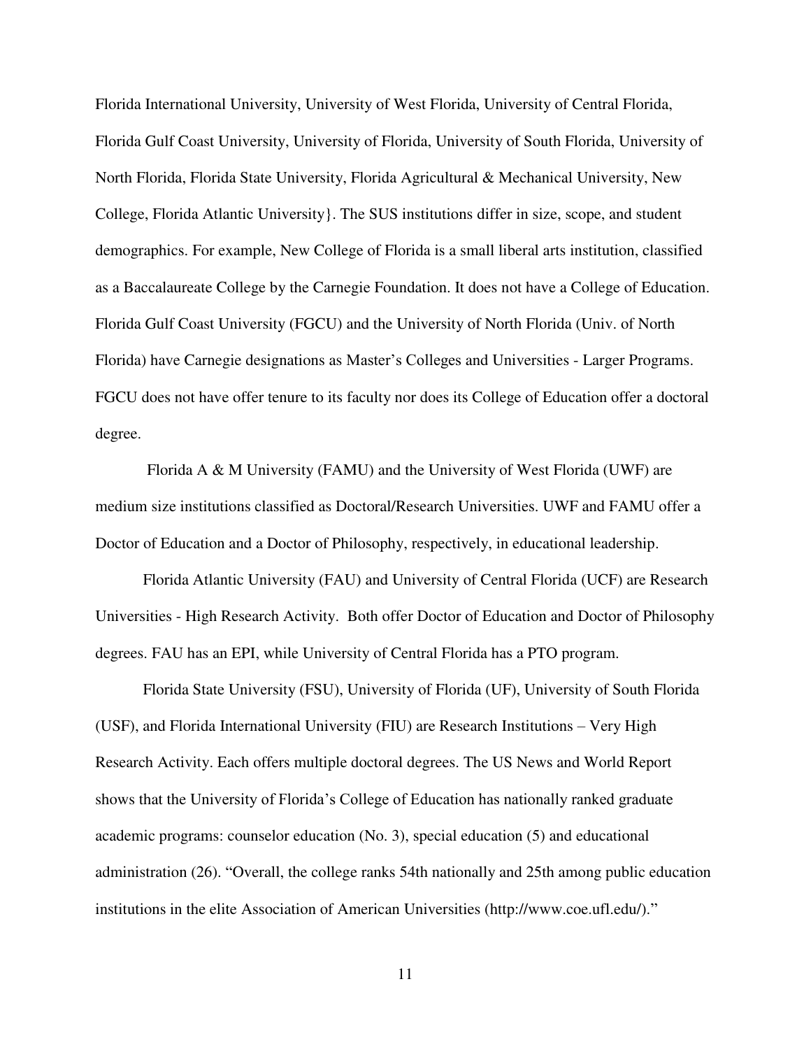Florida International University, University of West Florida, University of Central Florida, Florida Gulf Coast University, University of Florida, University of South Florida, University of North Florida, Florida State University, Florida Agricultural & Mechanical University, New College, Florida Atlantic University}. The SUS institutions differ in size, scope, and student demographics. For example, New College of Florida is a small liberal arts institution, classified as a Baccalaureate College by the Carnegie Foundation. It does not have a College of Education. Florida Gulf Coast University (FGCU) and the University of North Florida (Univ. of North Florida) have Carnegie designations as Master's Colleges and Universities - Larger Programs. FGCU does not have offer tenure to its faculty nor does its College of Education offer a doctoral degree.

Florida A & M University (FAMU) and the University of West Florida (UWF) are medium size institutions classified as Doctoral/Research Universities. UWF and FAMU offer a Doctor of Education and a Doctor of Philosophy, respectively, in educational leadership.

Florida Atlantic University (FAU) and University of Central Florida (UCF) are Research Universities - High Research Activity. Both offer Doctor of Education and Doctor of Philosophy degrees. FAU has an EPI, while University of Central Florida has a PTO program.

Florida State University (FSU), University of Florida (UF), University of South Florida (USF), and Florida International University (FIU) are Research Institutions – Very High Research Activity. Each offers multiple doctoral degrees. The US News and World Report shows that the University of Florida's College of Education has nationally ranked graduate academic programs: counselor education (No. 3), special education (5) and educational administration (26). "Overall, the college ranks 54th nationally and 25th among public education institutions in the elite Association of American Universities (http://www.coe.ufl.edu/)."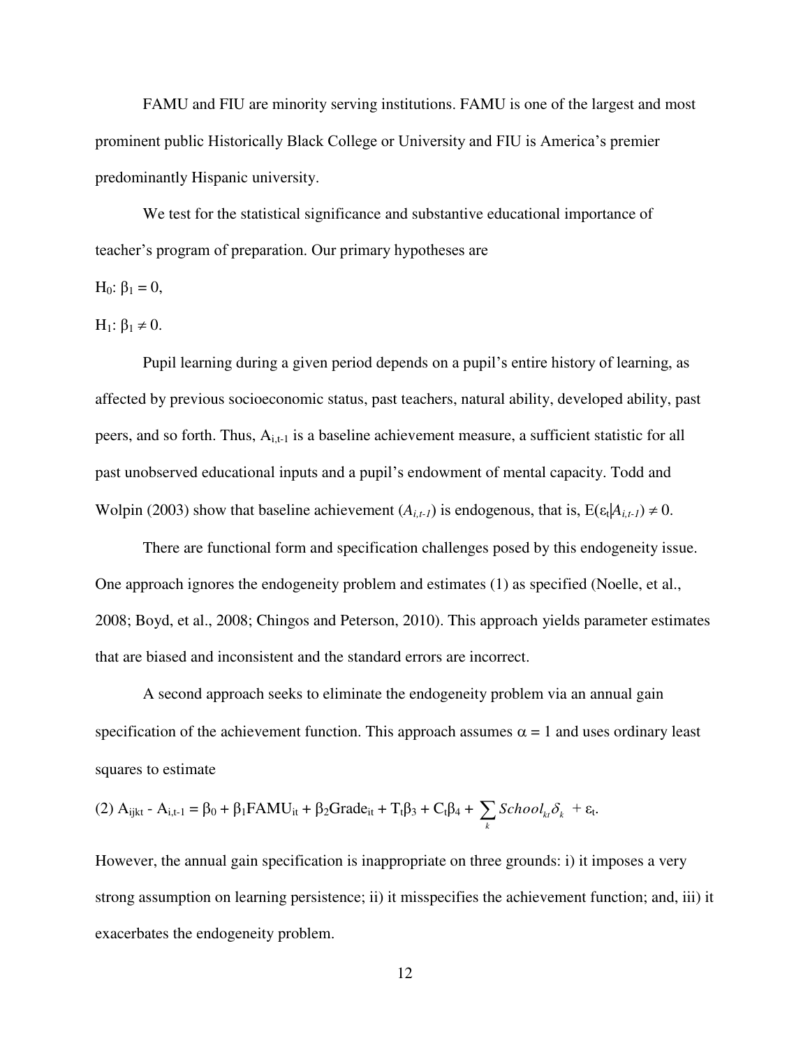FAMU and FIU are minority serving institutions. FAMU is one of the largest and most prominent public Historically Black College or University and FIU is America's premier predominantly Hispanic university.

We test for the statistical significance and substantive educational importance of teacher's program of preparation. Our primary hypotheses are

$H_0$: $\beta_1 = 0$,

$H_1$: $\beta_1 \neq 0$.

Pupil learning during a given period depends on a pupil's entire history of learning, as affected by previous socioeconomic status, past teachers, natural ability, developed ability, past peers, and so forth. Thus, $A_{i,t-1}$ is a baseline achievement measure, a sufficient statistic for all past unobserved educational inputs and a pupil's endowment of mental capacity. Todd and Wolpin (2003) show that baseline achievement ($A_{i,t-1}$) is endogenous, that is, $E(\varepsilon_t|A_{i,t-1}) \neq 0$.

There are functional form and specification challenges posed by this endogeneity issue. One approach ignores the endogeneity problem and estimates (1) as specified (Noelle, et al., 2008; Boyd, et al., 2008; Chingos and Peterson, 2010). This approach yields parameter estimates that are biased and inconsistent and the standard errors are incorrect.

A second approach seeks to eliminate the endogeneity problem via an annual gain specification of the achievement function. This approach assumes $\alpha = 1$ and uses ordinary least squares to estimate

$$(2)\ A_{ijkt} - A_{i,t-1} = \beta_0 + \beta_1 FAMU_{it} + \beta_2 Grade_{it} + T_t\beta_3 + C_t\beta_4 + \sum_k School_{kt}\delta_k + \varepsilon_t.$$

However, the annual gain specification is inappropriate on three grounds: i) it imposes a very strong assumption on learning persistence; ii) it misspecifies the achievement function; and, iii) it exacerbates the endogeneity problem.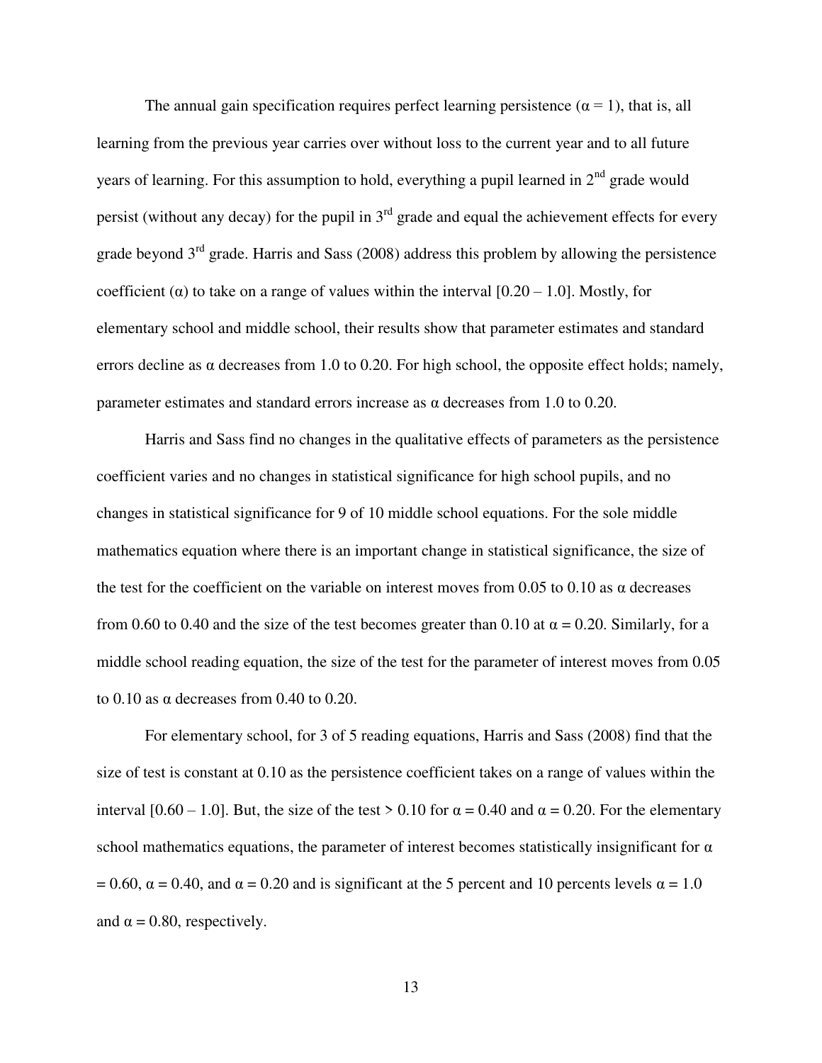The annual gain specification requires perfect learning persistence ($\alpha = 1$), that is, all learning from the previous year carries over without loss to the current year and to all future years of learning. For this assumption to hold, everything a pupil learned in 2nd grade would persist (without any decay) for the pupil in 3rd grade and equal the achievement effects for every grade beyond 3rd grade. Harris and Sass (2008) address this problem by allowing the persistence coefficient ($\alpha$) to take on a range of values within the interval [0.20 – 1.0]. Mostly, for elementary school and middle school, their results show that parameter estimates and standard errors decline as $\alpha$ decreases from 1.0 to 0.20. For high school, the opposite effect holds; namely, parameter estimates and standard errors increase as $\alpha$ decreases from 1.0 to 0.20.

Harris and Sass find no changes in the qualitative effects of parameters as the persistence coefficient varies and no changes in statistical significance for high school pupils, and no changes in statistical significance for 9 of 10 middle school equations. For the sole middle mathematics equation where there is an important change in statistical significance, the size of the test for the coefficient on the variable on interest moves from 0.05 to 0.10 as $\alpha$ decreases from 0.60 to 0.40 and the size of the test becomes greater than 0.10 at $\alpha = 0.20$. Similarly, for a middle school reading equation, the size of the test for the parameter of interest moves from 0.05 to 0.10 as $\alpha$ decreases from 0.40 to 0.20.

For elementary school, for 3 of 5 reading equations, Harris and Sass (2008) find that the size of test is constant at 0.10 as the persistence coefficient takes on a range of values within the interval [0.60 – 1.0]. But, the size of the test > 0.10 for $\alpha = 0.40$ and $\alpha = 0.20$. For the elementary school mathematics equations, the parameter of interest becomes statistically insignificant for $\alpha = 0.60$, $\alpha = 0.40$, and $\alpha = 0.20$ and is significant at the 5 percent and 10 percents levels $\alpha = 1.0$ and $\alpha = 0.80$, respectively.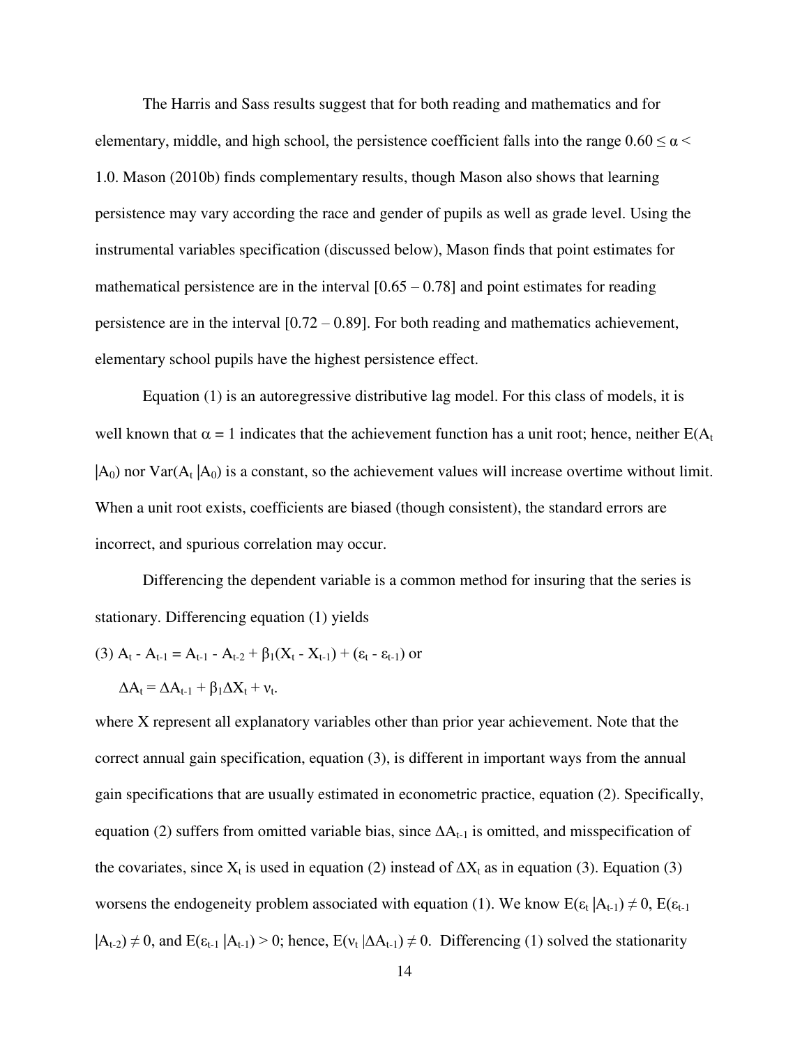The Harris and Sass results suggest that for both reading and mathematics and for elementary, middle, and high school, the persistence coefficient falls into the range $0.60 \leq \alpha < 1.0$. Mason (2010b) finds complementary results, though Mason also shows that learning persistence may vary according the race and gender of pupils as well as grade level. Using the instrumental variables specification (discussed below), Mason finds that point estimates for mathematical persistence are in the interval [0.65 – 0.78] and point estimates for reading persistence are in the interval [0.72 – 0.89]. For both reading and mathematics achievement, elementary school pupils have the highest persistence effect.

Equation (1) is an autoregressive distributive lag model. For this class of models, it is well known that $\alpha = 1$ indicates that the achievement function has a unit root; hence, neither $E(A_t | A_0)$ nor $Var(A_t | A_0)$ is a constant, so the achievement values will increase overtime without limit. When a unit root exists, coefficients are biased (though consistent), the standard errors are incorrect, and spurious correlation may occur.

Differencing the dependent variable is a common method for insuring that the series is stationary. Differencing equation (1) yields

(3) $A_t - A_{t-1} = A_{t-1} - A_{t-2} + \beta_1(X_t - X_{t-1}) + (\varepsilon_t - \varepsilon_{t-1})$ or

$$\Delta A_t = \Delta A_{t-1} + \beta_1 \Delta X_t + \nu_t.$$

where X represent all explanatory variables other than prior year achievement. Note that the correct annual gain specification, equation (3), is different in important ways from the annual gain specifications that are usually estimated in econometric practice, equation (2). Specifically, equation (2) suffers from omitted variable bias, since $\Delta A_{t-1}$ is omitted, and misspecification of the covariates, since $X_t$ is used in equation (2) instead of $\Delta X_t$ as in equation (3). Equation (3) worsens the endogeneity problem associated with equation (1). We know $E(\varepsilon_t | A_{t-1}) \neq 0$, $E(\varepsilon_{t-1} | A_{t-2}) \neq 0$, and $E(\varepsilon_{t-1} | A_{t-1}) > 0$; hence, $E(\nu_t | \Delta A_{t-1}) \neq 0$. Differencing (1) solved the stationarity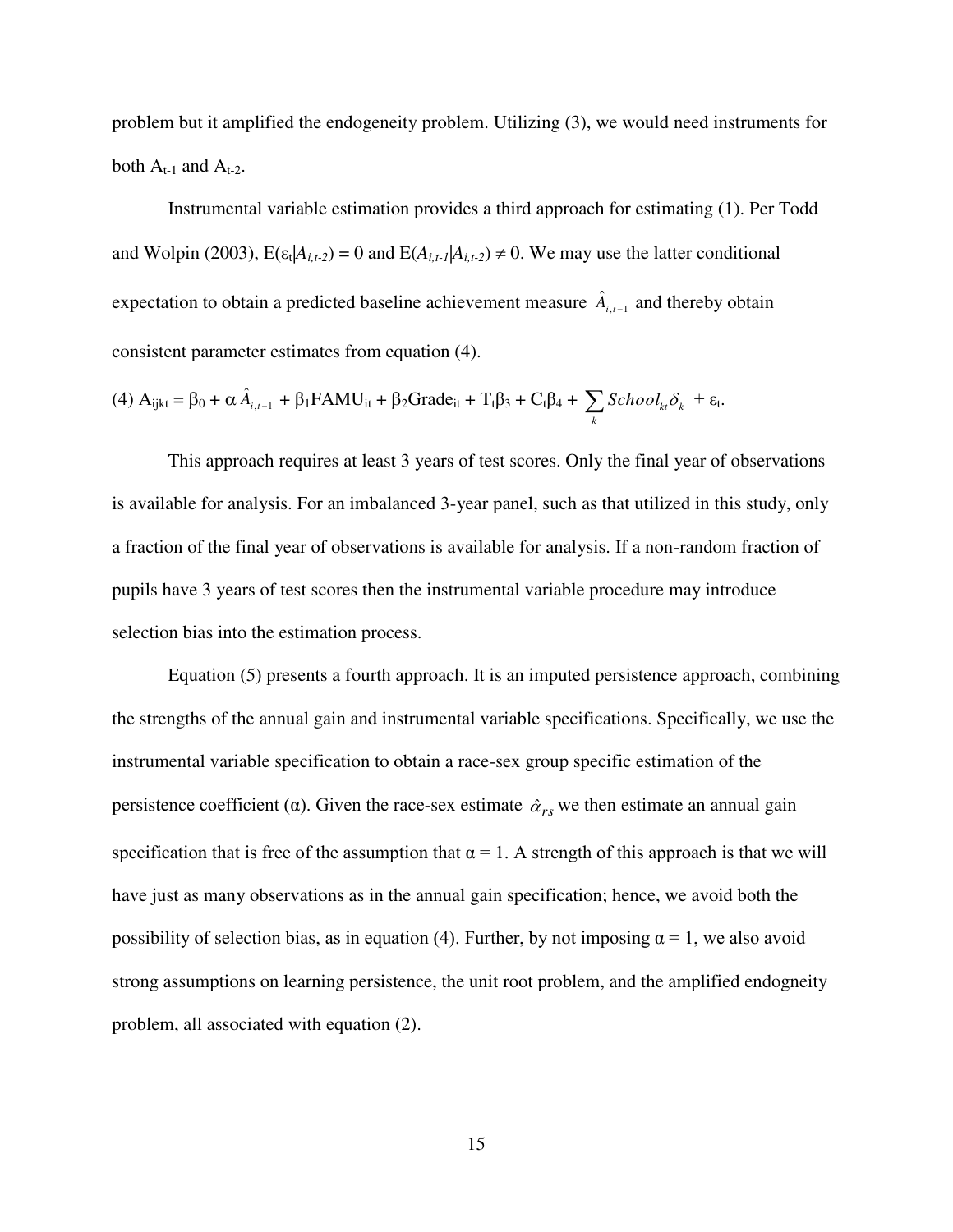problem but it amplified the endogeneity problem. Utilizing (3), we would need instruments for both $A_{t-1}$ and $A_{t-2}$.

Instrumental variable estimation provides a third approach for estimating (1). Per Todd and Wolpin (2003), $E(\varepsilon_t|A_{i,t-2}) = 0$ and $E(A_{i,t-1}|A_{i,t-2}) \neq 0$. We may use the latter conditional expectation to obtain a predicted baseline achievement measure $\hat{A}_{i,t-1}$ and thereby obtain consistent parameter estimates from equation (4).

$$\text{(4) } A_{ijkt} = \beta_0 + \alpha \hat{A}_{i,t-1} + \beta_1 FAMU_{it} + \beta_2 Grade_{it} + T_t\beta_3 + C_t\beta_4 + \sum_k School_{kt}\delta_k + \varepsilon_t.$$

This approach requires at least 3 years of test scores. Only the final year of observations is available for analysis. For an imbalanced 3-year panel, such as that utilized in this study, only a fraction of the final year of observations is available for analysis. If a non-random fraction of pupils have 3 years of test scores then the instrumental variable procedure may introduce selection bias into the estimation process.

Equation (5) presents a fourth approach. It is an imputed persistence approach, combining the strengths of the annual gain and instrumental variable specifications. Specifically, we use the instrumental variable specification to obtain a race-sex group specific estimation of the persistence coefficient ($\alpha$). Given the race-sex estimate $\hat{\alpha}_{rs}$ we then estimate an annual gain specification that is free of the assumption that $\alpha = 1$. A strength of this approach is that we will have just as many observations as in the annual gain specification; hence, we avoid both the possibility of selection bias, as in equation (4). Further, by not imposing $\alpha = 1$, we also avoid strong assumptions on learning persistence, the unit root problem, and the amplified endogneity problem, all associated with equation (2).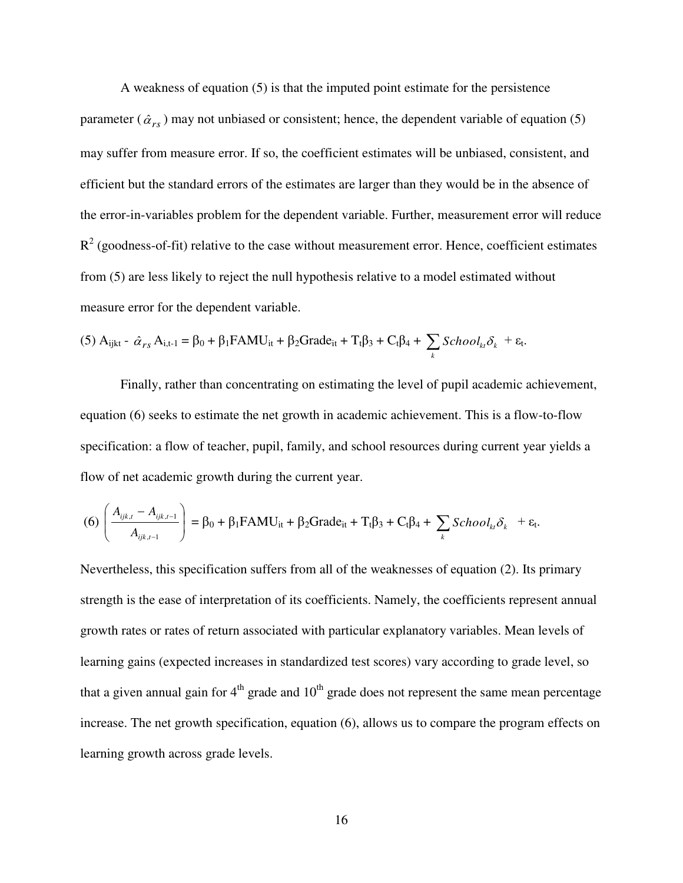A weakness of equation (5) is that the imputed point estimate for the persistence parameter ($\hat{\alpha}_{rs}$) may not unbiased or consistent; hence, the dependent variable of equation (5) may suffer from measure error. If so, the coefficient estimates will be unbiased, consistent, and efficient but the standard errors of the estimates are larger than they would be in the absence of the error-in-variables problem for the dependent variable. Further, measurement error will reduce $R^2$ (goodness-of-fit) relative to the case without measurement error. Hence, coefficient estimates from (5) are less likely to reject the null hypothesis relative to a model estimated without measure error for the dependent variable.

$$(5)\ A_{ijkt} - \hat{\alpha}_{rs} A_{i,t-1} = \beta_0 + \beta_1 FAMU_{it} + \beta_2 Grade_{it} + T_t\beta_3 + C_t\beta_4 + \sum_k School_{kt}\delta_k + \varepsilon_t.$$

Finally, rather than concentrating on estimating the level of pupil academic achievement, equation (6) seeks to estimate the net growth in academic achievement. This is a flow-to-flow specification: a flow of teacher, pupil, family, and school resources during current year yields a flow of net academic growth during the current year.

$$(6)\ \left( \frac{A_{ijk,t} - A_{ijk,t-1}}{A_{ijk,t-1}} \right) = \beta_0 + \beta_1 FAMU_{it} + \beta_2 Grade_{it} + T_t\beta_3 + C_t\beta_4 + \sum_k School_{kt}\delta_k + \varepsilon_t.$$

Nevertheless, this specification suffers from all of the weaknesses of equation (2). Its primary strength is the ease of interpretation of its coefficients. Namely, the coefficients represent annual growth rates or rates of return associated with particular explanatory variables. Mean levels of learning gains (expected increases in standardized test scores) vary according to grade level, so that a given annual gain for 4th grade and 10th grade does not represent the same mean percentage increase. The net growth specification, equation (6), allows us to compare the program effects on learning growth across grade levels.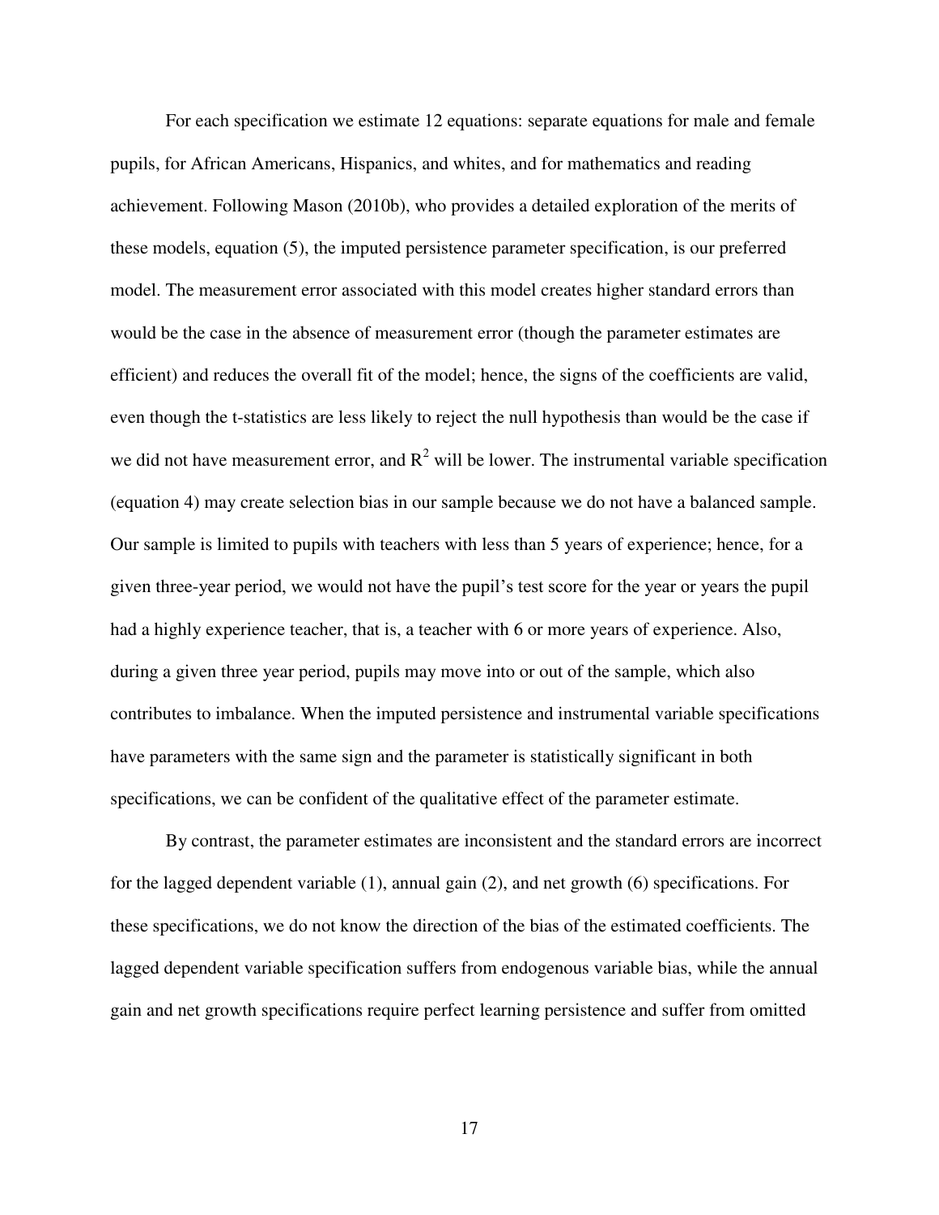For each specification we estimate 12 equations: separate equations for male and female pupils, for African Americans, Hispanics, and whites, and for mathematics and reading achievement. Following Mason (2010b), who provides a detailed exploration of the merits of these models, equation (5), the imputed persistence parameter specification, is our preferred model. The measurement error associated with this model creates higher standard errors than would be the case in the absence of measurement error (though the parameter estimates are efficient) and reduces the overall fit of the model; hence, the signs of the coefficients are valid, even though the t-statistics are less likely to reject the null hypothesis than would be the case if we did not have measurement error, and $R^2$ will be lower. The instrumental variable specification (equation 4) may create selection bias in our sample because we do not have a balanced sample. Our sample is limited to pupils with teachers with less than 5 years of experience; hence, for a given three-year period, we would not have the pupil's test score for the year or years the pupil had a highly experience teacher, that is, a teacher with 6 or more years of experience. Also, during a given three year period, pupils may move into or out of the sample, which also contributes to imbalance. When the imputed persistence and instrumental variable specifications have parameters with the same sign and the parameter is statistically significant in both specifications, we can be confident of the qualitative effect of the parameter estimate.

By contrast, the parameter estimates are inconsistent and the standard errors are incorrect for the lagged dependent variable (1), annual gain (2), and net growth (6) specifications. For these specifications, we do not know the direction of the bias of the estimated coefficients. The lagged dependent variable specification suffers from endogenous variable bias, while the annual gain and net growth specifications require perfect learning persistence and suffer from omitted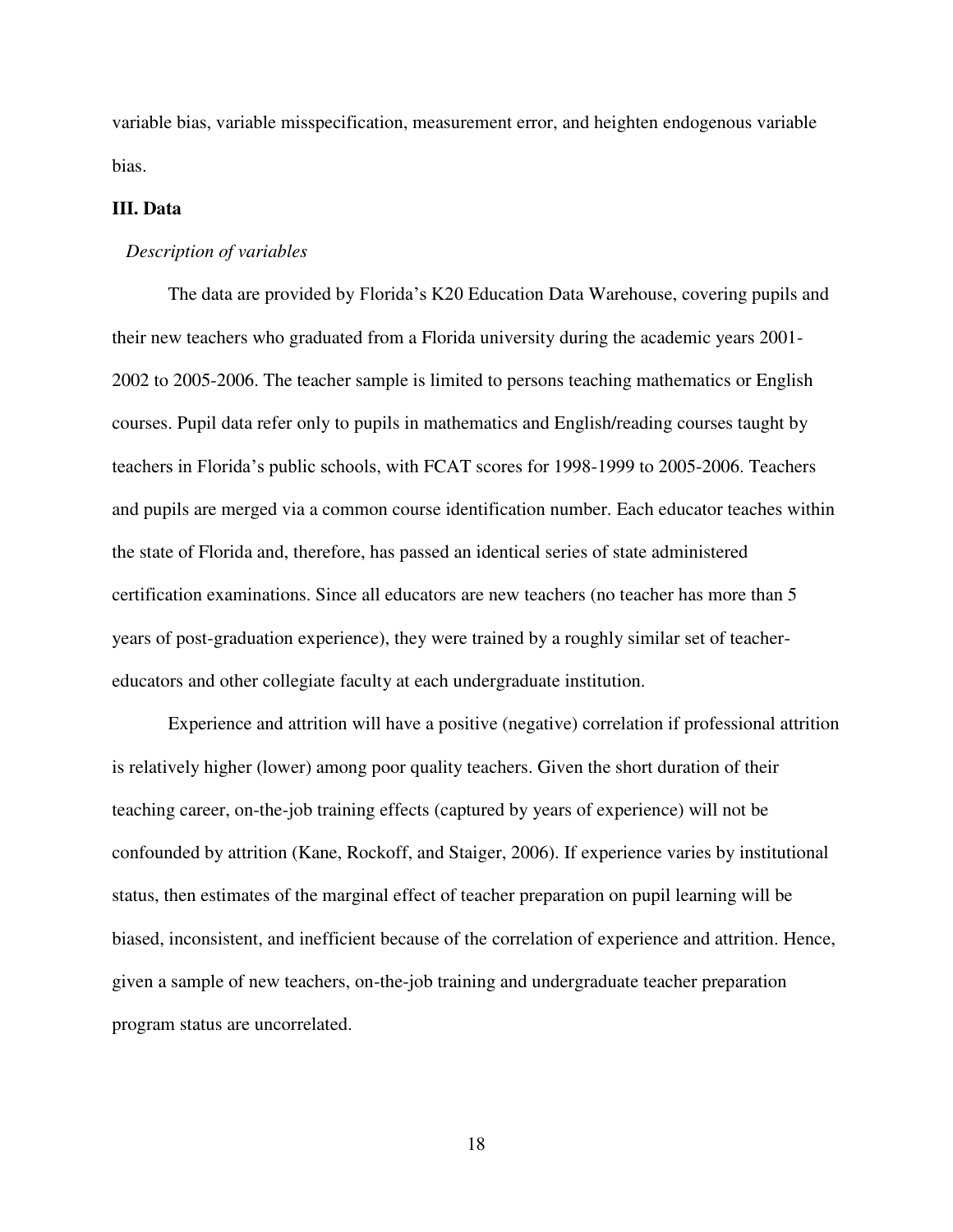variable bias, variable misspecification, measurement error, and heighten endogenous variable bias.

## III. Data

*Description of variables*

The data are provided by Florida's K20 Education Data Warehouse, covering pupils and their new teachers who graduated from a Florida university during the academic years 2001-2002 to 2005-2006. The teacher sample is limited to persons teaching mathematics or English courses. Pupil data refer only to pupils in mathematics and English/reading courses taught by teachers in Florida's public schools, with FCAT scores for 1998-1999 to 2005-2006. Teachers and pupils are merged via a common course identification number. Each educator teaches within the state of Florida and, therefore, has passed an identical series of state administered certification examinations. Since all educators are new teachers (no teacher has more than 5 years of post-graduation experience), they were trained by a roughly similar set of teacher-educators and other collegiate faculty at each undergraduate institution.

Experience and attrition will have a positive (negative) correlation if professional attrition is relatively higher (lower) among poor quality teachers. Given the short duration of their teaching career, on-the-job training effects (captured by years of experience) will not be confounded by attrition (Kane, Rockoff, and Staiger, 2006). If experience varies by institutional status, then estimates of the marginal effect of teacher preparation on pupil learning will be biased, inconsistent, and inefficient because of the correlation of experience and attrition. Hence, given a sample of new teachers, on-the-job training and undergraduate teacher preparation program status are uncorrelated.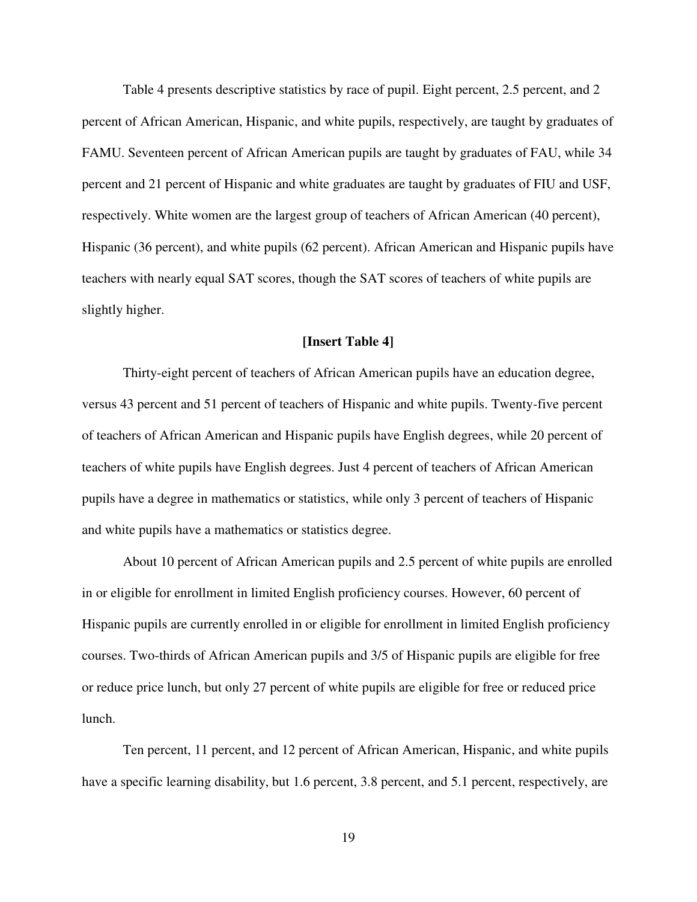Table 4 presents descriptive statistics by race of pupil. Eight percent, 2.5 percent, and 2 percent of African American, Hispanic, and white pupils, respectively, are taught by graduates of FAMU. Seventeen percent of African American pupils are taught by graduates of FAU, while 34 percent and 21 percent of Hispanic and white graduates are taught by graduates of FIU and USF, respectively. White women are the largest group of teachers of African American (40 percent), Hispanic (36 percent), and white pupils (62 percent). African American and Hispanic pupils have teachers with nearly equal SAT scores, though the SAT scores of teachers of white pupils are slightly higher.

**[Insert Table 4]**

Thirty-eight percent of teachers of African American pupils have an education degree, versus 43 percent and 51 percent of teachers of Hispanic and white pupils. Twenty-five percent of teachers of African American and Hispanic pupils have English degrees, while 20 percent of teachers of white pupils have English degrees. Just 4 percent of teachers of African American pupils have a degree in mathematics or statistics, while only 3 percent of teachers of Hispanic and white pupils have a mathematics or statistics degree.

About 10 percent of African American pupils and 2.5 percent of white pupils are enrolled in or eligible for enrollment in limited English proficiency courses. However, 60 percent of Hispanic pupils are currently enrolled in or eligible for enrollment in limited English proficiency courses. Two-thirds of African American pupils and 3/5 of Hispanic pupils are eligible for free or reduce price lunch, but only 27 percent of white pupils are eligible for free or reduced price lunch.

Ten percent, 11 percent, and 12 percent of African American, Hispanic, and white pupils have a specific learning disability, but 1.6 percent, 3.8 percent, and 5.1 percent, respectively, are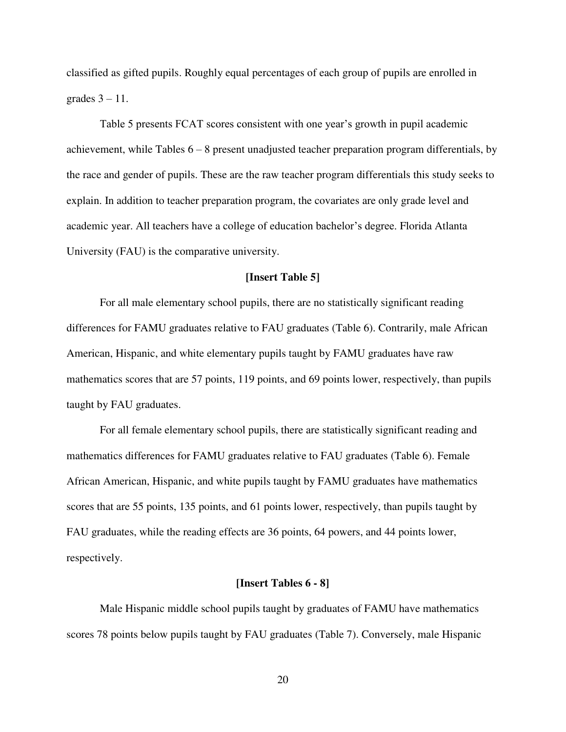classified as gifted pupils. Roughly equal percentages of each group of pupils are enrolled in grades 3 – 11.

Table 5 presents FCAT scores consistent with one year's growth in pupil academic achievement, while Tables 6 – 8 present unadjusted teacher preparation program differentials, by the race and gender of pupils. These are the raw teacher program differentials this study seeks to explain. In addition to teacher preparation program, the covariates are only grade level and academic year. All teachers have a college of education bachelor's degree. Florida Atlanta University (FAU) is the comparative university.

**[Insert Table 5]**

For all male elementary school pupils, there are no statistically significant reading differences for FAMU graduates relative to FAU graduates (Table 6). Contrarily, male African American, Hispanic, and white elementary pupils taught by FAMU graduates have raw mathematics scores that are 57 points, 119 points, and 69 points lower, respectively, than pupils taught by FAU graduates.

For all female elementary school pupils, there are statistically significant reading and mathematics differences for FAMU graduates relative to FAU graduates (Table 6). Female African American, Hispanic, and white pupils taught by FAMU graduates have mathematics scores that are 55 points, 135 points, and 61 points lower, respectively, than pupils taught by FAU graduates, while the reading effects are 36 points, 64 powers, and 44 points lower, respectively.

**[Insert Tables 6 - 8]**

Male Hispanic middle school pupils taught by graduates of FAMU have mathematics scores 78 points below pupils taught by FAU graduates (Table 7). Conversely, male Hispanic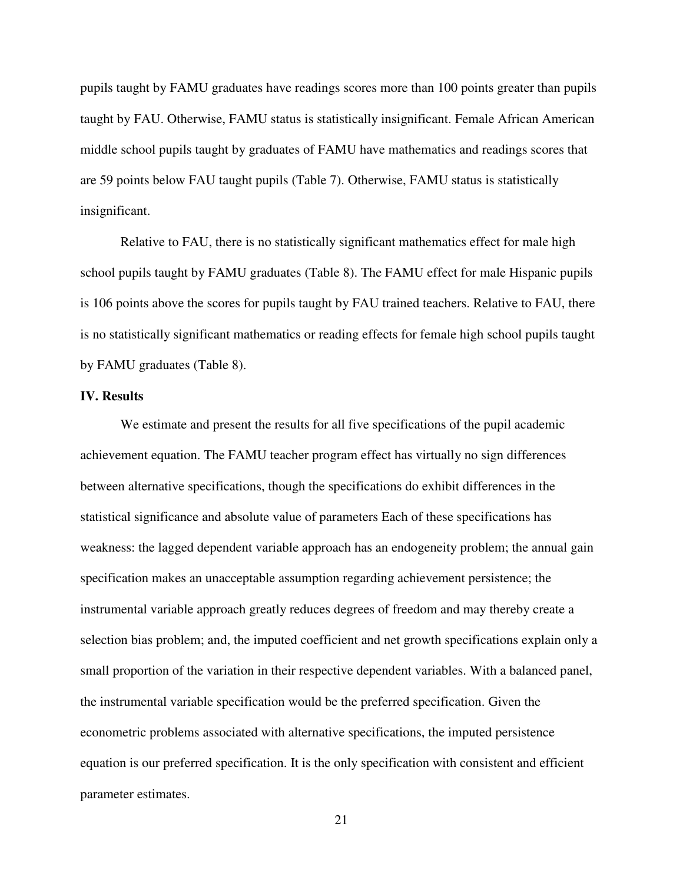pupils taught by FAMU graduates have readings scores more than 100 points greater than pupils taught by FAU. Otherwise, FAMU status is statistically insignificant. Female African American middle school pupils taught by graduates of FAMU have mathematics and readings scores that are 59 points below FAU taught pupils (Table 7). Otherwise, FAMU status is statistically insignificant.

Relative to FAU, there is no statistically significant mathematics effect for male high school pupils taught by FAMU graduates (Table 8). The FAMU effect for male Hispanic pupils is 106 points above the scores for pupils taught by FAU trained teachers. Relative to FAU, there is no statistically significant mathematics or reading effects for female high school pupils taught by FAMU graduates (Table 8).

**IV. Results**

We estimate and present the results for all five specifications of the pupil academic achievement equation. The FAMU teacher program effect has virtually no sign differences between alternative specifications, though the specifications do exhibit differences in the statistical significance and absolute value of parameters Each of these specifications has weakness: the lagged dependent variable approach has an endogeneity problem; the annual gain specification makes an unacceptable assumption regarding achievement persistence; the instrumental variable approach greatly reduces degrees of freedom and may thereby create a selection bias problem; and, the imputed coefficient and net growth specifications explain only a small proportion of the variation in their respective dependent variables. With a balanced panel, the instrumental variable specification would be the preferred specification. Given the econometric problems associated with alternative specifications, the imputed persistence equation is our preferred specification. It is the only specification with consistent and efficient parameter estimates.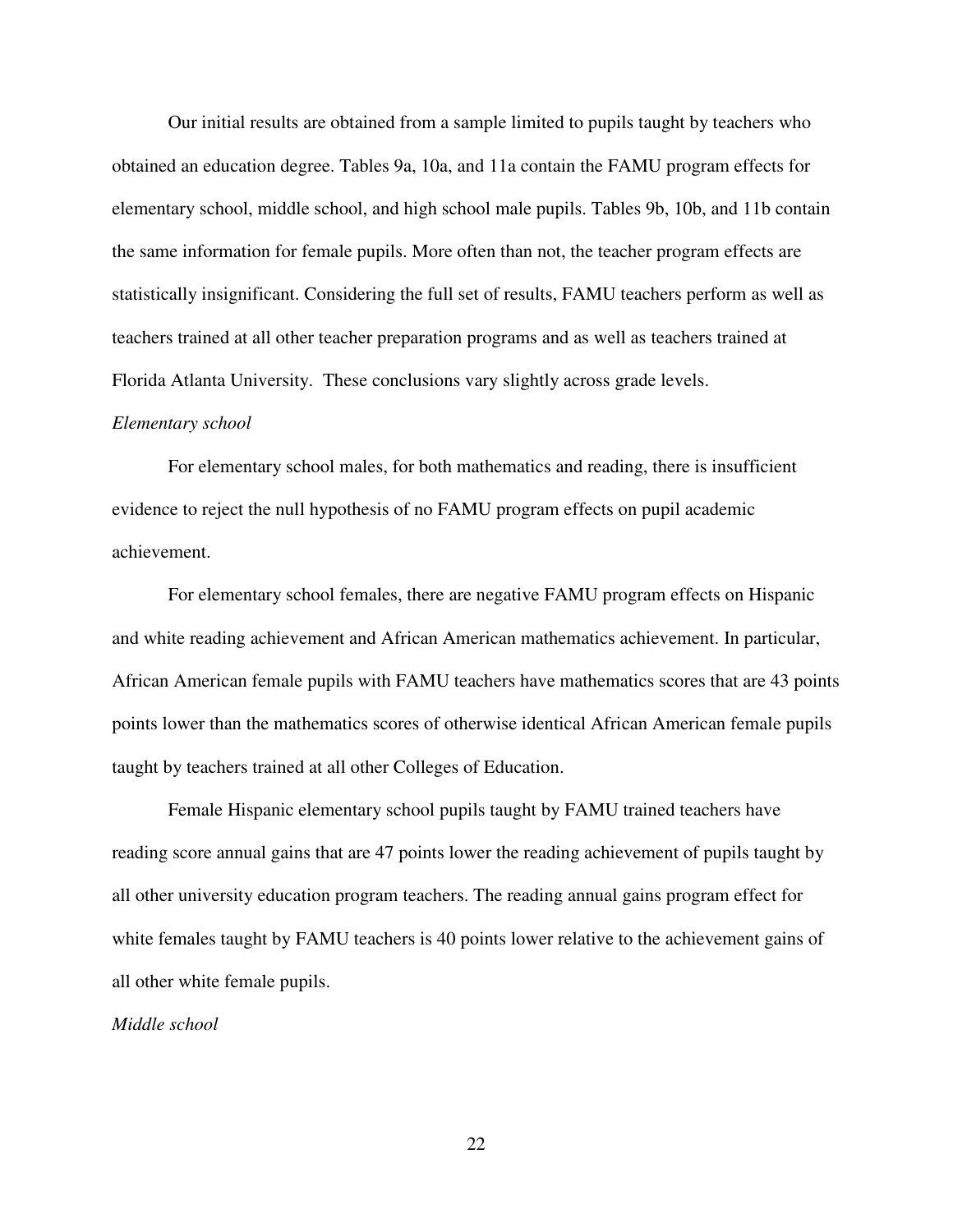Our initial results are obtained from a sample limited to pupils taught by teachers who obtained an education degree. Tables 9a, 10a, and 11a contain the FAMU program effects for elementary school, middle school, and high school male pupils. Tables 9b, 10b, and 11b contain the same information for female pupils. More often than not, the teacher program effects are statistically insignificant. Considering the full set of results, FAMU teachers perform as well as teachers trained at all other teacher preparation programs and as well as teachers trained at Florida Atlanta University. These conclusions vary slightly across grade levels.

*Elementary school*

For elementary school males, for both mathematics and reading, there is insufficient evidence to reject the null hypothesis of no FAMU program effects on pupil academic achievement.

For elementary school females, there are negative FAMU program effects on Hispanic and white reading achievement and African American mathematics achievement. In particular, African American female pupils with FAMU teachers have mathematics scores that are 43 points points lower than the mathematics scores of otherwise identical African American female pupils taught by teachers trained at all other Colleges of Education.

Female Hispanic elementary school pupils taught by FAMU trained teachers have reading score annual gains that are 47 points lower the reading achievement of pupils taught by all other university education program teachers. The reading annual gains program effect for white females taught by FAMU teachers is 40 points lower relative to the achievement gains of all other white female pupils.

*Middle school*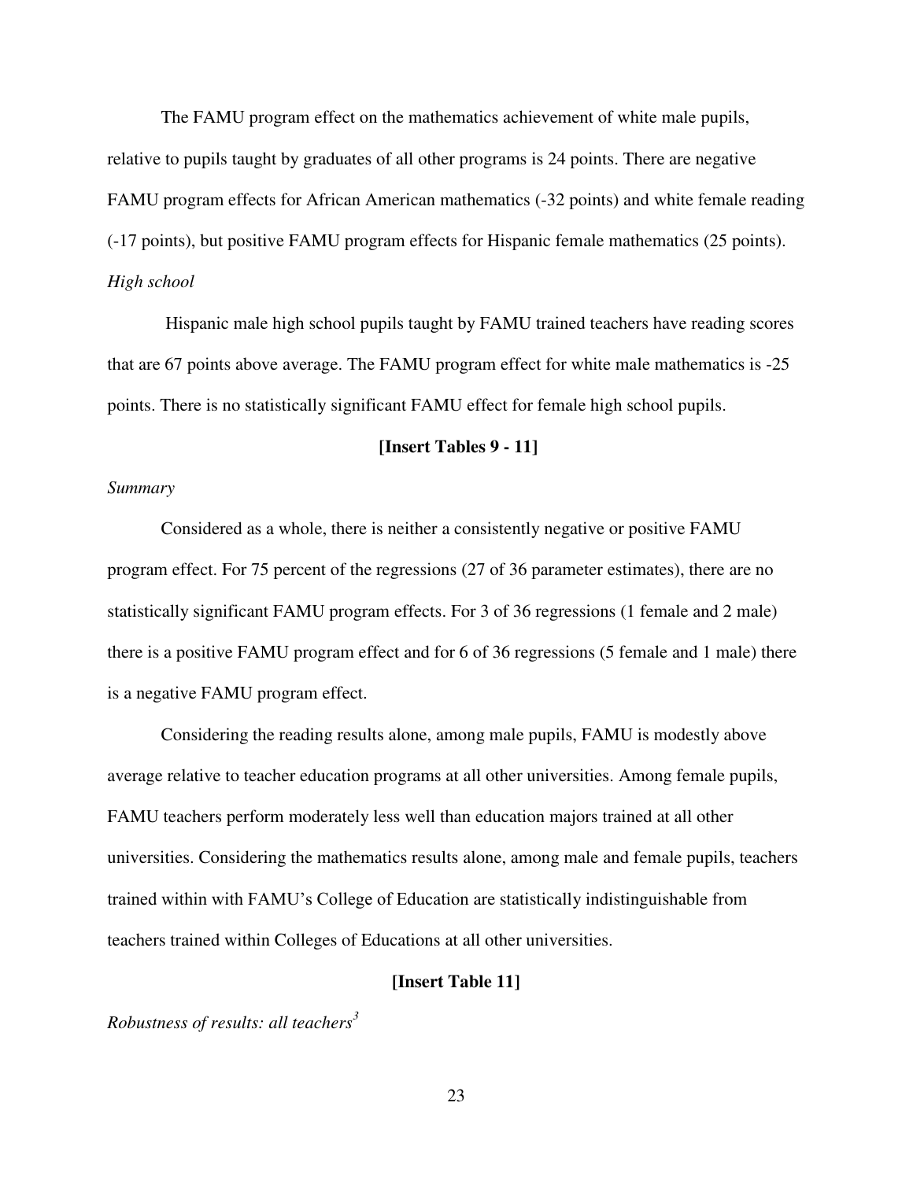The FAMU program effect on the mathematics achievement of white male pupils, relative to pupils taught by graduates of all other programs is 24 points. There are negative FAMU program effects for African American mathematics (-32 points) and white female reading (-17 points), but positive FAMU program effects for Hispanic female mathematics (25 points).

*High school*

Hispanic male high school pupils taught by FAMU trained teachers have reading scores that are 67 points above average. The FAMU program effect for white male mathematics is -25 points. There is no statistically significant FAMU effect for female high school pupils.

**[Insert Tables 9 - 11]**

*Summary*

Considered as a whole, there is neither a consistently negative or positive FAMU program effect. For 75 percent of the regressions (27 of 36 parameter estimates), there are no statistically significant FAMU program effects. For 3 of 36 regressions (1 female and 2 male) there is a positive FAMU program effect and for 6 of 36 regressions (5 female and 1 male) there is a negative FAMU program effect.

Considering the reading results alone, among male pupils, FAMU is modestly above average relative to teacher education programs at all other universities. Among female pupils, FAMU teachers perform moderately less well than education majors trained at all other universities. Considering the mathematics results alone, among male and female pupils, teachers trained within with FAMU's College of Education are statistically indistinguishable from teachers trained within Colleges of Educations at all other universities.

**[Insert Table 11]**

*Robustness of results: all teachers*[3]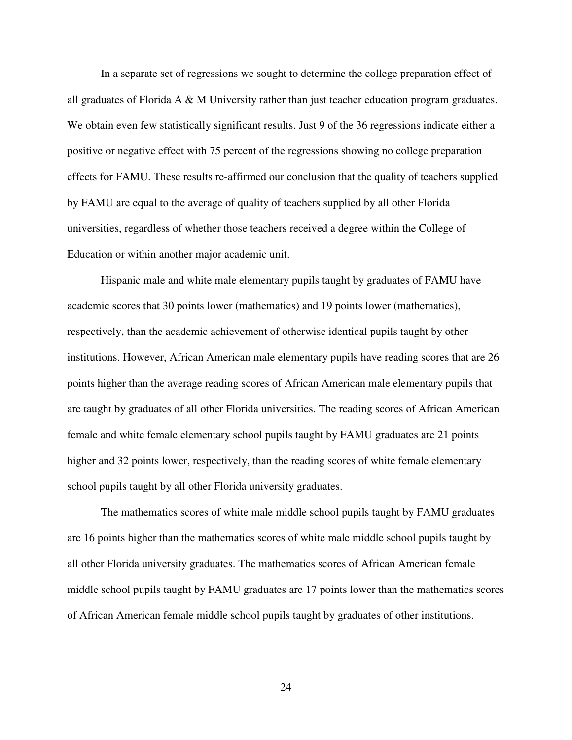In a separate set of regressions we sought to determine the college preparation effect of all graduates of Florida A & M University rather than just teacher education program graduates. We obtain even few statistically significant results. Just 9 of the 36 regressions indicate either a positive or negative effect with 75 percent of the regressions showing no college preparation effects for FAMU. These results re-affirmed our conclusion that the quality of teachers supplied by FAMU are equal to the average of quality of teachers supplied by all other Florida universities, regardless of whether those teachers received a degree within the College of Education or within another major academic unit.

Hispanic male and white male elementary pupils taught by graduates of FAMU have academic scores that 30 points lower (mathematics) and 19 points lower (mathematics), respectively, than the academic achievement of otherwise identical pupils taught by other institutions. However, African American male elementary pupils have reading scores that are 26 points higher than the average reading scores of African American male elementary pupils that are taught by graduates of all other Florida universities. The reading scores of African American female and white female elementary school pupils taught by FAMU graduates are 21 points higher and 32 points lower, respectively, than the reading scores of white female elementary school pupils taught by all other Florida university graduates.

The mathematics scores of white male middle school pupils taught by FAMU graduates are 16 points higher than the mathematics scores of white male middle school pupils taught by all other Florida university graduates. The mathematics scores of African American female middle school pupils taught by FAMU graduates are 17 points lower than the mathematics scores of African American female middle school pupils taught by graduates of other institutions.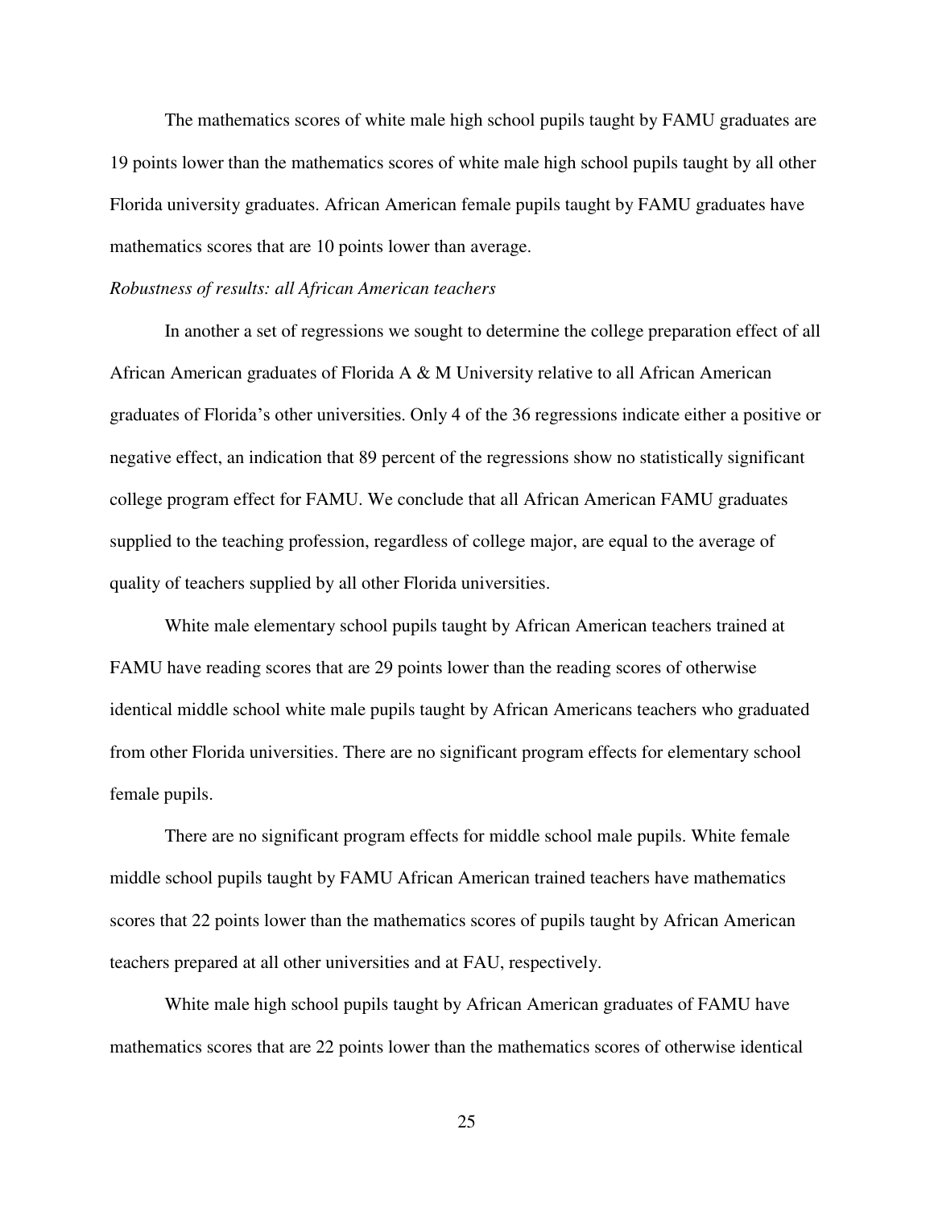The mathematics scores of white male high school pupils taught by FAMU graduates are 19 points lower than the mathematics scores of white male high school pupils taught by all other Florida university graduates. African American female pupils taught by FAMU graduates have mathematics scores that are 10 points lower than average.

*Robustness of results: all African American teachers*

In another a set of regressions we sought to determine the college preparation effect of all African American graduates of Florida A & M University relative to all African American graduates of Florida's other universities. Only 4 of the 36 regressions indicate either a positive or negative effect, an indication that 89 percent of the regressions show no statistically significant college program effect for FAMU. We conclude that all African American FAMU graduates supplied to the teaching profession, regardless of college major, are equal to the average of quality of teachers supplied by all other Florida universities.

White male elementary school pupils taught by African American teachers trained at FAMU have reading scores that are 29 points lower than the reading scores of otherwise identical middle school white male pupils taught by African Americans teachers who graduated from other Florida universities. There are no significant program effects for elementary school female pupils.

There are no significant program effects for middle school male pupils. White female middle school pupils taught by FAMU African American trained teachers have mathematics scores that 22 points lower than the mathematics scores of pupils taught by African American teachers prepared at all other universities and at FAU, respectively.

White male high school pupils taught by African American graduates of FAMU have mathematics scores that are 22 points lower than the mathematics scores of otherwise identical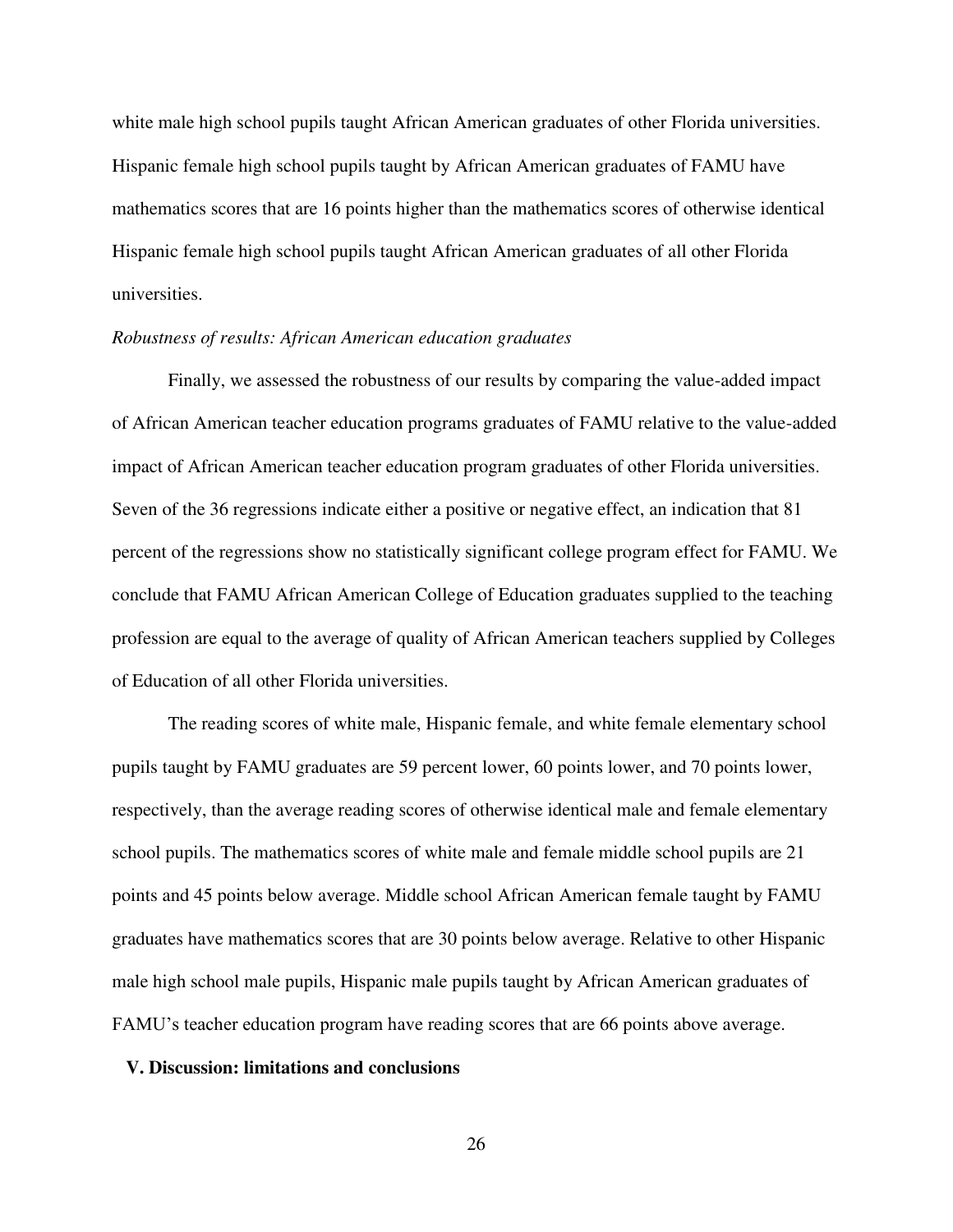white male high school pupils taught African American graduates of other Florida universities. Hispanic female high school pupils taught by African American graduates of FAMU have mathematics scores that are 16 points higher than the mathematics scores of otherwise identical Hispanic female high school pupils taught African American graduates of all other Florida universities.

*Robustness of results: African American education graduates*

Finally, we assessed the robustness of our results by comparing the value-added impact of African American teacher education programs graduates of FAMU relative to the value-added impact of African American teacher education program graduates of other Florida universities. Seven of the 36 regressions indicate either a positive or negative effect, an indication that 81 percent of the regressions show no statistically significant college program effect for FAMU. We conclude that FAMU African American College of Education graduates supplied to the teaching profession are equal to the average of quality of African American teachers supplied by Colleges of Education of all other Florida universities.

The reading scores of white male, Hispanic female, and white female elementary school pupils taught by FAMU graduates are 59 percent lower, 60 points lower, and 70 points lower, respectively, than the average reading scores of otherwise identical male and female elementary school pupils. The mathematics scores of white male and female middle school pupils are 21 points and 45 points below average. Middle school African American female taught by FAMU graduates have mathematics scores that are 30 points below average. Relative to other Hispanic male high school male pupils, Hispanic male pupils taught by African American graduates of FAMU's teacher education program have reading scores that are 66 points above average.

## V. Discussion: limitations and conclusions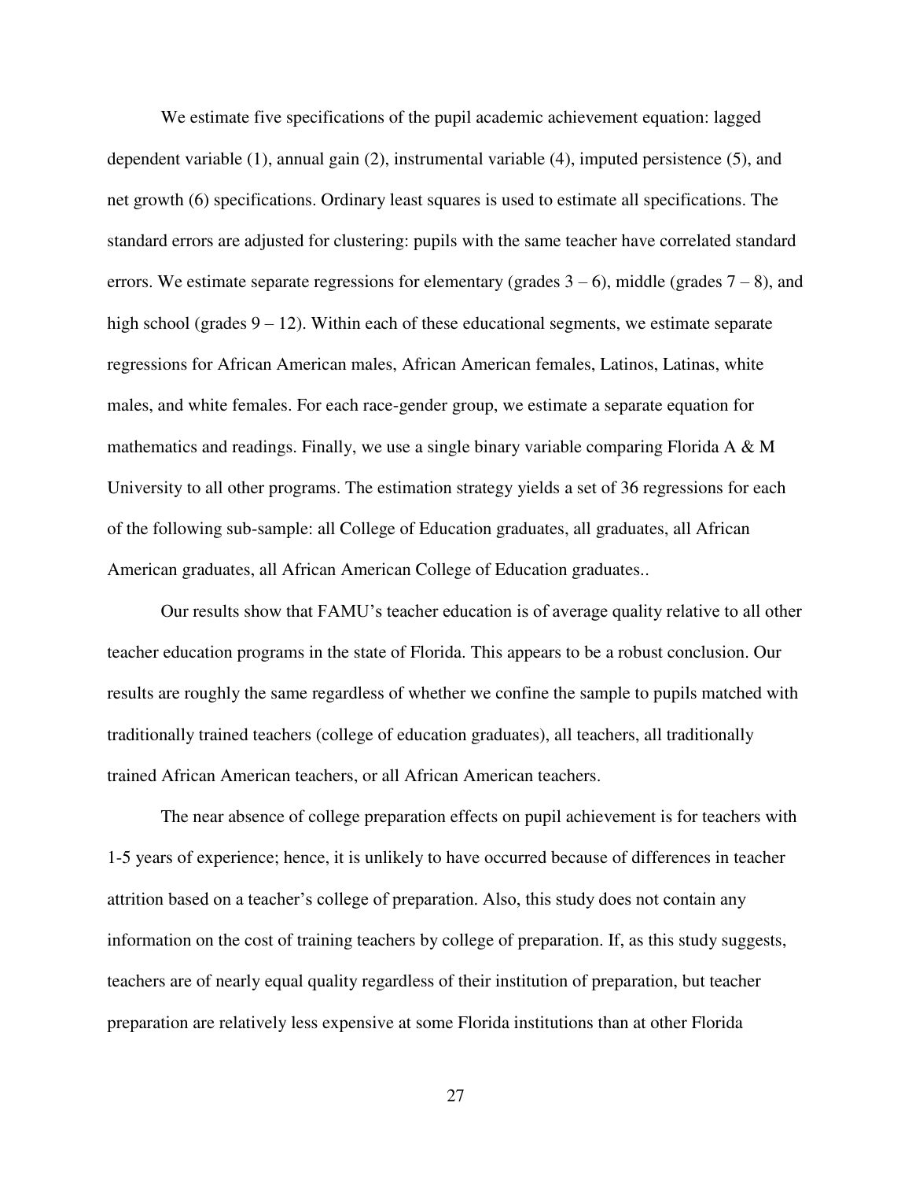We estimate five specifications of the pupil academic achievement equation: lagged dependent variable (1), annual gain (2), instrumental variable (4), imputed persistence (5), and net growth (6) specifications. Ordinary least squares is used to estimate all specifications. The standard errors are adjusted for clustering: pupils with the same teacher have correlated standard errors. We estimate separate regressions for elementary (grades 3 – 6), middle (grades 7 – 8), and high school (grades 9 – 12). Within each of these educational segments, we estimate separate regressions for African American males, African American females, Latinos, Latinas, white males, and white females. For each race-gender group, we estimate a separate equation for mathematics and readings. Finally, we use a single binary variable comparing Florida A & M University to all other programs. The estimation strategy yields a set of 36 regressions for each of the following sub-sample: all College of Education graduates, all graduates, all African American graduates, all African American College of Education graduates..

Our results show that FAMU's teacher education is of average quality relative to all other teacher education programs in the state of Florida. This appears to be a robust conclusion. Our results are roughly the same regardless of whether we confine the sample to pupils matched with traditionally trained teachers (college of education graduates), all teachers, all traditionally trained African American teachers, or all African American teachers.

The near absence of college preparation effects on pupil achievement is for teachers with 1-5 years of experience; hence, it is unlikely to have occurred because of differences in teacher attrition based on a teacher's college of preparation. Also, this study does not contain any information on the cost of training teachers by college of preparation. If, as this study suggests, teachers are of nearly equal quality regardless of their institution of preparation, but teacher preparation are relatively less expensive at some Florida institutions than at other Florida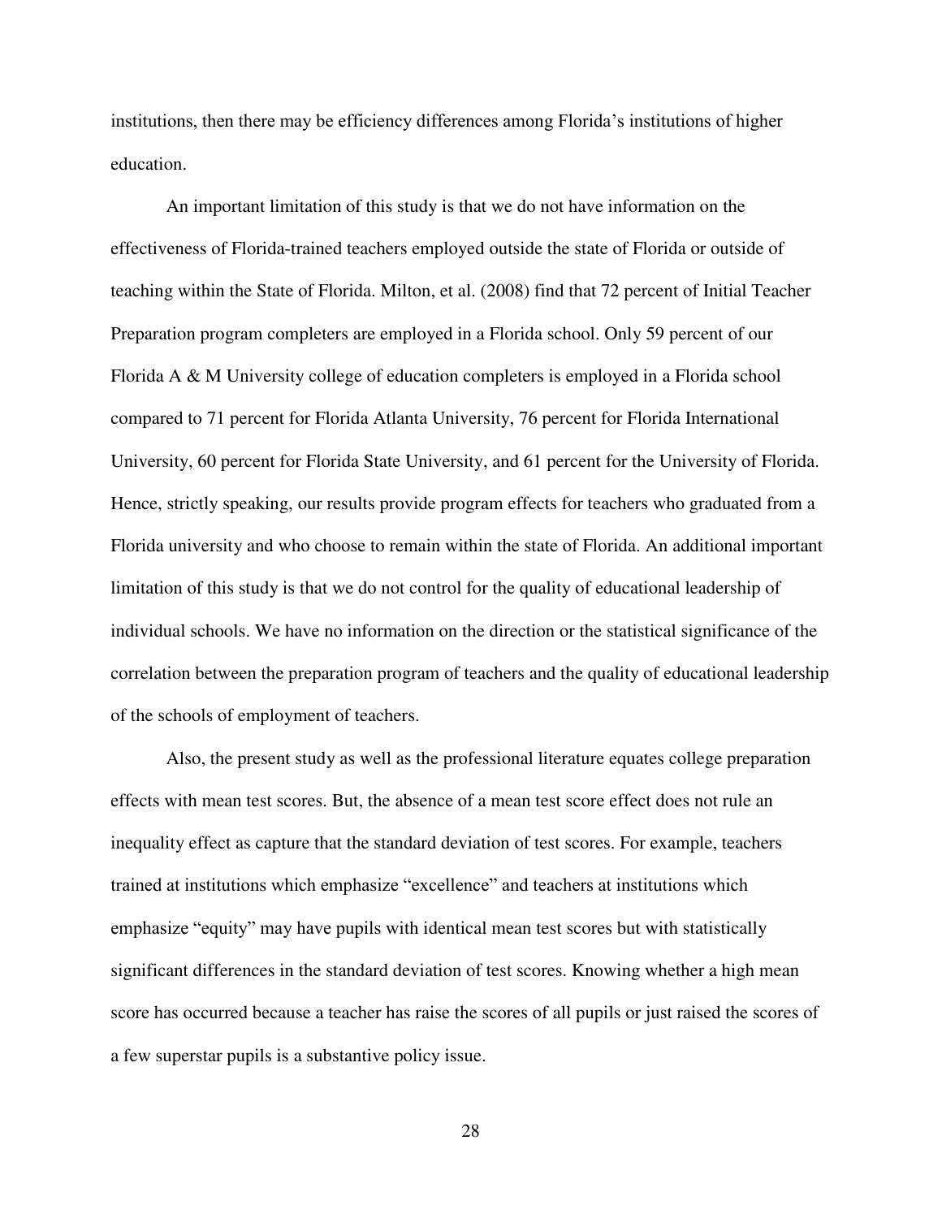institutions, then there may be efficiency differences among Florida's institutions of higher education.

An important limitation of this study is that we do not have information on the effectiveness of Florida-trained teachers employed outside the state of Florida or outside of teaching within the State of Florida. Milton, et al. (2008) find that 72 percent of Initial Teacher Preparation program completers are employed in a Florida school. Only 59 percent of our Florida A & M University college of education completers is employed in a Florida school compared to 71 percent for Florida Atlanta University, 76 percent for Florida International University, 60 percent for Florida State University, and 61 percent for the University of Florida. Hence, strictly speaking, our results provide program effects for teachers who graduated from a Florida university and who choose to remain within the state of Florida. An additional important limitation of this study is that we do not control for the quality of educational leadership of individual schools. We have no information on the direction or the statistical significance of the correlation between the preparation program of teachers and the quality of educational leadership of the schools of employment of teachers.

Also, the present study as well as the professional literature equates college preparation effects with mean test scores. But, the absence of a mean test score effect does not rule an inequality effect as capture that the standard deviation of test scores. For example, teachers trained at institutions which emphasize "excellence" and teachers at institutions which emphasize "equity" may have pupils with identical mean test scores but with statistically significant differences in the standard deviation of test scores. Knowing whether a high mean score has occurred because a teacher has raise the scores of all pupils or just raised the scores of a few superstar pupils is a substantive policy issue.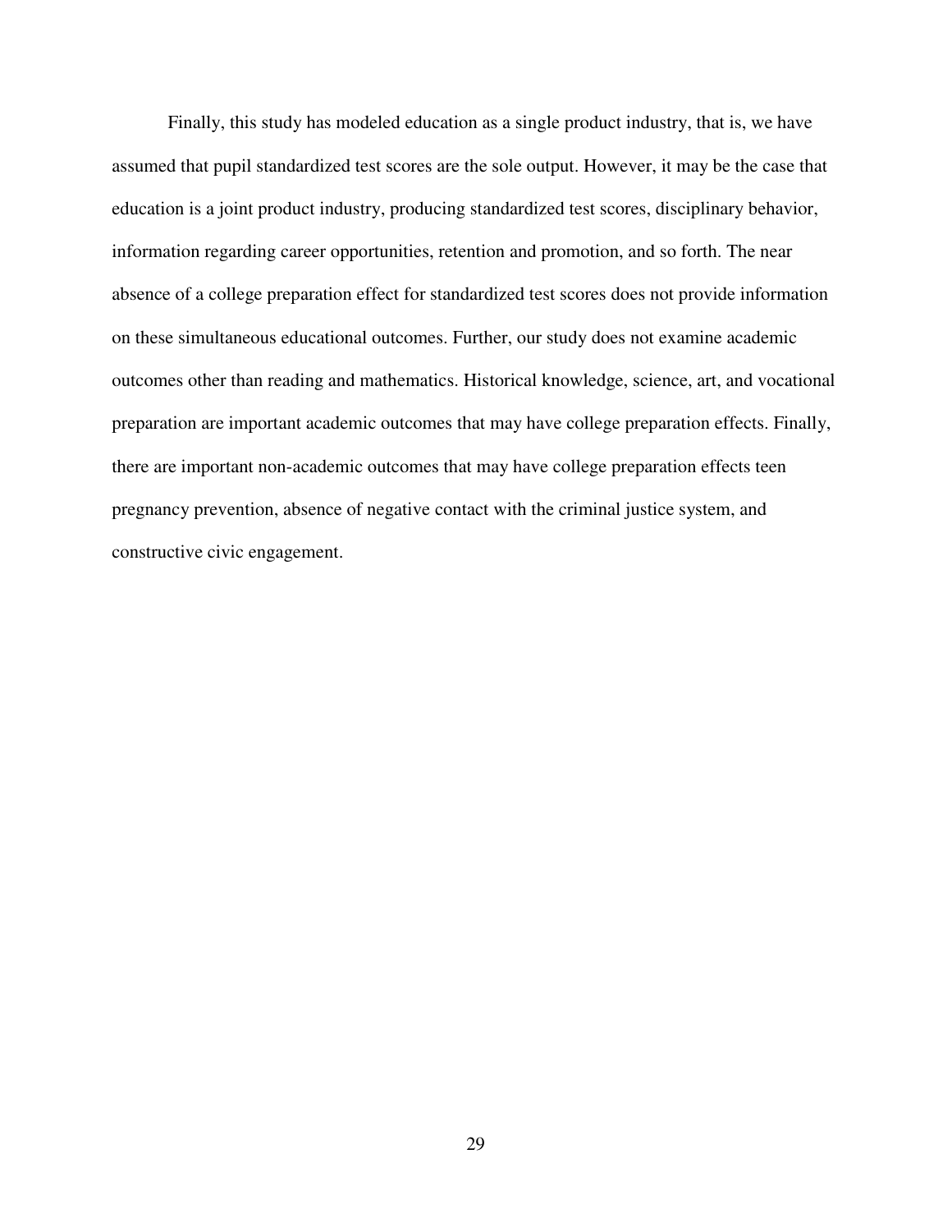Finally, this study has modeled education as a single product industry, that is, we have assumed that pupil standardized test scores are the sole output. However, it may be the case that education is a joint product industry, producing standardized test scores, disciplinary behavior, information regarding career opportunities, retention and promotion, and so forth. The near absence of a college preparation effect for standardized test scores does not provide information on these simultaneous educational outcomes. Further, our study does not examine academic outcomes other than reading and mathematics. Historical knowledge, science, art, and vocational preparation are important academic outcomes that may have college preparation effects. Finally, there are important non-academic outcomes that may have college preparation effects teen pregnancy prevention, absence of negative contact with the criminal justice system, and constructive civic engagement.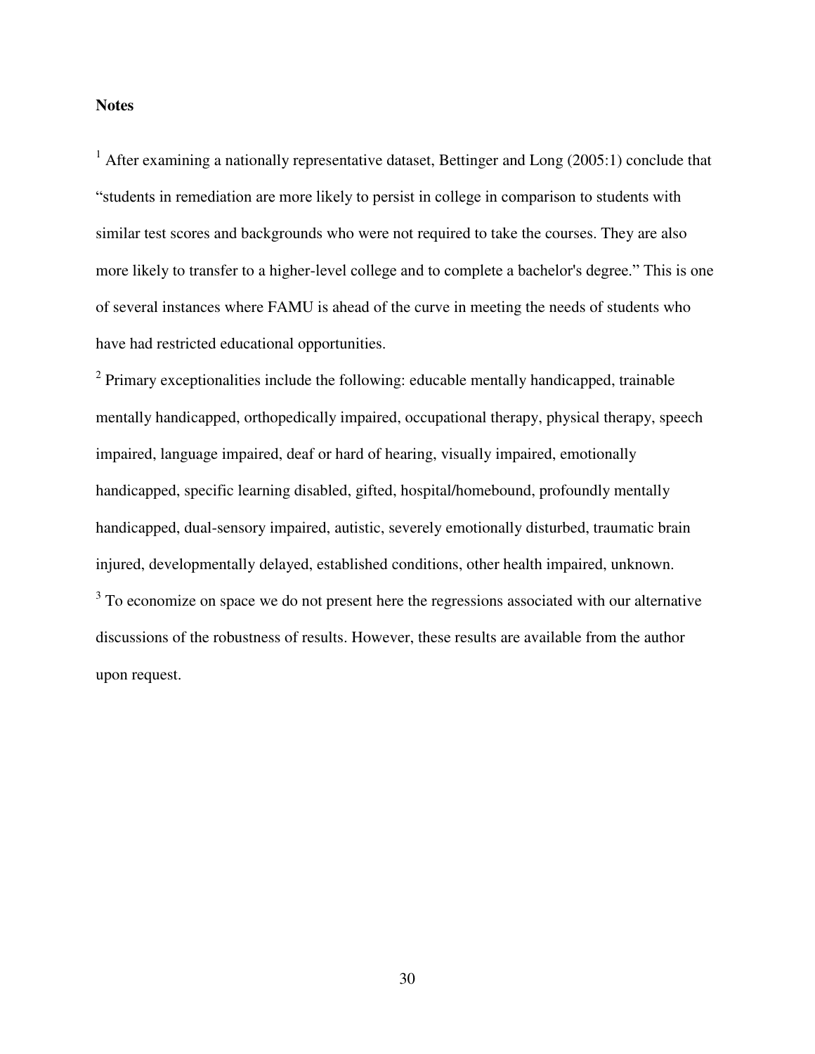**Notes**

[1] After examining a nationally representative dataset, Bettinger and Long (2005:1) conclude that "students in remediation are more likely to persist in college in comparison to students with similar test scores and backgrounds who were not required to take the courses. They are also more likely to transfer to a higher-level college and to complete a bachelor's degree." This is one of several instances where FAMU is ahead of the curve in meeting the needs of students who have had restricted educational opportunities.

[2] Primary exceptionalities include the following: educable mentally handicapped, trainable mentally handicapped, orthopedically impaired, occupational therapy, physical therapy, speech impaired, language impaired, deaf or hard of hearing, visually impaired, emotionally handicapped, specific learning disabled, gifted, hospital/homebound, profoundly mentally handicapped, dual-sensory impaired, autistic, severely emotionally disturbed, traumatic brain injured, developmentally delayed, established conditions, other health impaired, unknown.

[3] To economize on space we do not present here the regressions associated with our alternative discussions of the robustness of results. However, these results are available from the author upon request.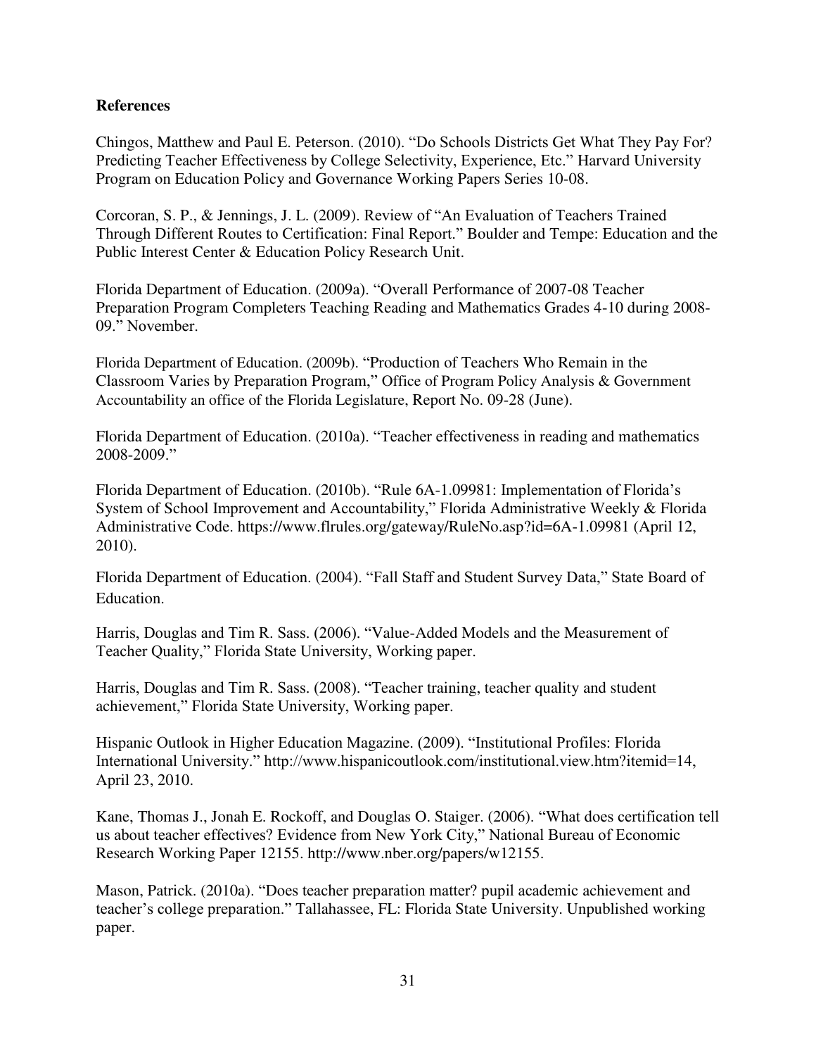**References**

Chingos, Matthew and Paul E. Peterson. (2010). "Do Schools Districts Get What They Pay For? Predicting Teacher Effectiveness by College Selectivity, Experience, Etc." Harvard University Program on Education Policy and Governance Working Papers Series 10-08.

Corcoran, S. P., & Jennings, J. L. (2009). Review of "An Evaluation of Teachers Trained Through Different Routes to Certification: Final Report." Boulder and Tempe: Education and the Public Interest Center & Education Policy Research Unit.

Florida Department of Education. (2009a). "Overall Performance of 2007-08 Teacher Preparation Program Completers Teaching Reading and Mathematics Grades 4-10 during 2008-09." November.

Florida Department of Education. (2009b). "Production of Teachers Who Remain in the Classroom Varies by Preparation Program," Office of Program Policy Analysis & Government Accountability an office of the Florida Legislature, Report No. 09-28 (June).

Florida Department of Education. (2010a). "Teacher effectiveness in reading and mathematics 2008-2009."

Florida Department of Education. (2010b). "Rule 6A-1.09981: Implementation of Florida's System of School Improvement and Accountability," Florida Administrative Weekly & Florida Administrative Code. https://www.flrules.org/gateway/RuleNo.asp?id=6A-1.09981 (April 12, 2010).

Florida Department of Education. (2004). "Fall Staff and Student Survey Data," State Board of Education.

Harris, Douglas and Tim R. Sass. (2006). "Value-Added Models and the Measurement of Teacher Quality," Florida State University, Working paper.

Harris, Douglas and Tim R. Sass. (2008). "Teacher training, teacher quality and student achievement," Florida State University, Working paper.

Hispanic Outlook in Higher Education Magazine. (2009). "Institutional Profiles: Florida International University." http://www.hispanicoutlook.com/institutional.view.htm?itemid=14, April 23, 2010.

Kane, Thomas J., Jonah E. Rockoff, and Douglas O. Staiger. (2006). "What does certification tell us about teacher effectives? Evidence from New York City," National Bureau of Economic Research Working Paper 12155. http://www.nber.org/papers/w12155.

Mason, Patrick. (2010a). "Does teacher preparation matter? pupil academic achievement and teacher's college preparation." Tallahassee, FL: Florida State University. Unpublished working paper.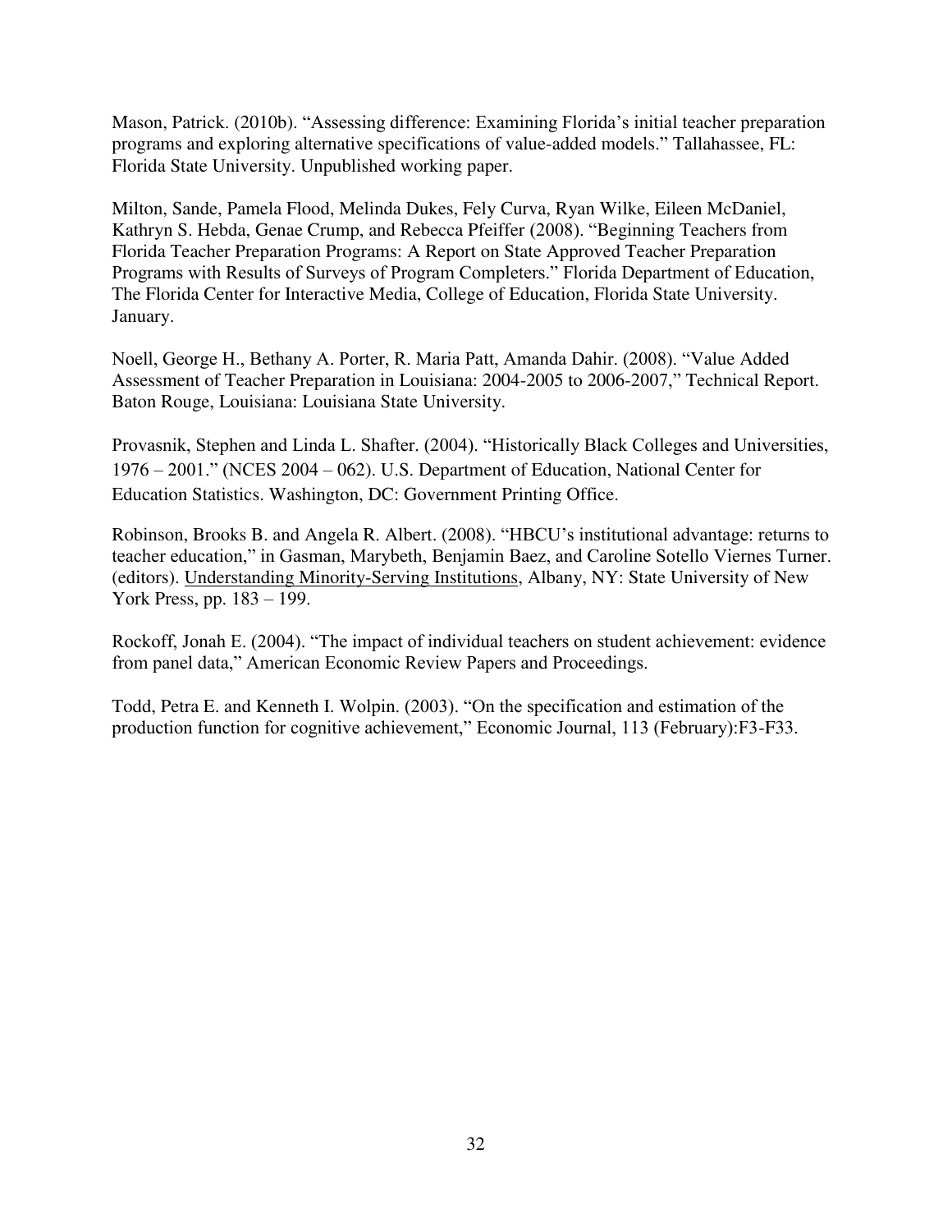Mason, Patrick. (2010b). "Assessing difference: Examining Florida's initial teacher preparation programs and exploring alternative specifications of value-added models." Tallahassee, FL: Florida State University. Unpublished working paper.

Milton, Sande, Pamela Flood, Melinda Dukes, Fely Curva, Ryan Wilke, Eileen McDaniel, Kathryn S. Hebda, Genae Crump, and Rebecca Pfeiffer (2008). "Beginning Teachers from Florida Teacher Preparation Programs: A Report on State Approved Teacher Preparation Programs with Results of Surveys of Program Completers." Florida Department of Education, The Florida Center for Interactive Media, College of Education, Florida State University. January.

Noell, George H., Bethany A. Porter, R. Maria Patt, Amanda Dahir. (2008). "Value Added Assessment of Teacher Preparation in Louisiana: 2004-2005 to 2006-2007," Technical Report. Baton Rouge, Louisiana: Louisiana State University.

Provasnik, Stephen and Linda L. Shafter. (2004). "Historically Black Colleges and Universities, 1976 – 2001." (NCES 2004 – 062). U.S. Department of Education, National Center for Education Statistics. Washington, DC: Government Printing Office.

Robinson, Brooks B. and Angela R. Albert. (2008). "HBCU's institutional advantage: returns to teacher education," in Gasman, Marybeth, Benjamin Baez, and Caroline Sotello Viernes Turner. (editors). Understanding Minority-Serving Institutions, Albany, NY: State University of New York Press, pp. 183 – 199.

Rockoff, Jonah E. (2004). "The impact of individual teachers on student achievement: evidence from panel data," American Economic Review Papers and Proceedings.

Todd, Petra E. and Kenneth I. Wolpin. (2003). "On the specification and estimation of the production function for cognitive achievement," Economic Journal, 113 (February):F3-F33.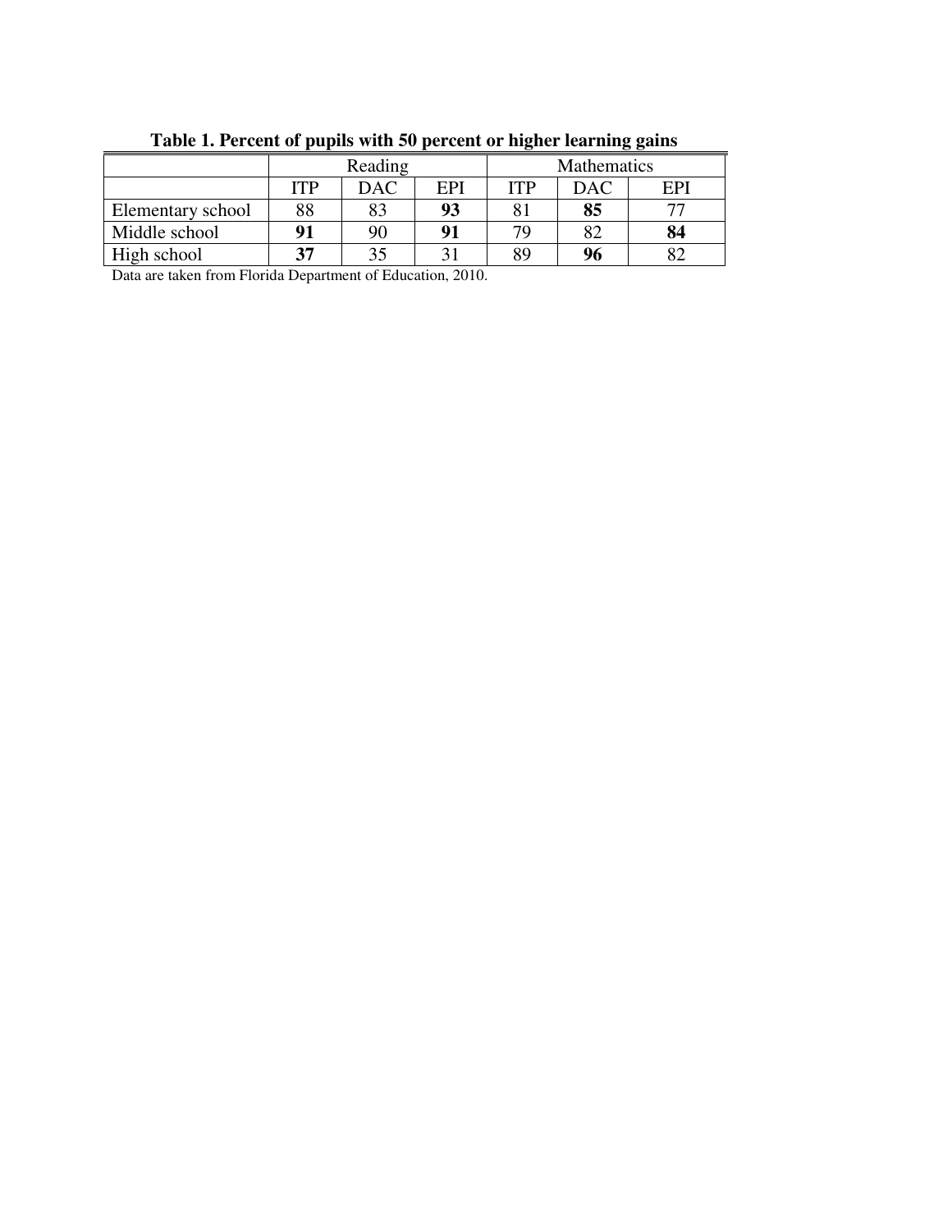**Table 1. Percent of pupils with 50 percent or higher learning gains**

| | Reading | | | Mathematics | | |
|---|---|---|---|---|---|---|
| | ITP | DAC | EPI | ITP | DAC | EPI |
| Elementary school | 88 | 83 | **93** | 81 | **85** | 77 |
| Middle school | **91** | 90 | **91** | 79 | 82 | **84** |
| High school | **37** | 35 | 31 | 89 | **96** | 82 |

Data are taken from Florida Department of Education, 2010.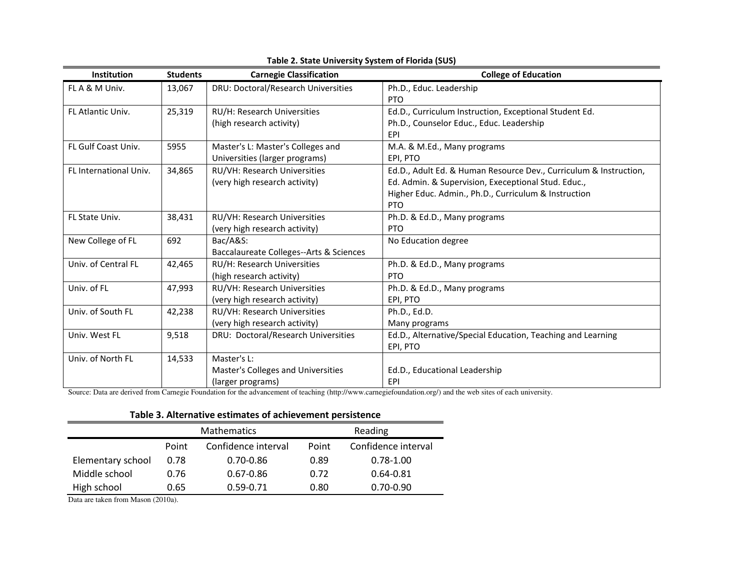**Table 2. State University System of Florida (SUS)**

| Institution | Students | Carnegie Classification | College of Education |
|---|---|---|---|
| FL A & M Univ. | 13,067 | DRU: Doctoral/Research Universities | Ph.D., Educ. Leadership<br>PTO |
| FL Atlantic Univ. | 25,319 | RU/H: Research Universities (high research activity) | Ed.D., Curriculum Instruction, Exceptional Student Ed.<br>Ph.D., Counselor Educ., Educ. Leadership<br>EPI |
| FL Gulf Coast Univ. | 5955 | Master's L: Master's Colleges and Universities (larger programs) | M.A. & M.Ed., Many programs<br>EPI, PTO |
| FL International Univ. | 34,865 | RU/VH: Research Universities (very high research activity) | Ed.D., Adult Ed. & Human Resource Dev., Curriculum & Instruction, Ed. Admin. & Supervision, Execeptional Stud. Educ., Higher Educ. Admin., Ph.D., Curriculum & Instruction<br>PTO |
| FL State Univ. | 38,431 | RU/VH: Research Universities (very high research activity) | Ph.D. & Ed.D., Many programs<br>PTO |
| New College of FL | 692 | Bac/A&S: Baccalaureate Colleges--Arts & Sciences | No Education degree |
| Univ. of Central FL | 42,465 | RU/H: Research Universities (high research activity) | Ph.D. & Ed.D., Many programs<br>PTO |
| Univ. of FL | 47,993 | RU/VH: Research Universities (very high research activity) | Ph.D. & Ed.D., Many programs<br>EPI, PTO |
| Univ. of South FL | 42,238 | RU/VH: Research Universities (very high research activity) | Ph.D., Ed.D.<br>Many programs |
| Univ. West FL | 9,518 | DRU: Doctoral/Research Universities | Ed.D., Alternative/Special Education, Teaching and Learning<br>EPI, PTO |
| Univ. of North FL | 14,533 | Master's L: Master's Colleges and Universities (larger programs) | Ed.D., Educational Leadership<br>EPI |

Source: Data are derived from Carnegie Foundation for the advancement of teaching (http://www.carnegiefoundation.org/) and the web sites of each university.

**Table 3. Alternative estimates of achievement persistence**

| | Mathematics | | Reading | |
|---|---|---|---|---|
| | Point | Confidence interval | Point | Confidence interval |
| Elementary school | 0.78 | 0.70-0.86 | 0.89 | 0.78-1.00 |
| Middle school | 0.76 | 0.67-0.86 | 0.72 | 0.64-0.81 |
| High school | 0.65 | 0.59-0.71 | 0.80 | 0.70-0.90 |

Data are taken from Mason (2010a).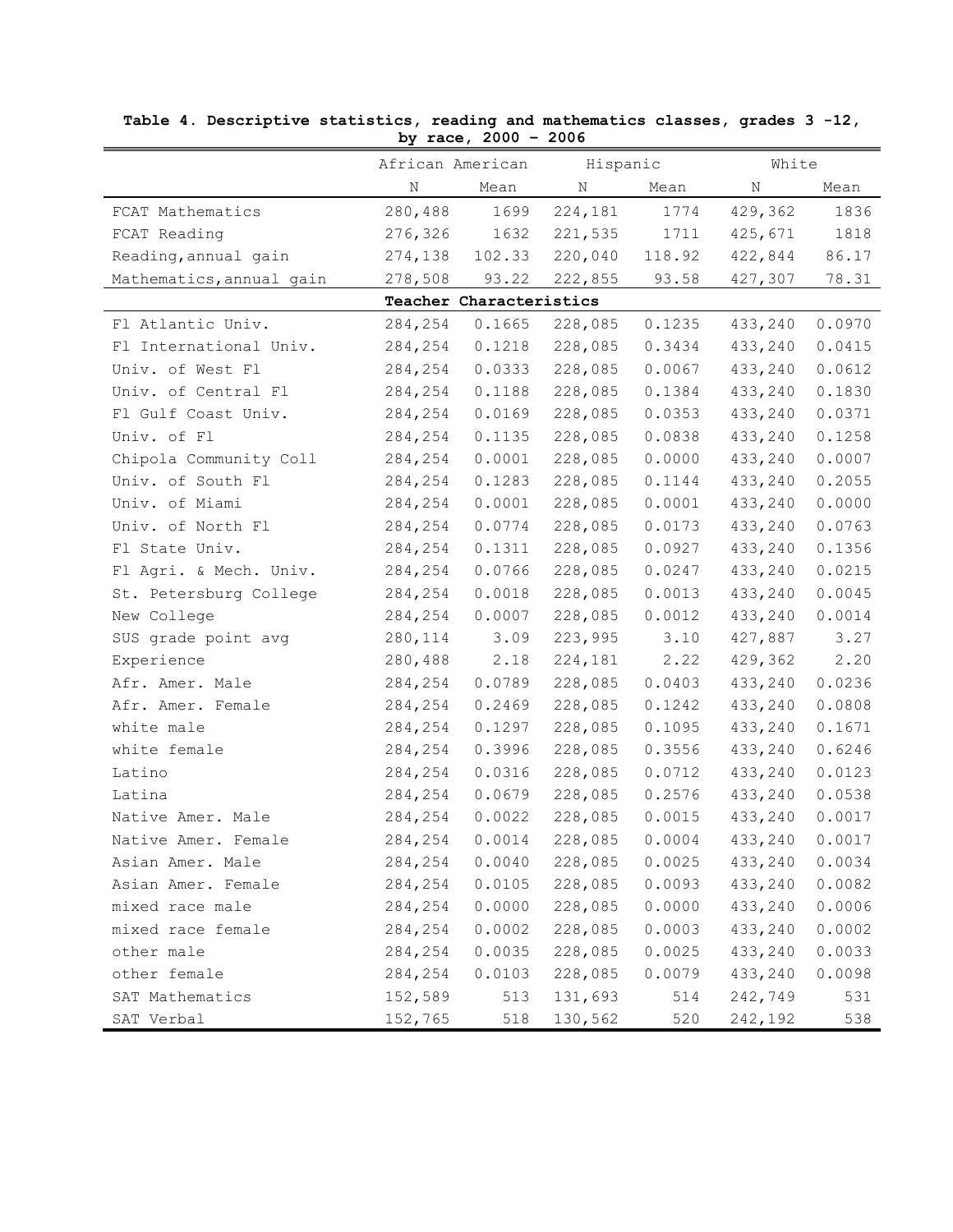**Table 4. Descriptive statistics, reading and mathematics classes, grades 3 -12, by race, 2000 – 2006**

| | African American | | Hispanic | | White | |
|---|---|---|---|---|---|---|
| | N | Mean | N | Mean | N | Mean |
| FCAT Mathematics | 280,488 | 1699 | 224,181 | 1774 | 429,362 | 1836 |
| FCAT Reading | 276,326 | 1632 | 221,535 | 1711 | 425,671 | 1818 |
| Reading,annual gain | 274,138 | 102.33 | 220,040 | 118.92 | 422,844 | 86.17 |
| Mathematics,annual gain | 278,508 | 93.22 | 222,855 | 93.58 | 427,307 | 78.31 |
| **Teacher Characteristics** | | | | | | |
| Fl Atlantic Univ. | 284,254 | 0.1665 | 228,085 | 0.1235 | 433,240 | 0.0970 |
| Fl International Univ. | 284,254 | 0.1218 | 228,085 | 0.3434 | 433,240 | 0.0415 |
| Univ. of West Fl | 284,254 | 0.0333 | 228,085 | 0.0067 | 433,240 | 0.0612 |
| Univ. of Central Fl | 284,254 | 0.1188 | 228,085 | 0.1384 | 433,240 | 0.1830 |
| Fl Gulf Coast Univ. | 284,254 | 0.0169 | 228,085 | 0.0353 | 433,240 | 0.0371 |
| Univ. of Fl | 284,254 | 0.1135 | 228,085 | 0.0838 | 433,240 | 0.1258 |
| Chipola Community Coll | 284,254 | 0.0001 | 228,085 | 0.0000 | 433,240 | 0.0007 |
| Univ. of South Fl | 284,254 | 0.1283 | 228,085 | 0.1144 | 433,240 | 0.2055 |
| Univ. of Miami | 284,254 | 0.0001 | 228,085 | 0.0001 | 433,240 | 0.0000 |
| Univ. of North Fl | 284,254 | 0.0774 | 228,085 | 0.0173 | 433,240 | 0.0763 |
| Fl State Univ. | 284,254 | 0.1311 | 228,085 | 0.0927 | 433,240 | 0.1356 |
| Fl Agri. & Mech. Univ. | 284,254 | 0.0766 | 228,085 | 0.0247 | 433,240 | 0.0215 |
| St. Petersburg College | 284,254 | 0.0018 | 228,085 | 0.0013 | 433,240 | 0.0045 |
| New College | 284,254 | 0.0007 | 228,085 | 0.0012 | 433,240 | 0.0014 |
| SUS grade point avg | 280,114 | 3.09 | 223,995 | 3.10 | 427,887 | 3.27 |
| Experience | 280,488 | 2.18 | 224,181 | 2.22 | 429,362 | 2.20 |
| Afr. Amer. Male | 284,254 | 0.0789 | 228,085 | 0.0403 | 433,240 | 0.0236 |
| Afr. Amer. Female | 284,254 | 0.2469 | 228,085 | 0.1242 | 433,240 | 0.0808 |
| white male | 284,254 | 0.1297 | 228,085 | 0.1095 | 433,240 | 0.1671 |
| white female | 284,254 | 0.3996 | 228,085 | 0.3556 | 433,240 | 0.6246 |
| Latino | 284,254 | 0.0316 | 228,085 | 0.0712 | 433,240 | 0.0123 |
| Latina | 284,254 | 0.0679 | 228,085 | 0.2576 | 433,240 | 0.0538 |
| Native Amer. Male | 284,254 | 0.0022 | 228,085 | 0.0015 | 433,240 | 0.0017 |
| Native Amer. Female | 284,254 | 0.0014 | 228,085 | 0.0004 | 433,240 | 0.0017 |
| Asian Amer. Male | 284,254 | 0.0040 | 228,085 | 0.0025 | 433,240 | 0.0034 |
| Asian Amer. Female | 284,254 | 0.0105 | 228,085 | 0.0093 | 433,240 | 0.0082 |
| mixed race male | 284,254 | 0.0000 | 228,085 | 0.0000 | 433,240 | 0.0006 |
| mixed race female | 284,254 | 0.0002 | 228,085 | 0.0003 | 433,240 | 0.0002 |
| other male | 284,254 | 0.0035 | 228,085 | 0.0025 | 433,240 | 0.0033 |
| other female | 284,254 | 0.0103 | 228,085 | 0.0079 | 433,240 | 0.0098 |
| SAT Mathematics | 152,589 | 513 | 131,693 | 514 | 242,749 | 531 |
| SAT Verbal | 152,765 | 518 | 130,562 | 520 | 242,192 | 538 |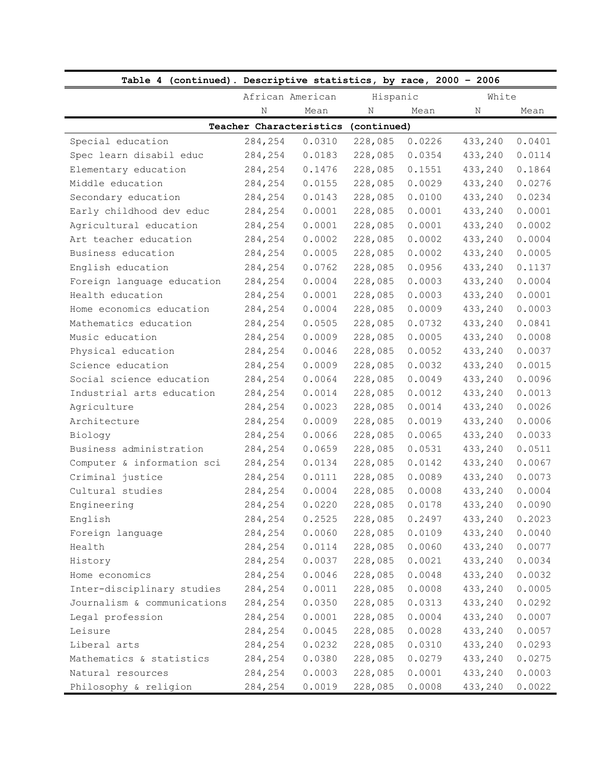| Table 4 (continued). Descriptive statistics, by race, 2000 – 2006 | | | | | | |
|---|---|---|---|---|---|---|
| | African American | | Hispanic | | White | |
| | N | Mean | N | Mean | N | Mean |
| **Teacher Characteristics (continued)** | | | | | | |
| Special education | 284,254 | 0.0310 | 228,085 | 0.0226 | 433,240 | 0.0401 |
| Spec learn disabil educ | 284,254 | 0.0183 | 228,085 | 0.0354 | 433,240 | 0.0114 |
| Elementary education | 284,254 | 0.1476 | 228,085 | 0.1551 | 433,240 | 0.1864 |
| Middle education | 284,254 | 0.0155 | 228,085 | 0.0029 | 433,240 | 0.0276 |
| Secondary education | 284,254 | 0.0143 | 228,085 | 0.0100 | 433,240 | 0.0234 |
| Early childhood dev educ | 284,254 | 0.0001 | 228,085 | 0.0001 | 433,240 | 0.0001 |
| Agricultural education | 284,254 | 0.0001 | 228,085 | 0.0001 | 433,240 | 0.0002 |
| Art teacher education | 284,254 | 0.0002 | 228,085 | 0.0002 | 433,240 | 0.0004 |
| Business education | 284,254 | 0.0005 | 228,085 | 0.0002 | 433,240 | 0.0005 |
| English education | 284,254 | 0.0762 | 228,085 | 0.0956 | 433,240 | 0.1137 |
| Foreign language education | 284,254 | 0.0004 | 228,085 | 0.0003 | 433,240 | 0.0004 |
| Health education | 284,254 | 0.0001 | 228,085 | 0.0003 | 433,240 | 0.0001 |
| Home economics education | 284,254 | 0.0004 | 228,085 | 0.0009 | 433,240 | 0.0003 |
| Mathematics education | 284,254 | 0.0505 | 228,085 | 0.0732 | 433,240 | 0.0841 |
| Music education | 284,254 | 0.0009 | 228,085 | 0.0005 | 433,240 | 0.0008 |
| Physical education | 284,254 | 0.0046 | 228,085 | 0.0052 | 433,240 | 0.0037 |
| Science education | 284,254 | 0.0009 | 228,085 | 0.0032 | 433,240 | 0.0015 |
| Social science education | 284,254 | 0.0064 | 228,085 | 0.0049 | 433,240 | 0.0096 |
| Industrial arts education | 284,254 | 0.0014 | 228,085 | 0.0012 | 433,240 | 0.0013 |
| Agriculture | 284,254 | 0.0023 | 228,085 | 0.0014 | 433,240 | 0.0026 |
| Architecture | 284,254 | 0.0009 | 228,085 | 0.0019 | 433,240 | 0.0006 |
| Biology | 284,254 | 0.0066 | 228,085 | 0.0065 | 433,240 | 0.0033 |
| Business administration | 284,254 | 0.0659 | 228,085 | 0.0531 | 433,240 | 0.0511 |
| Computer & information sci | 284,254 | 0.0134 | 228,085 | 0.0142 | 433,240 | 0.0067 |
| Criminal justice | 284,254 | 0.0111 | 228,085 | 0.0089 | 433,240 | 0.0073 |
| Cultural studies | 284,254 | 0.0004 | 228,085 | 0.0008 | 433,240 | 0.0004 |
| Engineering | 284,254 | 0.0220 | 228,085 | 0.0178 | 433,240 | 0.0090 |
| English | 284,254 | 0.2525 | 228,085 | 0.2497 | 433,240 | 0.2023 |
| Foreign language | 284,254 | 0.0060 | 228,085 | 0.0109 | 433,240 | 0.0040 |
| Health | 284,254 | 0.0114 | 228,085 | 0.0060 | 433,240 | 0.0077 |
| History | 284,254 | 0.0037 | 228,085 | 0.0021 | 433,240 | 0.0034 |
| Home economics | 284,254 | 0.0046 | 228,085 | 0.0048 | 433,240 | 0.0032 |
| Inter-disciplinary studies | 284,254 | 0.0011 | 228,085 | 0.0008 | 433,240 | 0.0005 |
| Journalism & communications | 284,254 | 0.0350 | 228,085 | 0.0313 | 433,240 | 0.0292 |
| Legal profession | 284,254 | 0.0001 | 228,085 | 0.0004 | 433,240 | 0.0007 |
| Leisure | 284,254 | 0.0045 | 228,085 | 0.0028 | 433,240 | 0.0057 |
| Liberal arts | 284,254 | 0.0232 | 228,085 | 0.0310 | 433,240 | 0.0293 |
| Mathematics & statistics | 284,254 | 0.0380 | 228,085 | 0.0279 | 433,240 | 0.0275 |
| Natural resources | 284,254 | 0.0003 | 228,085 | 0.0001 | 433,240 | 0.0003 |
| Philosophy & religion | 284,254 | 0.0019 | 228,085 | 0.0008 | 433,240 | 0.0022 |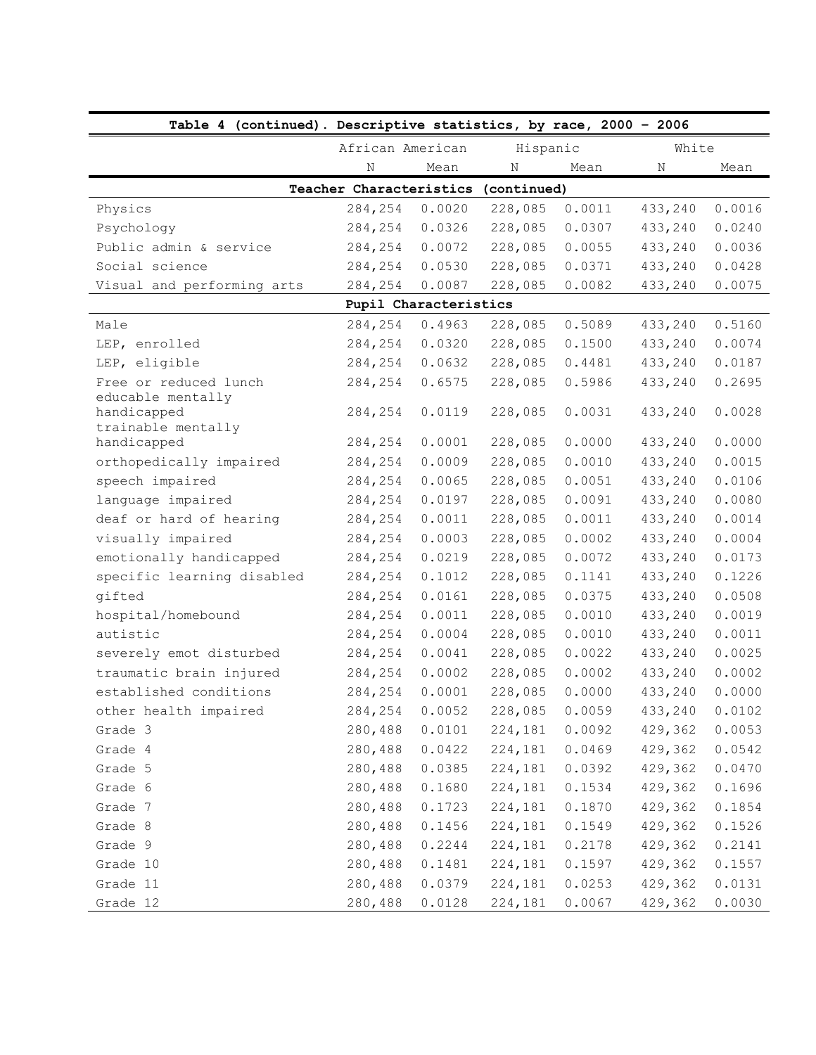| Table 4 (continued). Descriptive statistics, by race, 2000 – 2006 | | | | | | |
|---|---|---|---|---|---|---|
| | African American | | Hispanic | | White | |
| | N | Mean | N | Mean | N | Mean |
| **Teacher Characteristics (continued)** | | | | | | |
| Physics | 284,254 | 0.0020 | 228,085 | 0.0011 | 433,240 | 0.0016 |
| Psychology | 284,254 | 0.0326 | 228,085 | 0.0307 | 433,240 | 0.0240 |
| Public admin & service | 284,254 | 0.0072 | 228,085 | 0.0055 | 433,240 | 0.0036 |
| Social science | 284,254 | 0.0530 | 228,085 | 0.0371 | 433,240 | 0.0428 |
| Visual and performing arts | 284,254 | 0.0087 | 228,085 | 0.0082 | 433,240 | 0.0075 |
| **Pupil Characteristics** | | | | | | |
| Male | 284,254 | 0.4963 | 228,085 | 0.5089 | 433,240 | 0.5160 |
| LEP, enrolled | 284,254 | 0.0320 | 228,085 | 0.1500 | 433,240 | 0.0074 |
| LEP, eligible | 284,254 | 0.0632 | 228,085 | 0.4481 | 433,240 | 0.0187 |
| Free or reduced lunch | 284,254 | 0.6575 | 228,085 | 0.5986 | 433,240 | 0.2695 |
| educable mentally handicapped | 284,254 | 0.0119 | 228,085 | 0.0031 | 433,240 | 0.0028 |
| trainable mentally handicapped | 284,254 | 0.0001 | 228,085 | 0.0000 | 433,240 | 0.0000 |
| orthopedically impaired | 284,254 | 0.0009 | 228,085 | 0.0010 | 433,240 | 0.0015 |
| speech impaired | 284,254 | 0.0065 | 228,085 | 0.0051 | 433,240 | 0.0106 |
| language impaired | 284,254 | 0.0197 | 228,085 | 0.0091 | 433,240 | 0.0080 |
| deaf or hard of hearing | 284,254 | 0.0011 | 228,085 | 0.0011 | 433,240 | 0.0014 |
| visually impaired | 284,254 | 0.0003 | 228,085 | 0.0002 | 433,240 | 0.0004 |
| emotionally handicapped | 284,254 | 0.0219 | 228,085 | 0.0072 | 433,240 | 0.0173 |
| specific learning disabled | 284,254 | 0.1012 | 228,085 | 0.1141 | 433,240 | 0.1226 |
| gifted | 284,254 | 0.0161 | 228,085 | 0.0375 | 433,240 | 0.0508 |
| hospital/homebound | 284,254 | 0.0011 | 228,085 | 0.0010 | 433,240 | 0.0019 |
| autistic | 284,254 | 0.0004 | 228,085 | 0.0010 | 433,240 | 0.0011 |
| severely emot disturbed | 284,254 | 0.0041 | 228,085 | 0.0022 | 433,240 | 0.0025 |
| traumatic brain injured | 284,254 | 0.0002 | 228,085 | 0.0002 | 433,240 | 0.0002 |
| established conditions | 284,254 | 0.0001 | 228,085 | 0.0000 | 433,240 | 0.0000 |
| other health impaired | 284,254 | 0.0052 | 228,085 | 0.0059 | 433,240 | 0.0102 |
| Grade 3 | 280,488 | 0.0101 | 224,181 | 0.0092 | 429,362 | 0.0053 |
| Grade 4 | 280,488 | 0.0422 | 224,181 | 0.0469 | 429,362 | 0.0542 |
| Grade 5 | 280,488 | 0.0385 | 224,181 | 0.0392 | 429,362 | 0.0470 |
| Grade 6 | 280,488 | 0.1680 | 224,181 | 0.1534 | 429,362 | 0.1696 |
| Grade 7 | 280,488 | 0.1723 | 224,181 | 0.1870 | 429,362 | 0.1854 |
| Grade 8 | 280,488 | 0.1456 | 224,181 | 0.1549 | 429,362 | 0.1526 |
| Grade 9 | 280,488 | 0.2244 | 224,181 | 0.2178 | 429,362 | 0.2141 |
| Grade 10 | 280,488 | 0.1481 | 224,181 | 0.1597 | 429,362 | 0.1557 |
| Grade 11 | 280,488 | 0.0379 | 224,181 | 0.0253 | 429,362 | 0.0131 |
| Grade 12 | 280,488 | 0.0128 | 224,181 | 0.0067 | 429,362 | 0.0030 |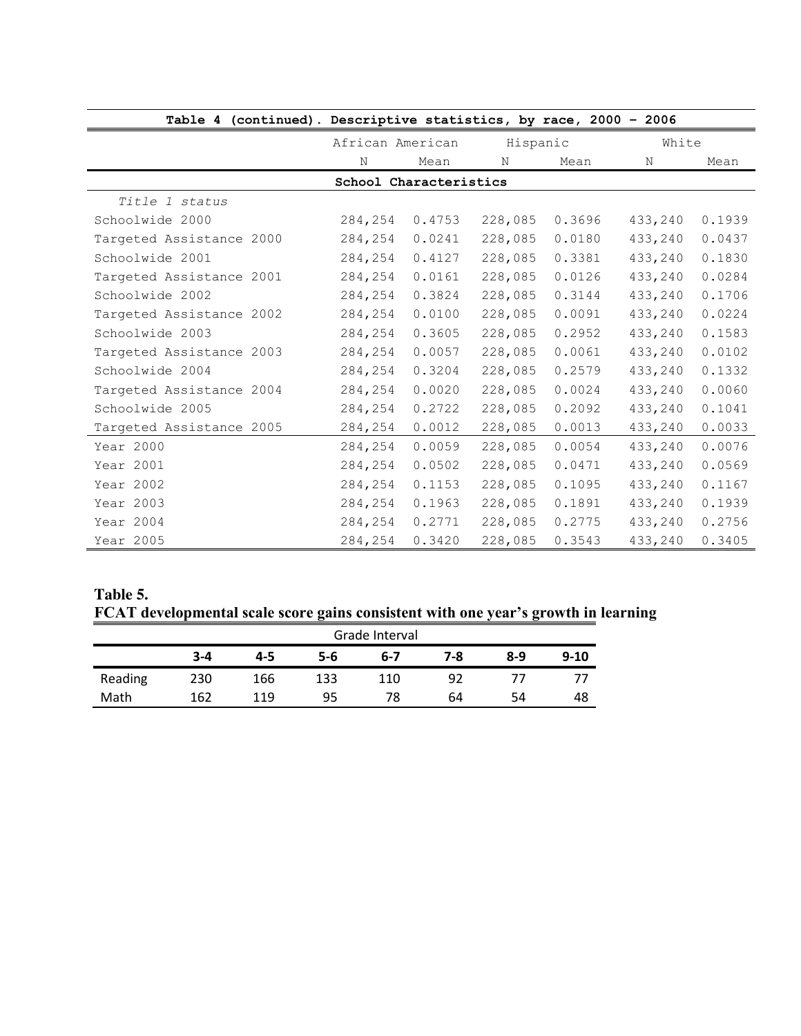| Table 4 (continued). Descriptive statistics, by race, 2000 – 2006 | | | | | | |
|---|---|---|---|---|---|---|
| | African American | | Hispanic | | White | |
| | N | Mean | N | Mean | N | Mean |
| **School Characteristics** | | | | | | |
| *Title 1 status* | | | | | | |
| Schoolwide 2000 | 284,254 | 0.4753 | 228,085 | 0.3696 | 433,240 | 0.1939 |
| Targeted Assistance 2000 | 284,254 | 0.0241 | 228,085 | 0.0180 | 433,240 | 0.0437 |
| Schoolwide 2001 | 284,254 | 0.4127 | 228,085 | 0.3381 | 433,240 | 0.1830 |
| Targeted Assistance 2001 | 284,254 | 0.0161 | 228,085 | 0.0126 | 433,240 | 0.0284 |
| Schoolwide 2002 | 284,254 | 0.3824 | 228,085 | 0.3144 | 433,240 | 0.1706 |
| Targeted Assistance 2002 | 284,254 | 0.0100 | 228,085 | 0.0091 | 433,240 | 0.0224 |
| Schoolwide 2003 | 284,254 | 0.3605 | 228,085 | 0.2952 | 433,240 | 0.1583 |
| Targeted Assistance 2003 | 284,254 | 0.0057 | 228,085 | 0.0061 | 433,240 | 0.0102 |
| Schoolwide 2004 | 284,254 | 0.3204 | 228,085 | 0.2579 | 433,240 | 0.1332 |
| Targeted Assistance 2004 | 284,254 | 0.0020 | 228,085 | 0.0024 | 433,240 | 0.0060 |
| Schoolwide 2005 | 284,254 | 0.2722 | 228,085 | 0.2092 | 433,240 | 0.1041 |
| Targeted Assistance 2005 | 284,254 | 0.0012 | 228,085 | 0.0013 | 433,240 | 0.0033 |
| Year 2000 | 284,254 | 0.0059 | 228,085 | 0.0054 | 433,240 | 0.0076 |
| Year 2001 | 284,254 | 0.0502 | 228,085 | 0.0471 | 433,240 | 0.0569 |
| Year 2002 | 284,254 | 0.1153 | 228,085 | 0.1095 | 433,240 | 0.1167 |
| Year 2003 | 284,254 | 0.1963 | 228,085 | 0.1891 | 433,240 | 0.1939 |
| Year 2004 | 284,254 | 0.2771 | 228,085 | 0.2775 | 433,240 | 0.2756 |
| Year 2005 | 284,254 | 0.3420 | 228,085 | 0.3543 | 433,240 | 0.3405 |

**Table 5.**
**FCAT developmental scale score gains consistent with one year's growth in learning**

| | Grade Interval | | | | | | |
|---|---|---|---|---|---|---|---|
| | **3-4** | **4-5** | **5-6** | **6-7** | **7-8** | **8-9** | **9-10** |
| Reading | 230 | 166 | 133 | 110 | 92 | 77 | 77 |
| Math | 162 | 119 | 95 | 78 | 64 | 54 | 48 |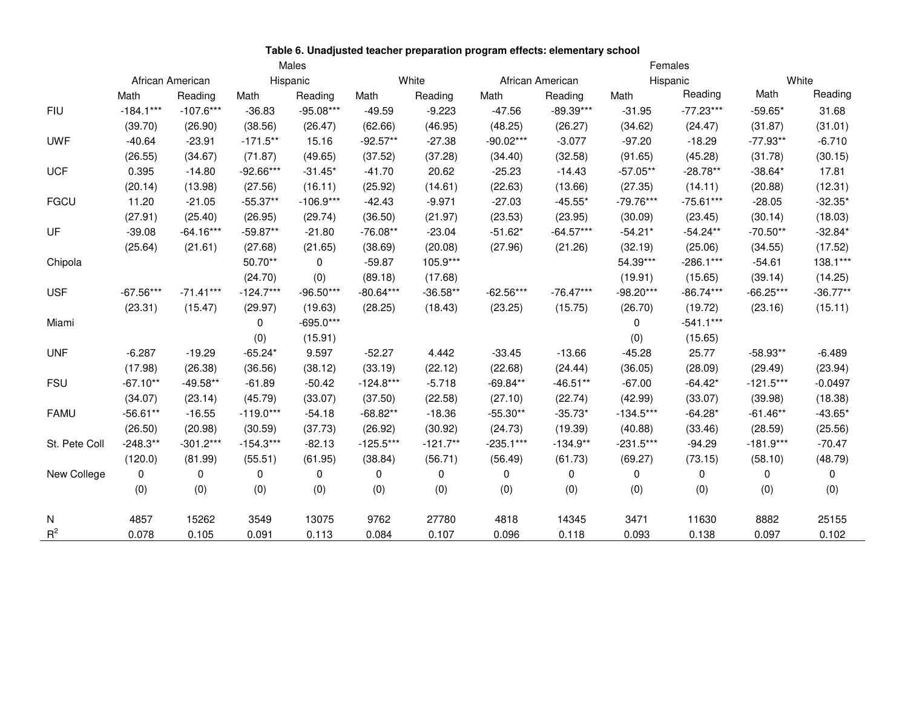**Table 6. Unadjusted teacher preparation program effects: elementary school**

| | Males | | | | | | Females | | | | | |
|---|---|---|---|---|---|---|---|---|---|---|---|---|
| | African American | | Hispanic | | White | | African American | | Hispanic | | White | |
| | Math | Reading | Math | Reading | Math | Reading | Math | Reading | Math | Reading | Math | Reading |
| FIU | -184.1*** | -107.6*** | -36.83 | -95.08*** | -49.59 | -9.223 | -47.56 | -89.39*** | -31.95 | -77.23*** | -59.65* | 31.68 |
| | (39.70) | (26.90) | (38.56) | (26.47) | (62.66) | (46.95) | (48.25) | (26.27) | (34.62) | (24.47) | (31.87) | (31.01) |
| UWF | -40.64 | -23.91 | -171.5** | 15.16 | -92.57** | -27.38 | -90.02*** | -3.077 | -97.20 | -18.29 | -77.93** | -6.710 |
| | (26.55) | (34.67) | (71.87) | (49.65) | (37.52) | (37.28) | (34.40) | (32.58) | (91.65) | (45.28) | (31.78) | (30.15) |
| UCF | 0.395 | -14.80 | -92.66*** | -31.45* | -41.70 | 20.62 | -25.23 | -14.43 | -57.05** | -28.78** | -38.64* | 17.81 |
| | (20.14) | (13.98) | (27.56) | (16.11) | (25.92) | (14.61) | (22.63) | (13.66) | (27.35) | (14.11) | (20.88) | (12.31) |
| FGCU | 11.20 | -21.05 | -55.37** | -106.9*** | -42.43 | -9.971 | -27.03 | -45.55* | -79.76*** | -75.61*** | -28.05 | -32.35* |
| | (27.91) | (25.40) | (26.95) | (29.74) | (36.50) | (21.97) | (23.53) | (23.95) | (30.09) | (23.45) | (30.14) | (18.03) |
| UF | -39.08 | -64.16*** | -59.87** | -21.80 | -76.08** | -23.04 | -51.62* | -64.57*** | -54.21* | -54.24** | -70.50** | -32.84* |
| | (25.64) | (21.61) | (27.68) | (21.65) | (38.69) | (20.08) | (27.96) | (21.26) | (32.19) | (25.06) | (34.55) | (17.52) |
| Chipola | | | 50.70** | 0 | -59.87 | 105.9*** | | | 54.39*** | -286.1*** | -54.61 | 138.1*** |
| | | | (24.70) | (0) | (89.18) | (17.68) | | | (19.91) | (15.65) | (39.14) | (14.25) |
| USF | -67.56*** | -71.41*** | -124.7*** | -96.50*** | -80.64*** | -36.58** | -62.56*** | -76.47*** | -98.20*** | -86.74*** | -66.25*** | -36.77** |
| | (23.31) | (15.47) | (29.97) | (19.63) | (28.25) | (18.43) | (23.25) | (15.75) | (26.70) | (19.72) | (23.16) | (15.11) |
| Miami | | | 0 | -695.0*** | | | | | 0 | -541.1*** | | |
| | | | (0) | (15.91) | | | | | (0) | (15.65) | | |
| UNF | -6.287 | -19.29 | -65.24* | 9.597 | -52.27 | 4.442 | -33.45 | -13.66 | -45.28 | 25.77 | -58.93** | -6.489 |
| | (17.98) | (26.38) | (36.56) | (38.12) | (33.19) | (22.12) | (22.68) | (24.44) | (36.05) | (28.09) | (29.49) | (23.94) |
| FSU | -67.10** | -49.58** | -61.89 | -50.42 | -124.8*** | -5.718 | -69.84** | -46.51** | -67.00 | -64.42* | -121.5*** | -0.0497 |
| | (34.07) | (23.14) | (45.79) | (33.07) | (37.50) | (22.58) | (27.10) | (22.74) | (42.99) | (33.07) | (39.98) | (18.38) |
| FAMU | -56.61** | -16.55 | -119.0*** | -54.18 | -68.82** | -18.36 | -55.30** | -35.73* | -134.5*** | -64.28* | -61.46** | -43.65* |
| | (26.50) | (20.98) | (30.59) | (37.73) | (26.92) | (30.92) | (24.73) | (19.39) | (40.88) | (33.46) | (28.59) | (25.56) |
| St. Pete Coll | -248.3** | -301.2*** | -154.3*** | -82.13 | -125.5*** | -121.7** | -235.1*** | -134.9** | -231.5*** | -94.29 | -181.9*** | -70.47 |
| | (120.0) | (81.99) | (55.51) | (61.95) | (38.84) | (56.71) | (56.49) | (61.73) | (69.27) | (73.15) | (58.10) | (48.79) |
| New College | 0 | 0 | 0 | 0 | 0 | 0 | 0 | 0 | 0 | 0 | 0 | 0 |
| | (0) | (0) | (0) | (0) | (0) | (0) | (0) | (0) | (0) | (0) | (0) | (0) |
| N | 4857 | 15262 | 3549 | 13075 | 9762 | 27780 | 4818 | 14345 | 3471 | 11630 | 8882 | 25155 |
| $R^2$ | 0.078 | 0.105 | 0.091 | 0.113 | 0.084 | 0.107 | 0.096 | 0.118 | 0.093 | 0.138 | 0.097 | 0.102 |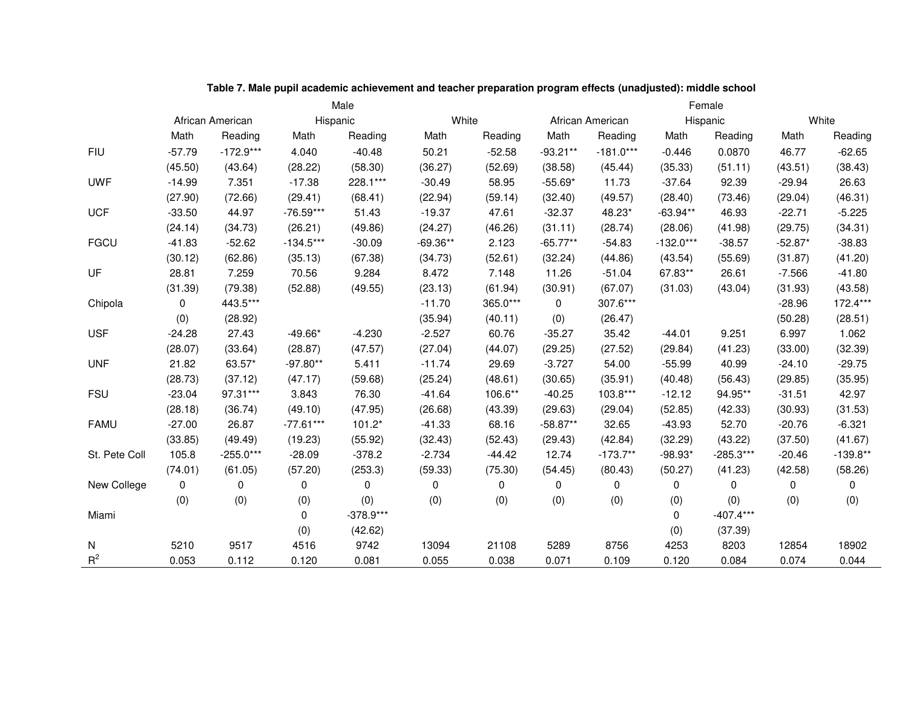**Table 7. Male pupil academic achievement and teacher preparation program effects (unadjusted): middle school**

| | Male | | | | | | Female | | | | | |
|---|---|---|---|---|---|---|---|---|---|---|---|---|
| | African American | | Hispanic | | White | | African American | | Hispanic | | White | |
| | Math | Reading | Math | Reading | Math | Reading | Math | Reading | Math | Reading | Math | Reading |
| FIU | -57.79 | -172.9*** | 4.040 | -40.48 | 50.21 | -52.58 | -93.21** | -181.0*** | -0.446 | 0.0870 | 46.77 | -62.65 |
| | (45.50) | (43.64) | (28.22) | (58.30) | (36.27) | (52.69) | (38.58) | (45.44) | (35.33) | (51.11) | (43.51) | (38.43) |
| UWF | -14.99 | 7.351 | -17.38 | 228.1*** | -30.49 | 58.95 | -55.69* | 11.73 | -37.64 | 92.39 | -29.94 | 26.63 |
| | (27.90) | (72.66) | (29.41) | (68.41) | (22.94) | (59.14) | (32.40) | (49.57) | (28.40) | (73.46) | (29.04) | (46.31) |
| UCF | -33.50 | 44.97 | -76.59*** | 51.43 | -19.37 | 47.61 | -32.37 | 48.23* | -63.94** | 46.93 | -22.71 | -5.225 |
| | (24.14) | (34.73) | (26.21) | (49.86) | (24.27) | (46.26) | (31.11) | (28.74) | (28.06) | (41.98) | (29.75) | (34.31) |
| FGCU | -41.83 | -52.62 | -134.5*** | -30.09 | -69.36** | 2.123 | -65.77** | -54.83 | -132.0*** | -38.57 | -52.87* | -38.83 |
| | (30.12) | (62.86) | (35.13) | (67.38) | (34.73) | (52.61) | (32.24) | (44.86) | (43.54) | (55.69) | (31.87) | (41.20) |
| UF | 28.81 | 7.259 | 70.56 | 9.284 | 8.472 | 7.148 | 11.26 | -51.04 | 67.83** | 26.61 | -7.566 | -41.80 |
| | (31.39) | (79.38) | (52.88) | (49.55) | (23.13) | (61.94) | (30.91) | (67.07) | (31.03) | (43.04) | (31.93) | (43.58) |
| Chipola | 0 | 443.5*** | | | -11.70 | 365.0*** | 0 | 307.6*** | | | -28.96 | 172.4*** |
| | (0) | (28.92) | | | (35.94) | (40.11) | (0) | (26.47) | | | (50.28) | (28.51) |
| USF | -24.28 | 27.43 | -49.66* | -4.230 | -2.527 | 60.76 | -35.27 | 35.42 | -44.01 | 9.251 | 6.997 | 1.062 |
| | (28.07) | (33.64) | (28.87) | (47.57) | (27.04) | (44.07) | (29.25) | (27.52) | (29.84) | (41.23) | (33.00) | (32.39) |
| UNF | 21.82 | 63.57* | -97.80** | 5.411 | -11.74 | 29.69 | -3.727 | 54.00 | -55.99 | 40.99 | -24.10 | -29.75 |
| | (28.73) | (37.12) | (47.17) | (59.68) | (25.24) | (48.61) | (30.65) | (35.91) | (40.48) | (56.43) | (29.85) | (35.95) |
| FSU | -23.04 | 97.31*** | 3.843 | 76.30 | -41.64 | 106.6** | -40.25 | 103.8*** | -12.12 | 94.95** | -31.51 | 42.97 |
| | (28.18) | (36.74) | (49.10) | (47.95) | (26.68) | (43.39) | (29.63) | (29.04) | (52.85) | (42.33) | (30.93) | (31.53) |
| FAMU | -27.00 | 26.87 | -77.61*** | 101.2* | -41.33 | 68.16 | -58.87** | 32.65 | -43.93 | 52.70 | -20.76 | -6.321 |
| | (33.85) | (49.49) | (19.23) | (55.92) | (32.43) | (52.43) | (29.43) | (42.84) | (32.29) | (43.22) | (37.50) | (41.67) |
| St. Pete Coll | 105.8 | -255.0*** | -28.09 | -378.2 | -2.734 | -44.42 | 12.74 | -173.7** | -98.93* | -285.3*** | -20.46 | -139.8** |
| | (74.01) | (61.05) | (57.20) | (253.3) | (59.33) | (75.30) | (54.45) | (80.43) | (50.27) | (41.23) | (42.58) | (58.26) |
| New College | 0 | 0 | 0 | 0 | 0 | 0 | 0 | 0 | 0 | 0 | 0 | 0 |
| | (0) | (0) | (0) | (0) | (0) | (0) | (0) | (0) | (0) | (0) | (0) | (0) |
| Miami | | | 0 | -378.9*** | | | | | 0 | -407.4*** | | |
| | | | (0) | (42.62) | | | | | (0) | (37.39) | | |
| N | 5210 | 9517 | 4516 | 9742 | 13094 | 21108 | 5289 | 8756 | 4253 | 8203 | 12854 | 18902 |
| $R^2$ | 0.053 | 0.112 | 0.120 | 0.081 | 0.055 | 0.038 | 0.071 | 0.109 | 0.120 | 0.084 | 0.074 | 0.044 |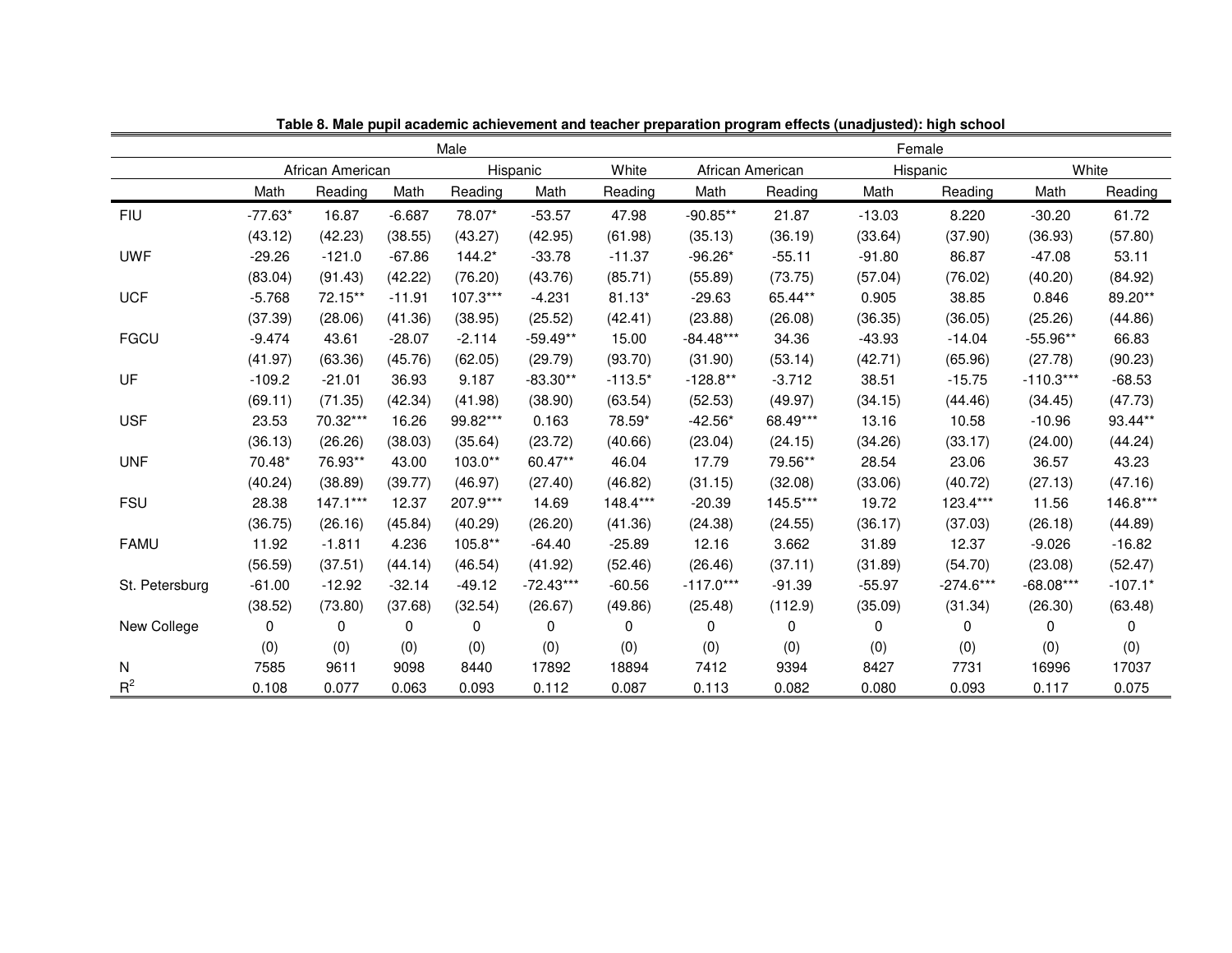**Table 8. Male pupil academic achievement and teacher preparation program effects (unadjusted): high school**

| | Male | | | | | | Female | | | | | |
|---|---|---|---|---|---|---|---|---|---|---|---|---|
| | African American | | Hispanic | | White | | African American | | Hispanic | | White | |
| | Math | Reading | Math | Reading | Math | Reading | Math | Reading | Math | Reading | Math | Reading |
| FIU | -77.63* | 16.87 | -6.687 | 78.07* | -53.57 | 47.98 | -90.85** | 21.87 | -13.03 | 8.220 | -30.20 | 61.72 |
| | (43.12) | (42.23) | (38.55) | (43.27) | (42.95) | (61.98) | (35.13) | (36.19) | (33.64) | (37.90) | (36.93) | (57.80) |
| UWF | -29.26 | -121.0 | -67.86 | 144.2* | -33.78 | -11.37 | -96.26* | -55.11 | -91.80 | 86.87 | -47.08 | 53.11 |
| | (83.04) | (91.43) | (42.22) | (76.20) | (43.76) | (85.71) | (55.89) | (73.75) | (57.04) | (76.02) | (40.20) | (84.92) |
| UCF | -5.768 | 72.15** | -11.91 | 107.3*** | -4.231 | 81.13* | -29.63 | 65.44** | 0.905 | 38.85 | 0.846 | 89.20** |
| | (37.39) | (28.06) | (41.36) | (38.95) | (25.52) | (42.41) | (23.88) | (26.08) | (36.35) | (36.05) | (25.26) | (44.86) |
| FGCU | -9.474 | 43.61 | -28.07 | -2.114 | -59.49** | 15.00 | -84.48*** | 34.36 | -43.93 | -14.04 | -55.96** | 66.83 |
| | (41.97) | (63.36) | (45.76) | (62.05) | (29.79) | (93.70) | (31.90) | (53.14) | (42.71) | (65.96) | (27.78) | (90.23) |
| UF | -109.2 | -21.01 | 36.93 | 9.187 | -83.30** | -113.5* | -128.8** | -3.712 | 38.51 | -15.75 | -110.3*** | -68.53 |
| | (69.11) | (71.35) | (42.34) | (41.98) | (38.90) | (63.54) | (52.53) | (49.97) | (34.15) | (44.46) | (34.45) | (47.73) |
| USF | 23.53 | 70.32*** | 16.26 | 99.82*** | 0.163 | 78.59* | -42.56* | 68.49*** | 13.16 | 10.58 | -10.96 | 93.44** |
| | (36.13) | (26.26) | (38.03) | (35.64) | (23.72) | (40.66) | (23.04) | (24.15) | (34.26) | (33.17) | (24.00) | (44.24) |
| UNF | 70.48* | 76.93** | 43.00 | 103.0** | 60.47** | 46.04 | 17.79 | 79.56** | 28.54 | 23.06 | 36.57 | 43.23 |
| | (40.24) | (38.89) | (39.77) | (46.97) | (27.40) | (46.82) | (31.15) | (32.08) | (33.06) | (40.72) | (27.13) | (47.16) |
| FSU | 28.38 | 147.1*** | 12.37 | 207.9*** | 14.69 | 148.4*** | -20.39 | 145.5*** | 19.72 | 123.4*** | 11.56 | 146.8*** |
| | (36.75) | (26.16) | (45.84) | (40.29) | (26.20) | (41.36) | (24.38) | (24.55) | (36.17) | (37.03) | (26.18) | (44.89) |
| FAMU | 11.92 | -1.811 | 4.236 | 105.8** | -64.40 | -25.89 | 12.16 | 3.662 | 31.89 | 12.37 | -9.026 | -16.82 |
| | (56.59) | (37.51) | (44.14) | (46.54) | (41.92) | (52.46) | (26.46) | (37.11) | (31.89) | (54.70) | (23.08) | (52.47) |
| St. Petersburg | -61.00 | -12.92 | -32.14 | -49.12 | -72.43*** | -60.56 | -117.0*** | -91.39 | -55.97 | -274.6*** | -68.08*** | -107.1* |
| | (38.52) | (73.80) | (37.68) | (32.54) | (26.67) | (49.86) | (25.48) | (112.9) | (35.09) | (31.34) | (26.30) | (63.48) |
| New College | 0 | 0 | 0 | 0 | 0 | 0 | 0 | 0 | 0 | 0 | 0 | 0 |
| | (0) | (0) | (0) | (0) | (0) | (0) | (0) | (0) | (0) | (0) | (0) | (0) |
| N | 7585 | 9611 | 9098 | 8440 | 17892 | 18894 | 7412 | 9394 | 8427 | 7731 | 16996 | 17037 |
| $R^2$ | 0.108 | 0.077 | 0.063 | 0.093 | 0.112 | 0.087 | 0.113 | 0.082 | 0.080 | 0.093 | 0.117 | 0.075 |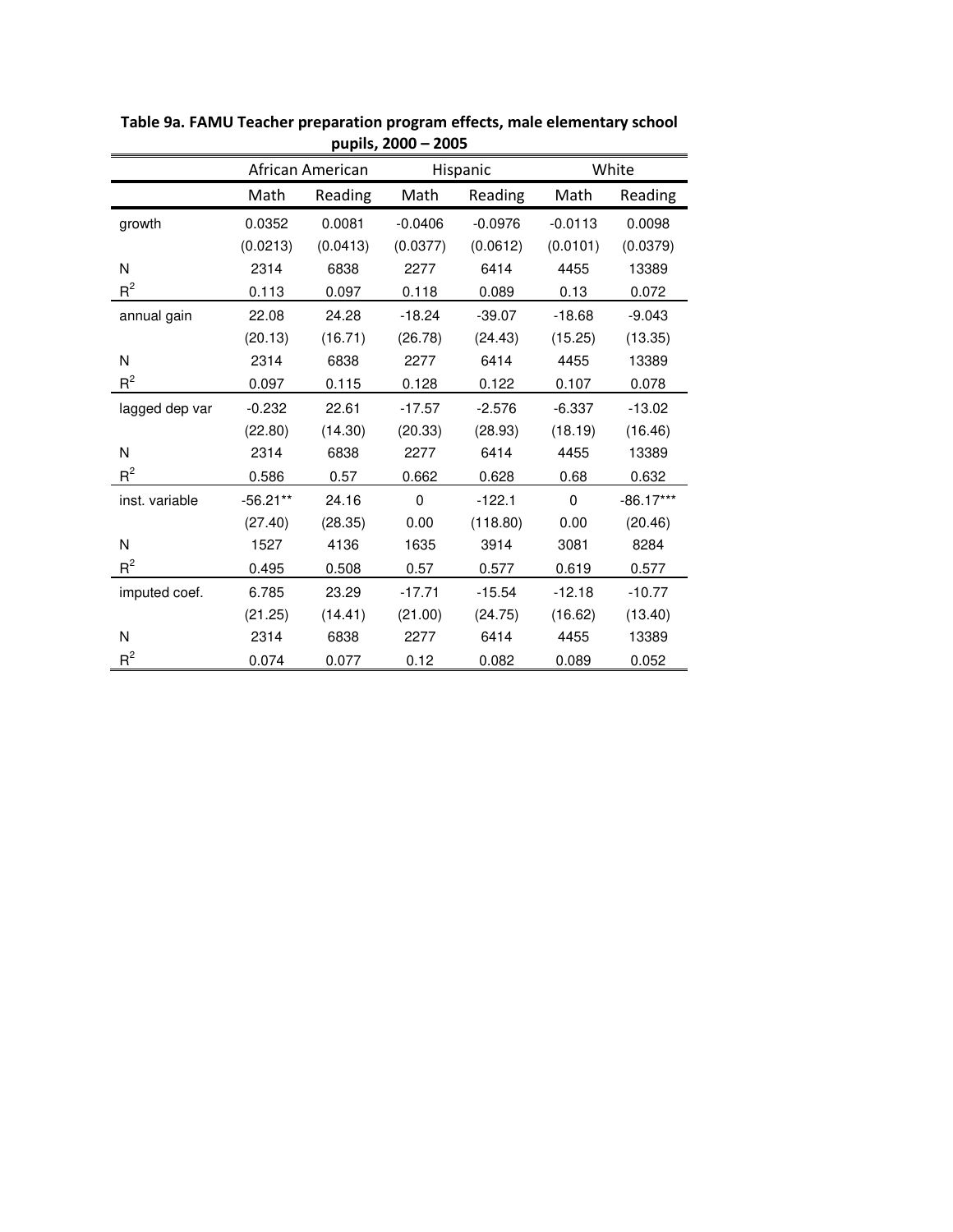**Table 9a. FAMU Teacher preparation program effects, male elementary school pupils, 2000 – 2005**

| | African American | | Hispanic | | White | |
|---|---|---|---|---|---|---|
| | Math | Reading | Math | Reading | Math | Reading |
| growth | 0.0352 | 0.0081 | -0.0406 | -0.0976 | -0.0113 | 0.0098 |
| | (0.0213) | (0.0413) | (0.0377) | (0.0612) | (0.0101) | (0.0379) |
| N | 2314 | 6838 | 2277 | 6414 | 4455 | 13389 |
| $R^2$ | 0.113 | 0.097 | 0.118 | 0.089 | 0.13 | 0.072 |
| annual gain | 22.08 | 24.28 | -18.24 | -39.07 | -18.68 | -9.043 |
| | (20.13) | (16.71) | (26.78) | (24.43) | (15.25) | (13.35) |
| N | 2314 | 6838 | 2277 | 6414 | 4455 | 13389 |
| $R^2$ | 0.097 | 0.115 | 0.128 | 0.122 | 0.107 | 0.078 |
| lagged dep var | -0.232 | 22.61 | -17.57 | -2.576 | -6.337 | -13.02 |
| | (22.80) | (14.30) | (20.33) | (28.93) | (18.19) | (16.46) |
| N | 2314 | 6838 | 2277 | 6414 | 4455 | 13389 |
| $R^2$ | 0.586 | 0.57 | 0.662 | 0.628 | 0.68 | 0.632 |
| inst. variable | -56.21** | 24.16 | 0 | -122.1 | 0 | -86.17*** |
| | (27.40) | (28.35) | 0.00 | (118.80) | 0.00 | (20.46) |
| N | 1527 | 4136 | 1635 | 3914 | 3081 | 8284 |
| $R^2$ | 0.495 | 0.508 | 0.57 | 0.577 | 0.619 | 0.577 |
| imputed coef. | 6.785 | 23.29 | -17.71 | -15.54 | -12.18 | -10.77 |
| | (21.25) | (14.41) | (21.00) | (24.75) | (16.62) | (13.40) |
| N | 2314 | 6838 | 2277 | 6414 | 4455 | 13389 |
| $R^2$ | 0.074 | 0.077 | 0.12 | 0.082 | 0.089 | 0.052 |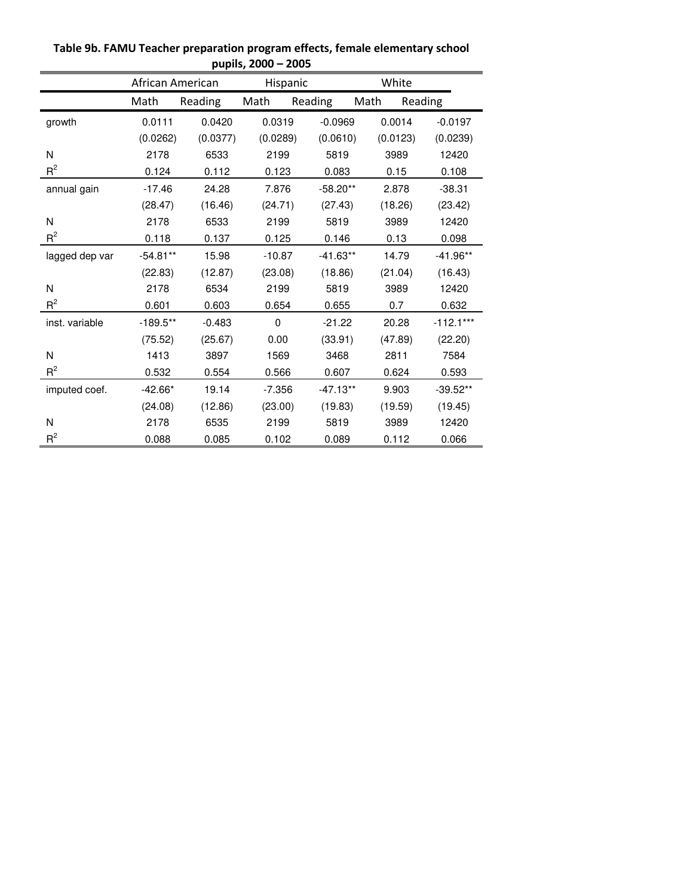**Table 9b. FAMU Teacher preparation program effects, female elementary school pupils, 2000 – 2005**

| | African American | | Hispanic | | White | |
|---|---|---|---|---|---|---|
| | Math | Reading | Math | Reading | Math | Reading |
| growth | 0.0111 | 0.0420 | 0.0319 | -0.0969 | 0.0014 | -0.0197 |
| | (0.0262) | (0.0377) | (0.0289) | (0.0610) | (0.0123) | (0.0239) |
| N | 2178 | 6533 | 2199 | 5819 | 3989 | 12420 |
| $R^2$ | 0.124 | 0.112 | 0.123 | 0.083 | 0.15 | 0.108 |
| annual gain | -17.46 | 24.28 | 7.876 | -58.20** | 2.878 | -38.31 |
| | (28.47) | (16.46) | (24.71) | (27.43) | (18.26) | (23.42) |
| N | 2178 | 6533 | 2199 | 5819 | 3989 | 12420 |
| $R^2$ | 0.118 | 0.137 | 0.125 | 0.146 | 0.13 | 0.098 |
| lagged dep var | -54.81** | 15.98 | -10.87 | -41.63** | 14.79 | -41.96** |
| | (22.83) | (12.87) | (23.08) | (18.86) | (21.04) | (16.43) |
| N | 2178 | 6534 | 2199 | 5819 | 3989 | 12420 |
| $R^2$ | 0.601 | 0.603 | 0.654 | 0.655 | 0.7 | 0.632 |
| inst. variable | -189.5** | -0.483 | 0 | -21.22 | 20.28 | -112.1*** |
| | (75.52) | (25.67) | 0.00 | (33.91) | (47.89) | (22.20) |
| N | 1413 | 3897 | 1569 | 3468 | 2811 | 7584 |
| $R^2$ | 0.532 | 0.554 | 0.566 | 0.607 | 0.624 | 0.593 |
| imputed coef. | -42.66* | 19.14 | -7.356 | -47.13** | 9.903 | -39.52** |
| | (24.08) | (12.86) | (23.00) | (19.83) | (19.59) | (19.45) |
| N | 2178 | 6535 | 2199 | 5819 | 3989 | 12420 |
| $R^2$ | 0.088 | 0.085 | 0.102 | 0.089 | 0.112 | 0.066 |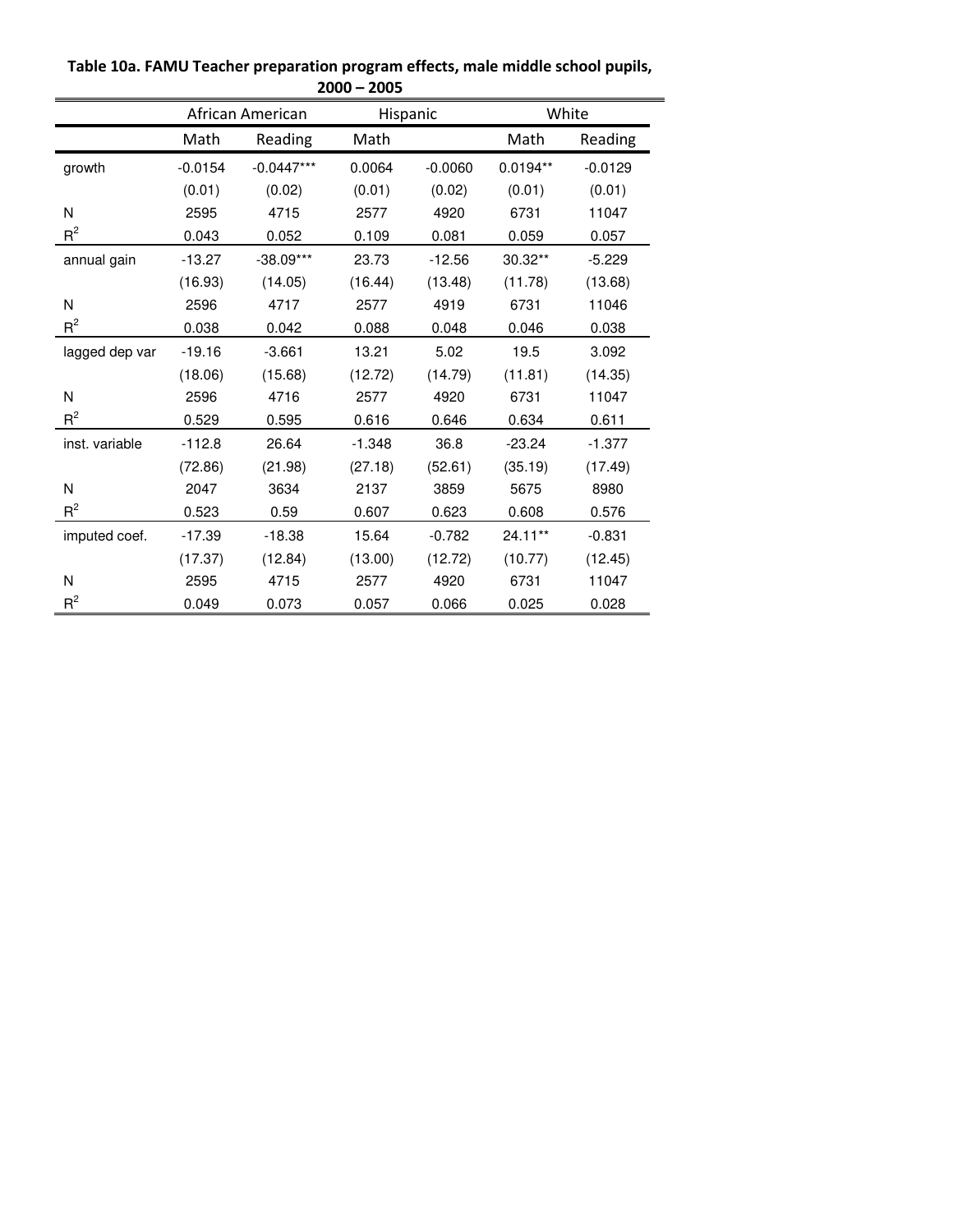**Table 10a. FAMU Teacher preparation program effects, male middle school pupils, 2000 – 2005**

| | African American | | Hispanic | | White | |
|---|---|---|---|---|---|---|
| | Math | Reading | Math | | Math | Reading |
| growth | -0.0154 | -0.0447*** | 0.0064 | -0.0060 | 0.0194** | -0.0129 |
| | (0.01) | (0.02) | (0.01) | (0.02) | (0.01) | (0.01) |
| N | 2595 | 4715 | 2577 | 4920 | 6731 | 11047 |
| $R^2$ | 0.043 | 0.052 | 0.109 | 0.081 | 0.059 | 0.057 |
| annual gain | -13.27 | -38.09*** | 23.73 | -12.56 | 30.32** | -5.229 |
| | (16.93) | (14.05) | (16.44) | (13.48) | (11.78) | (13.68) |
| N | 2596 | 4717 | 2577 | 4919 | 6731 | 11046 |
| $R^2$ | 0.038 | 0.042 | 0.088 | 0.048 | 0.046 | 0.038 |
| lagged dep var | -19.16 | -3.661 | 13.21 | 5.02 | 19.5 | 3.092 |
| | (18.06) | (15.68) | (12.72) | (14.79) | (11.81) | (14.35) |
| N | 2596 | 4716 | 2577 | 4920 | 6731 | 11047 |
| $R^2$ | 0.529 | 0.595 | 0.616 | 0.646 | 0.634 | 0.611 |
| inst. variable | -112.8 | 26.64 | -1.348 | 36.8 | -23.24 | -1.377 |
| | (72.86) | (21.98) | (27.18) | (52.61) | (35.19) | (17.49) |
| N | 2047 | 3634 | 2137 | 3859 | 5675 | 8980 |
| $R^2$ | 0.523 | 0.59 | 0.607 | 0.623 | 0.608 | 0.576 |
| imputed coef. | -17.39 | -18.38 | 15.64 | -0.782 | 24.11** | -0.831 |
| | (17.37) | (12.84) | (13.00) | (12.72) | (10.77) | (12.45) |
| N | 2595 | 4715 | 2577 | 4920 | 6731 | 11047 |
| $R^2$ | 0.049 | 0.073 | 0.057 | 0.066 | 0.025 | 0.028 |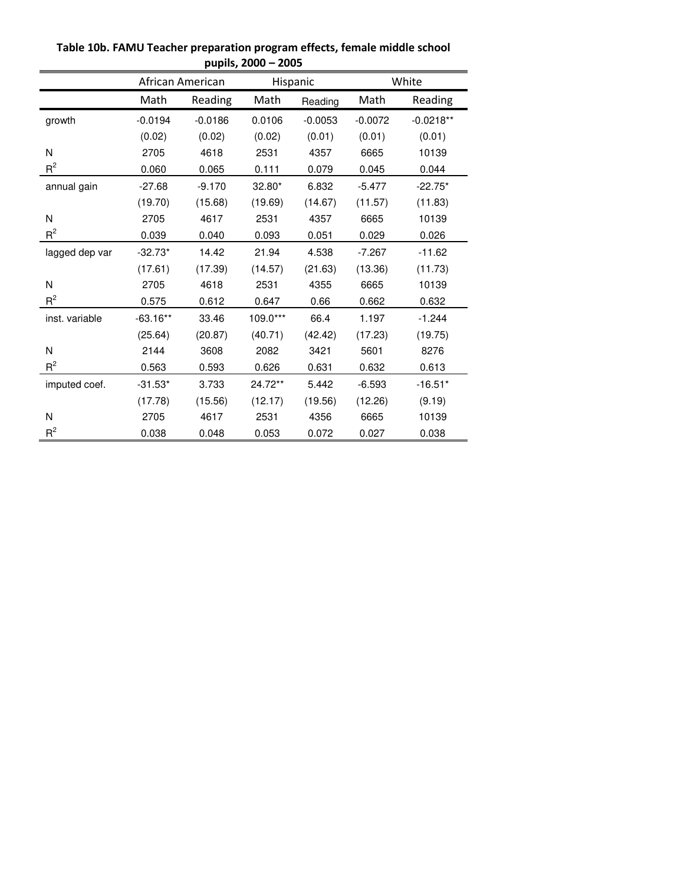**Table 10b. FAMU Teacher preparation program effects, female middle school pupils, 2000 – 2005**

| | African American | | Hispanic | | White | |
|---|---|---|---|---|---|---|
| | Math | Reading | Math | Reading | Math | Reading |
| growth | -0.0194 | -0.0186 | 0.0106 | -0.0053 | -0.0072 | -0.0218** |
| | (0.02) | (0.02) | (0.02) | (0.01) | (0.01) | (0.01) |
| N | 2705 | 4618 | 2531 | 4357 | 6665 | 10139 |
| $R^2$ | 0.060 | 0.065 | 0.111 | 0.079 | 0.045 | 0.044 |
| annual gain | -27.68 | -9.170 | 32.80* | 6.832 | -5.477 | -22.75* |
| | (19.70) | (15.68) | (19.69) | (14.67) | (11.57) | (11.83) |
| N | 2705 | 4617 | 2531 | 4357 | 6665 | 10139 |
| $R^2$ | 0.039 | 0.040 | 0.093 | 0.051 | 0.029 | 0.026 |
| lagged dep var | -32.73* | 14.42 | 21.94 | 4.538 | -7.267 | -11.62 |
| | (17.61) | (17.39) | (14.57) | (21.63) | (13.36) | (11.73) |
| N | 2705 | 4618 | 2531 | 4355 | 6665 | 10139 |
| $R^2$ | 0.575 | 0.612 | 0.647 | 0.66 | 0.662 | 0.632 |
| inst. variable | -63.16** | 33.46 | 109.0*** | 66.4 | 1.197 | -1.244 |
| | (25.64) | (20.87) | (40.71) | (42.42) | (17.23) | (19.75) |
| N | 2144 | 3608 | 2082 | 3421 | 5601 | 8276 |
| $R^2$ | 0.563 | 0.593 | 0.626 | 0.631 | 0.632 | 0.613 |
| imputed coef. | -31.53* | 3.733 | 24.72** | 5.442 | -6.593 | -16.51* |
| | (17.78) | (15.56) | (12.17) | (19.56) | (12.26) | (9.19) |
| N | 2705 | 4617 | 2531 | 4356 | 6665 | 10139 |
| $R^2$ | 0.038 | 0.048 | 0.053 | 0.072 | 0.027 | 0.038 |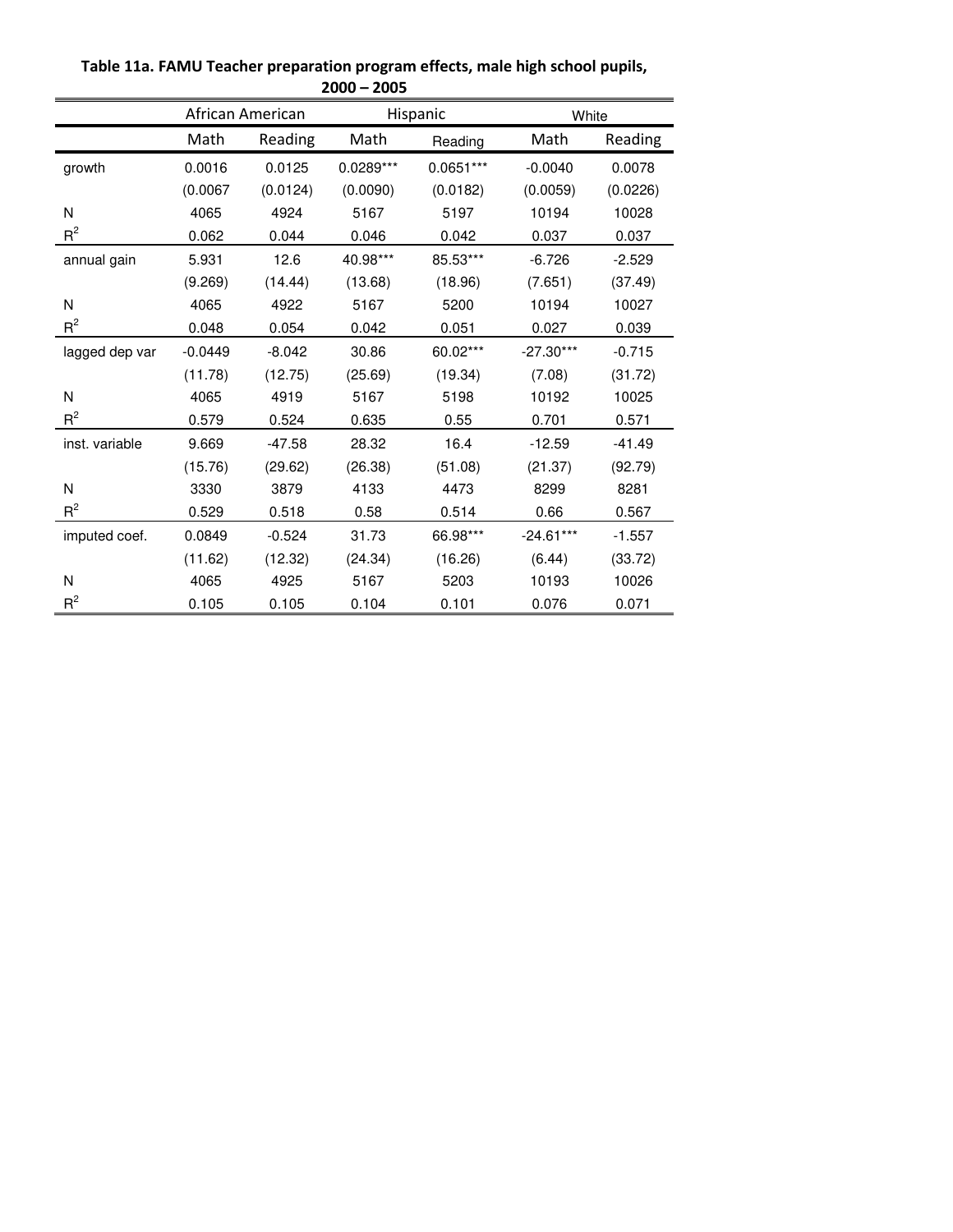**Table 11a. FAMU Teacher preparation program effects, male high school pupils, 2000 – 2005**

| | African American | | Hispanic | | White | |
|---|---|---|---|---|---|---|
| | Math | Reading | Math | Reading | Math | Reading |
| growth | 0.0016 | 0.0125 | 0.0289*** | 0.0651*** | -0.0040 | 0.0078 |
| | (0.0067 | (0.0124) | (0.0090) | (0.0182) | (0.0059) | (0.0226) |
| N | 4065 | 4924 | 5167 | 5197 | 10194 | 10028 |
| $R^2$ | 0.062 | 0.044 | 0.046 | 0.042 | 0.037 | 0.037 |
| annual gain | 5.931 | 12.6 | 40.98*** | 85.53*** | -6.726 | -2.529 |
| | (9.269) | (14.44) | (13.68) | (18.96) | (7.651) | (37.49) |
| N | 4065 | 4922 | 5167 | 5200 | 10194 | 10027 |
| $R^2$ | 0.048 | 0.054 | 0.042 | 0.051 | 0.027 | 0.039 |
| lagged dep var | -0.0449 | -8.042 | 30.86 | 60.02*** | -27.30*** | -0.715 |
| | (11.78) | (12.75) | (25.69) | (19.34) | (7.08) | (31.72) |
| N | 4065 | 4919 | 5167 | 5198 | 10192 | 10025 |
| $R^2$ | 0.579 | 0.524 | 0.635 | 0.55 | 0.701 | 0.571 |
| inst. variable | 9.669 | -47.58 | 28.32 | 16.4 | -12.59 | -41.49 |
| | (15.76) | (29.62) | (26.38) | (51.08) | (21.37) | (92.79) |
| N | 3330 | 3879 | 4133 | 4473 | 8299 | 8281 |
| $R^2$ | 0.529 | 0.518 | 0.58 | 0.514 | 0.66 | 0.567 |
| imputed coef. | 0.0849 | -0.524 | 31.73 | 66.98*** | -24.61*** | -1.557 |
| | (11.62) | (12.32) | (24.34) | (16.26) | (6.44) | (33.72) |
| N | 4065 | 4925 | 5167 | 5203 | 10193 | 10026 |
| $R^2$ | 0.105 | 0.105 | 0.104 | 0.101 | 0.076 | 0.071 |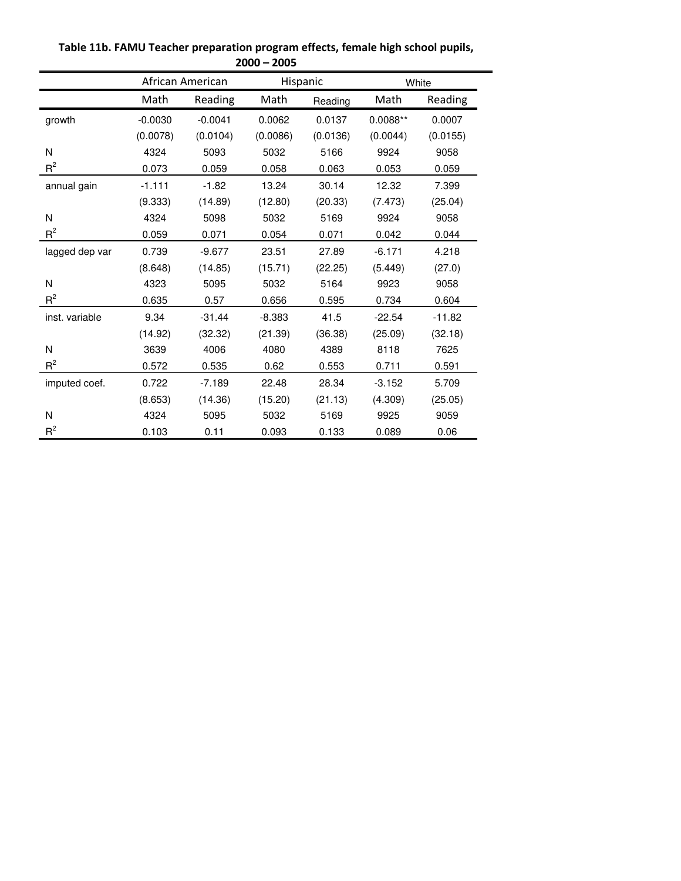**Table 11b. FAMU Teacher preparation program effects, female high school pupils, 2000 – 2005**

| | African American | | Hispanic | | White | |
|---|---|---|---|---|---|---|
| | Math | Reading | Math | Reading | Math | Reading |
| growth | -0.0030 | -0.0041 | 0.0062 | 0.0137 | 0.0088** | 0.0007 |
| | (0.0078) | (0.0104) | (0.0086) | (0.0136) | (0.0044) | (0.0155) |
| N | 4324 | 5093 | 5032 | 5166 | 9924 | 9058 |
| $R^2$ | 0.073 | 0.059 | 0.058 | 0.063 | 0.053 | 0.059 |
| annual gain | -1.111 | -1.82 | 13.24 | 30.14 | 12.32 | 7.399 |
| | (9.333) | (14.89) | (12.80) | (20.33) | (7.473) | (25.04) |
| N | 4324 | 5098 | 5032 | 5169 | 9924 | 9058 |
| $R^2$ | 0.059 | 0.071 | 0.054 | 0.071 | 0.042 | 0.044 |
| lagged dep var | 0.739 | -9.677 | 23.51 | 27.89 | -6.171 | 4.218 |
| | (8.648) | (14.85) | (15.71) | (22.25) | (5.449) | (27.0) |
| N | 4323 | 5095 | 5032 | 5164 | 9923 | 9058 |
| $R^2$ | 0.635 | 0.57 | 0.656 | 0.595 | 0.734 | 0.604 |
| inst. variable | 9.34 | -31.44 | -8.383 | 41.5 | -22.54 | -11.82 |
| | (14.92) | (32.32) | (21.39) | (36.38) | (25.09) | (32.18) |
| N | 3639 | 4006 | 4080 | 4389 | 8118 | 7625 |
| $R^2$ | 0.572 | 0.535 | 0.62 | 0.553 | 0.711 | 0.591 |
| imputed coef. | 0.722 | -7.189 | 22.48 | 28.34 | -3.152 | 5.709 |
| | (8.653) | (14.36) | (15.20) | (21.13) | (4.309) | (25.05) |
| N | 4324 | 5095 | 5032 | 5169 | 9925 | 9059 |
| $R^2$ | 0.103 | 0.11 | 0.093 | 0.133 | 0.089 | 0.06 |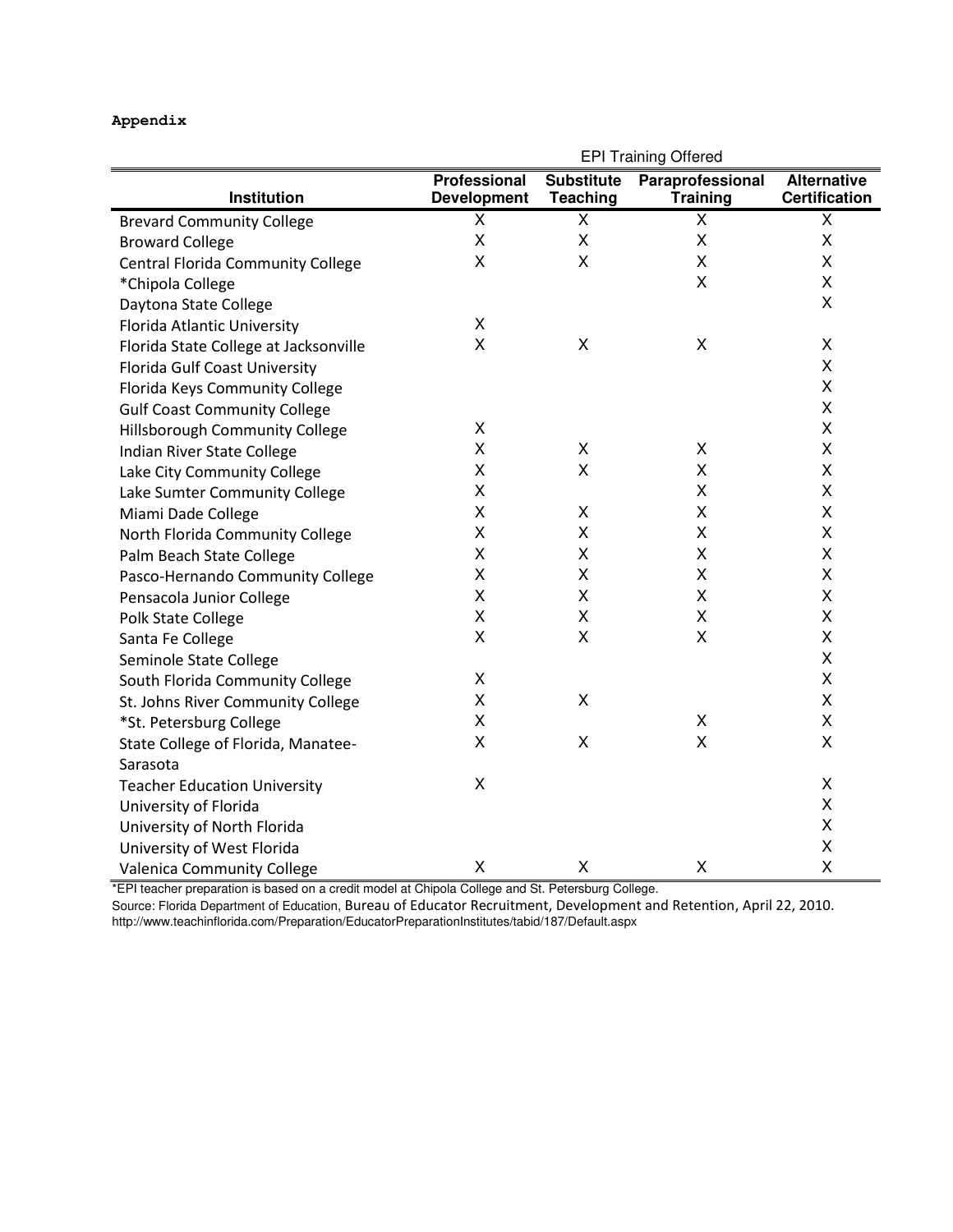**Appendix**

| | EPI Training Offered | | | |
|---|---|---|---|---|
| **Institution** | **Professional Development** | **Substitute Teaching** | **Paraprofessional Training** | **Alternative Certification** |
| Brevard Community College | X | X | X | X |
| Broward College | X | X | X | X |
| Central Florida Community College | X | X | X | X |
| *Chipola College | | | X | X |
| Daytona State College | | | | X |
| Florida Atlantic University | X | | | |
| Florida State College at Jacksonville | X | X | X | X |
| Florida Gulf Coast University | | | | X |
| Florida Keys Community College | | | | X |
| Gulf Coast Community College | | | | X |
| Hillsborough Community College | X | | | X |
| Indian River State College | X | X | X | X |
| Lake City Community College | X | X | X | X |
| Lake Sumter Community College | X | | X | X |
| Miami Dade College | X | X | X | X |
| North Florida Community College | X | X | X | X |
| Palm Beach State College | X | X | X | X |
| Pasco-Hernando Community College | X | X | X | X |
| Pensacola Junior College | X | X | X | X |
| Polk State College | X | X | X | X |
| Santa Fe College | X | X | X | X |
| Seminole State College | | | | X |
| South Florida Community College | X | | | X |
| St. Johns River Community College | X | X | | X |
| *St. Petersburg College | X | | X | X |
| State College of Florida, Manatee-Sarasota | X | X | X | X |
| Teacher Education University | X | | | X |
| University of Florida | | | | X |
| University of North Florida | | | | X |
| University of West Florida | | | | X |
| Valenica Community College | X | X | X | X |

*EPI teacher preparation is based on a credit model at Chipola College and St. Petersburg College.

Source: Florida Department of Education, Bureau of Educator Recruitment, Development and Retention, April 22, 2010. http://www.teachinflorida.com/Preparation/EducatorPreparationInstitutes/tabid/187/Default.aspx